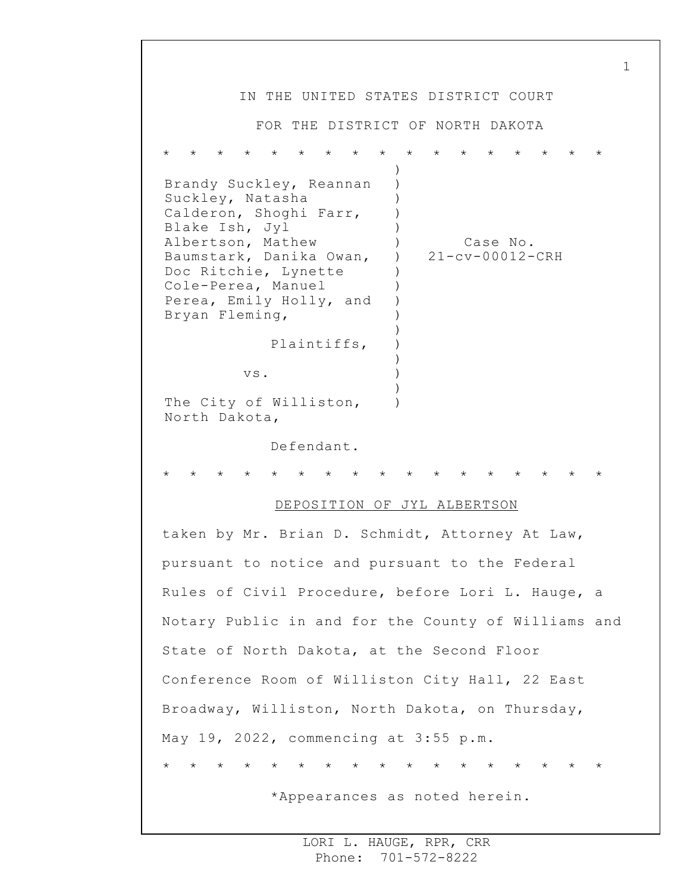IN THE UNITED STATES DISTRICT COURT

FOR THE DISTRICT OF NORTH DAKOTA

\* \* \* \* \* \* \* \* \* \* \* \* \* \* \* \* \*

Brandy Suckley, Reannan Suckley, Natasha Calderon, Shoghi Farr, Blake Ish, Jyl Albertson, Mathew Baumstark, Danika Owan, Doc Ritchie, Lynette Cole-Perea, Manuel Perea, Emily Holly, and Bryan Fleming,

Plaintiffs,

vs.

The City of Williston, North Dakota,

Defendant.

Case No. 21-cv-00012-CRH

\* \* \* \* \* \* \* \* \* \* \* \* \* \* \* \* \*

DEPOSITION OF JYL ALBERTSON

taken by Mr. Brian D. Schmidt, Attorney At Law, pursuant to notice and pursuant to the Federal Rules of Civil Procedure, before Lori L. Hauge, a Notary Public in and for the County of Williams and State of North Dakota, at the Second Floor Conference Room of Williston City Hall, 22 East Broadway, Williston, North Dakota, on Thursday, May 19, 2022, commencing at 3:55 p.m.

\* \* \* \* \* \* \* \* \* \* \* \* \* \* \* \* \*

\*Appearances as noted herein.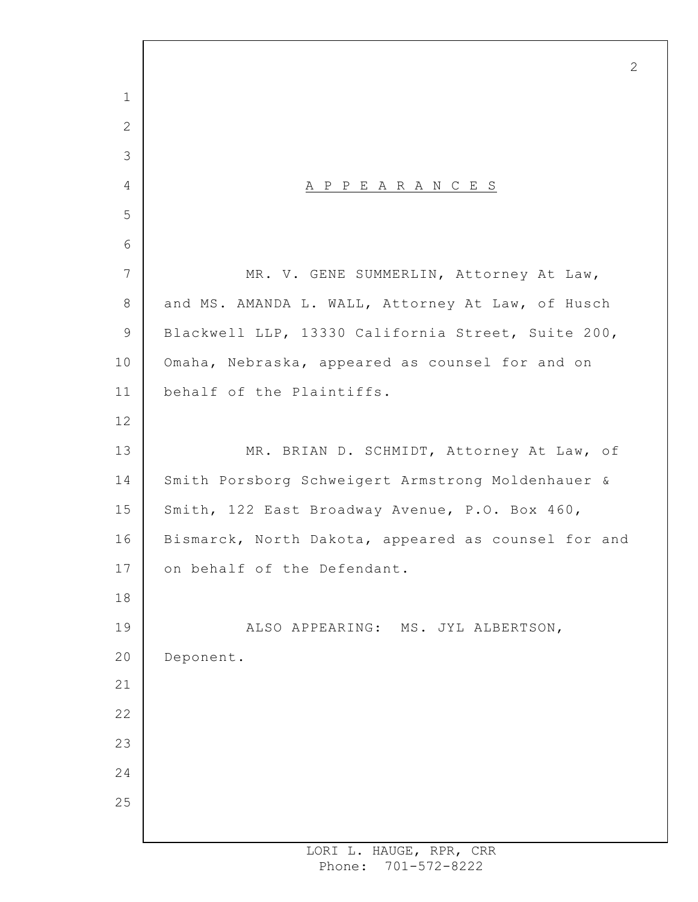# A P P E A R A N C E S

MR. V. GENE SUMMERLIN, Attorney At Law, and MS. AMANDA L. WALL, Attorney At Law, of Husch Blackwell LLP, 13330 California Street, Suite 200, Omaha, Nebraska, appeared as counsel for and on behalf of the Plaintiffs.

MR. BRIAN D. SCHMIDT, Attorney At Law, of Smith Porsborg Schweigert Armstrong Moldenhauer & Smith, 122 East Broadway Avenue, P.O. Box 460, Bismarck, North Dakota, appeared as counsel for and on behalf of the Defendant.

ALSO APPEARING: MS. JYL ALBERTSON, Deponent.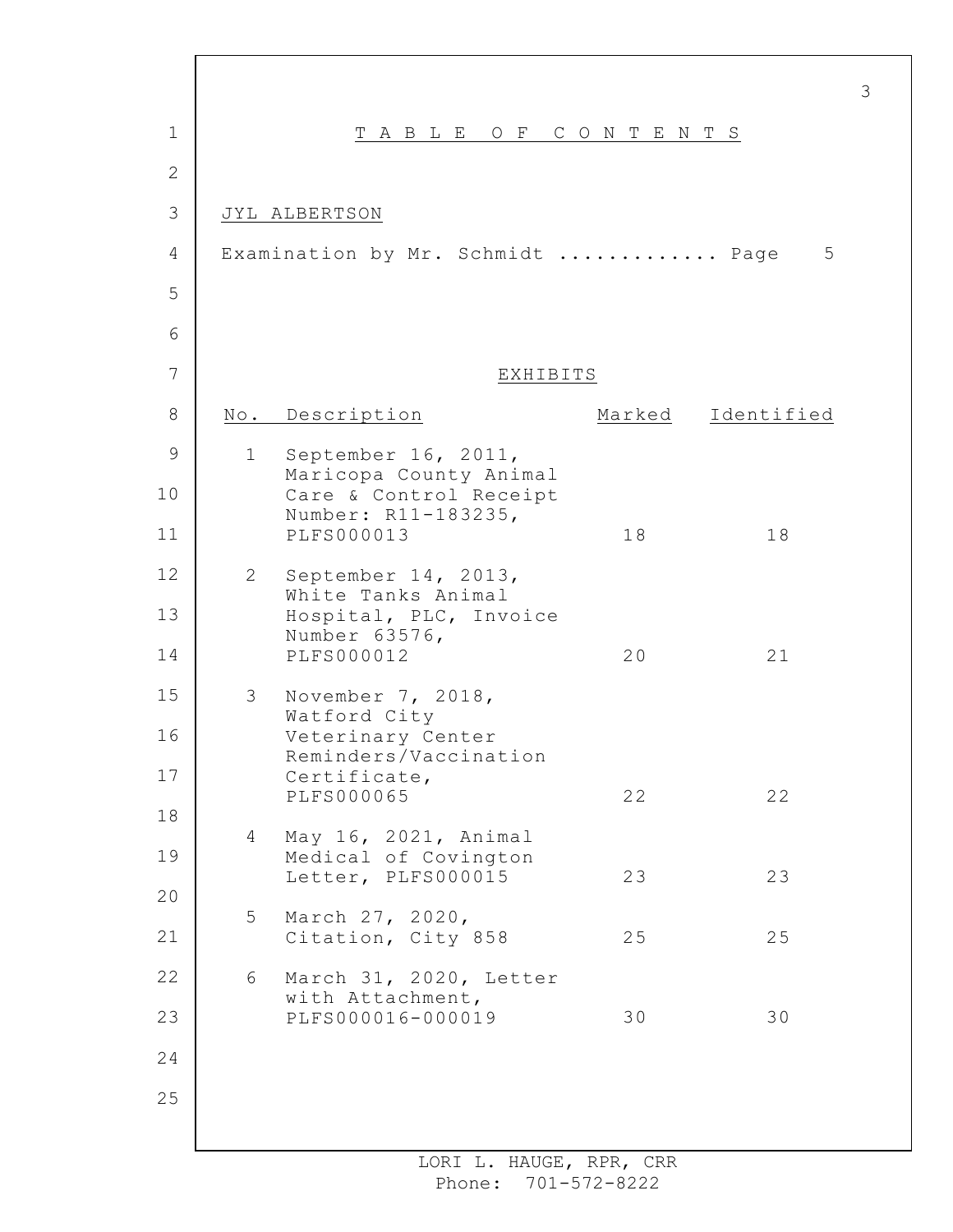# TABLE OF CONTENTS

JYL ALBERTSON

Examination by Mr. Schmidt ............ Page 5

## EXHIBITS

| No. | Description | Marked | Identified |
|---|---|---|---|
| 1 | September 16, 2011, Maricopa County Animal Care & Control Receipt Number: R11-183235, PLFS000013 | 18 | 18 |
| 2 | September 14, 2013, White Tanks Animal Hospital, PLC, Invoice Number 63576, PLFS000012 | 20 | 21 |
| 3 | November 7, 2018, Watford City Veterinary Center Reminders/Vaccination Certificate, PLFS000065 | 22 | 22 |
| 4 | May 16, 2021, Animal Medical of Covington Letter, PLFS000015 | 23 | 23 |
| 5 | March 27, 2020, Citation, City 858 | 25 | 25 |
| 6 | March 31, 2020, Letter with Attachment, PLFS000016-000019 | 30 | 30 |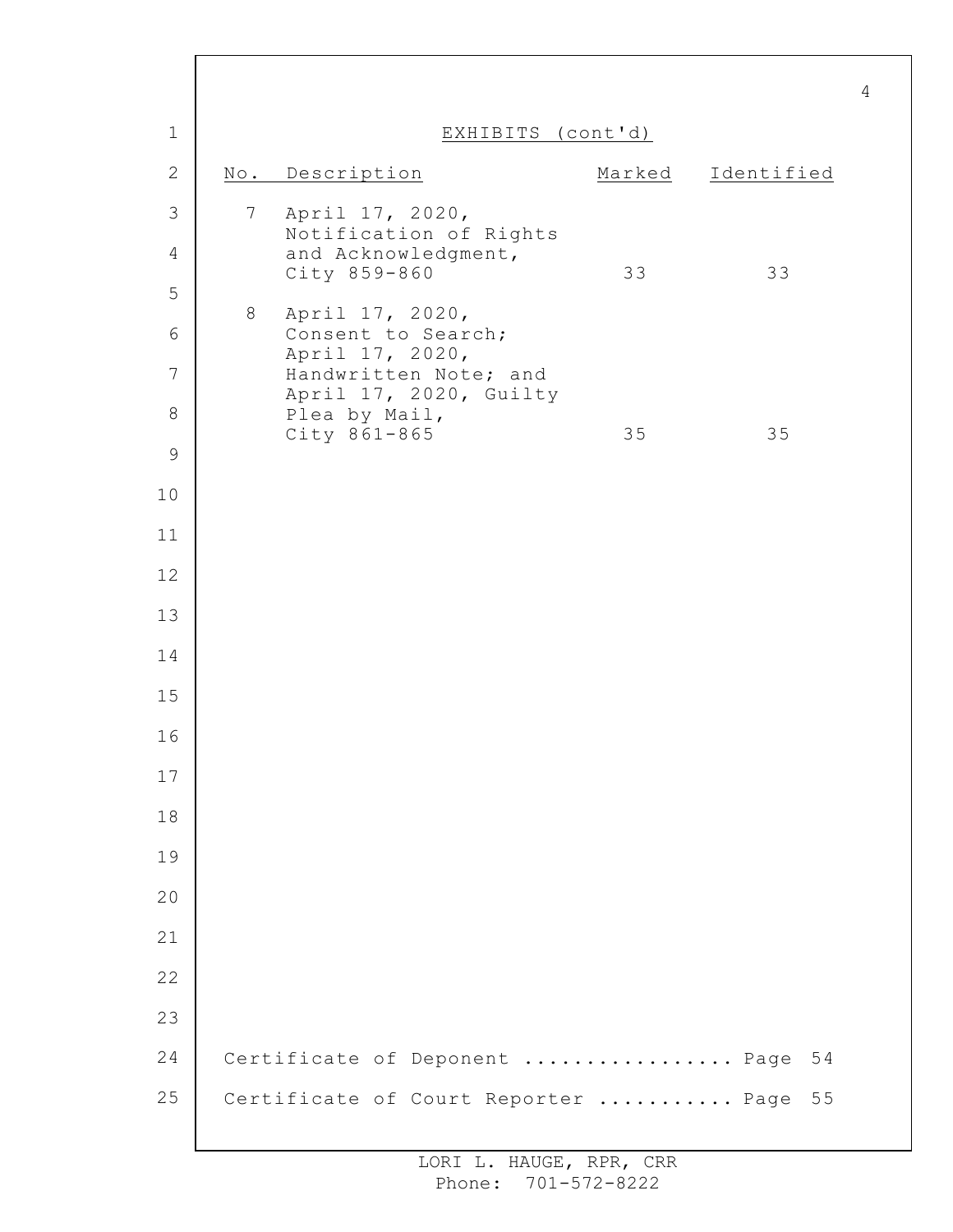EXHIBITS (cont'd)

| No. | Description | Marked | Identified |
| --- | --- | --- | --- |
| 7 | April 17, 2020, Notification of Rights and Acknowledgment, City 859-860 | 33 | 33 |
| 8 | April 17, 2020, Consent to Search; April 17, 2020, Handwritten Note; and April 17, 2020, Guilty Plea by Mail, City 861-865 | 35 | 35 |

Certificate of Deponent ................ Page 54

Certificate of Court Reporter ........... Page 55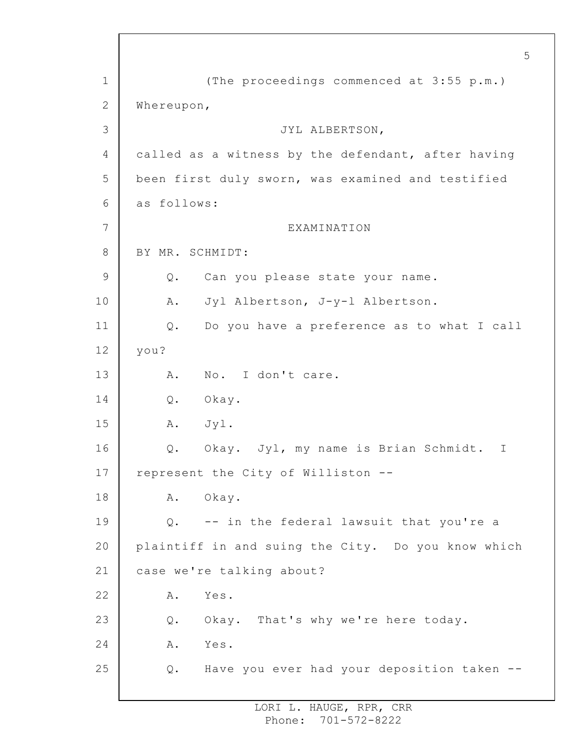(The proceedings commenced at 3:55 p.m.)

Whereupon,

JYL ALBERTSON,

called as a witness by the defendant, after having been first duly sworn, was examined and testified as follows:

EXAMINATION

BY MR. SCHMIDT:

Q. Can you please state your name.

A. Jyl Albertson, J-y-l Albertson.

Q. Do you have a preference as to what I call you?

A. No. I don't care.

Q. Okay.

A. Jyl.

Q. Okay. Jyl, my name is Brian Schmidt. I represent the City of Williston --

A. Okay.

Q. -- in the federal lawsuit that you're a plaintiff in and suing the City. Do you know which case we're talking about?

A. Yes.

Q. Okay. That's why we're here today.

A. Yes.

Q. Have you ever had your deposition taken --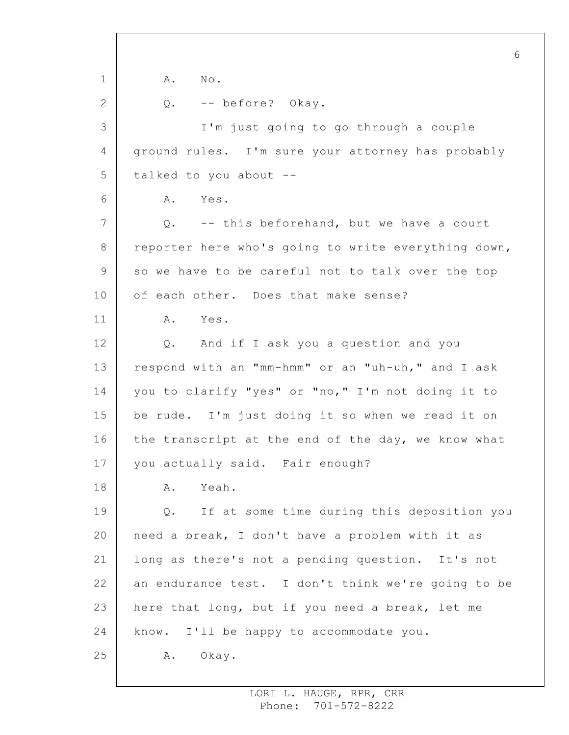A. No.

Q. -- before? Okay.

I'm just going to go through a couple ground rules. I'm sure your attorney has probably talked to you about --

A. Yes.

Q. -- this beforehand, but we have a court reporter here who's going to write everything down, so we have to be careful not to talk over the top of each other. Does that make sense?

A. Yes.

Q. And if I ask you a question and you respond with an "mm-hmm" or an "uh-uh," and I ask you to clarify "yes" or "no," I'm not doing it to be rude. I'm just doing it so when we read it on the transcript at the end of the day, we know what you actually said. Fair enough?

A. Yeah.

Q. If at some time during this deposition you need a break, I don't have a problem with it as long as there's not a pending question. It's not an endurance test. I don't think we're going to be here that long, but if you need a break, let me know. I'll be happy to accommodate you.

A. Okay.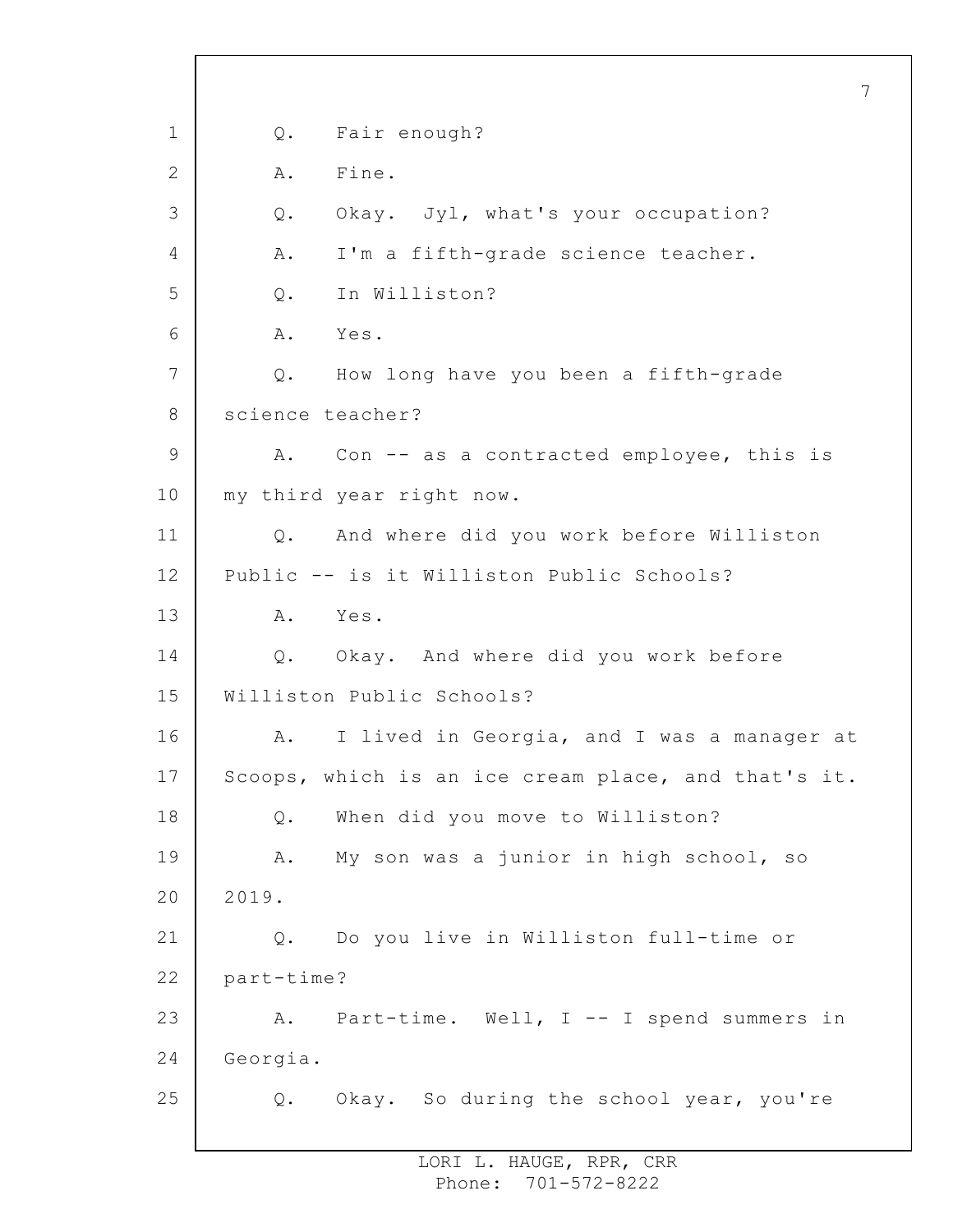Q. Fair enough?

A. Fine.

Q. Okay. Jyl, what's your occupation?

A. I'm a fifth-grade science teacher.

Q. In Williston?

A. Yes.

Q. How long have you been a fifth-grade science teacher?

A. Con -- as a contracted employee, this is my third year right now.

Q. And where did you work before Williston Public -- is it Williston Public Schools?

A. Yes.

Q. Okay. And where did you work before Williston Public Schools?

A. I lived in Georgia, and I was a manager at Scoops, which is an ice cream place, and that's it.

Q. When did you move to Williston?

A. My son was a junior in high school, so 2019.

Q. Do you live in Williston full-time or part-time?

A. Part-time. Well, I -- I spend summers in Georgia.

Q. Okay. So during the school year, you're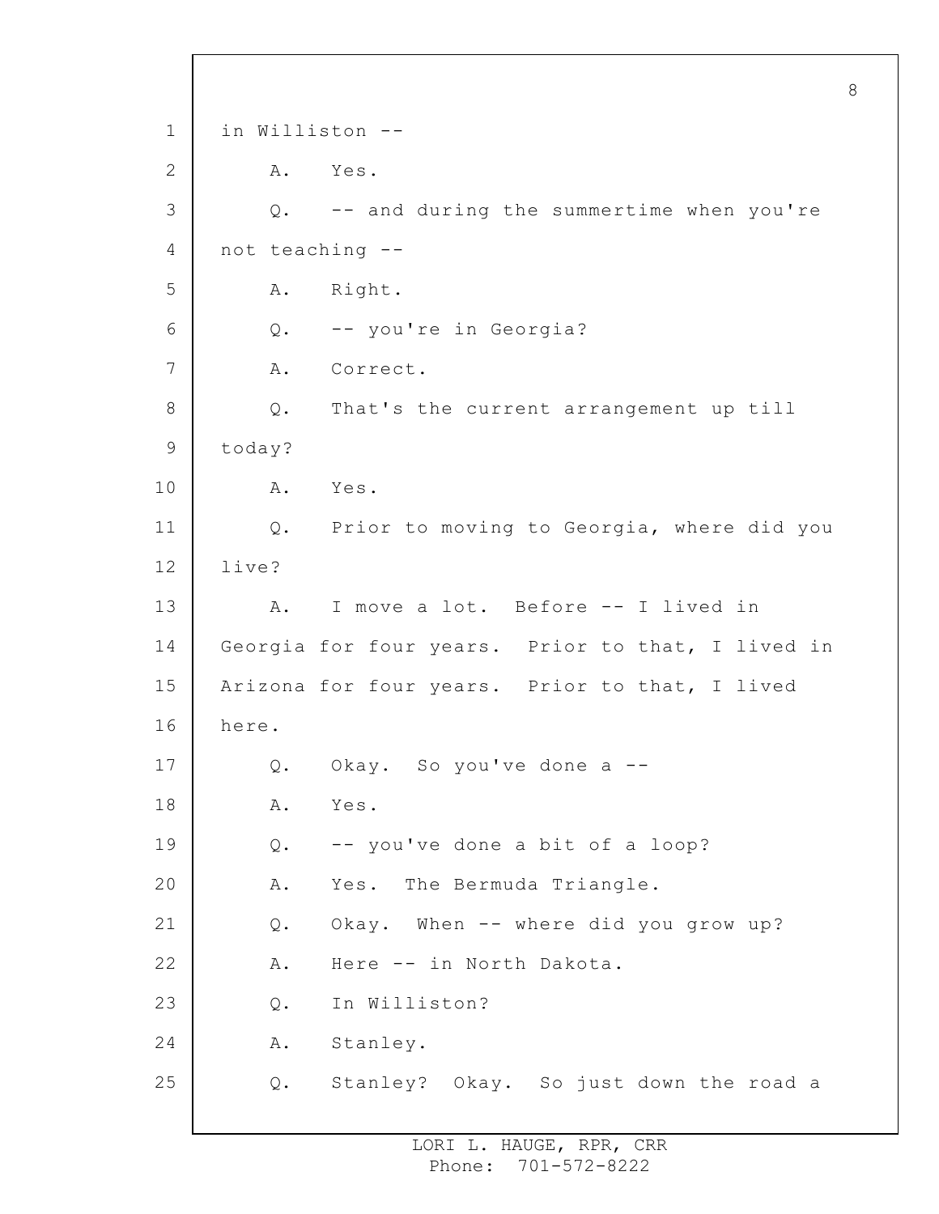in Williston --

A. Yes.

Q. -- and during the summertime when you're not teaching --

A. Right.

Q. -- you're in Georgia?

A. Correct.

Q. That's the current arrangement up till today?

A. Yes.

Q. Prior to moving to Georgia, where did you live?

A. I move a lot. Before -- I lived in Georgia for four years. Prior to that, I lived in Arizona for four years. Prior to that, I lived here.

Q. Okay. So you've done a --

A. Yes.

Q. -- you've done a bit of a loop?

A. Yes. The Bermuda Triangle.

Q. Okay. When -- where did you grow up?

A. Here -- in North Dakota.

Q. In Williston?

A. Stanley.

Q. Stanley? Okay. So just down the road a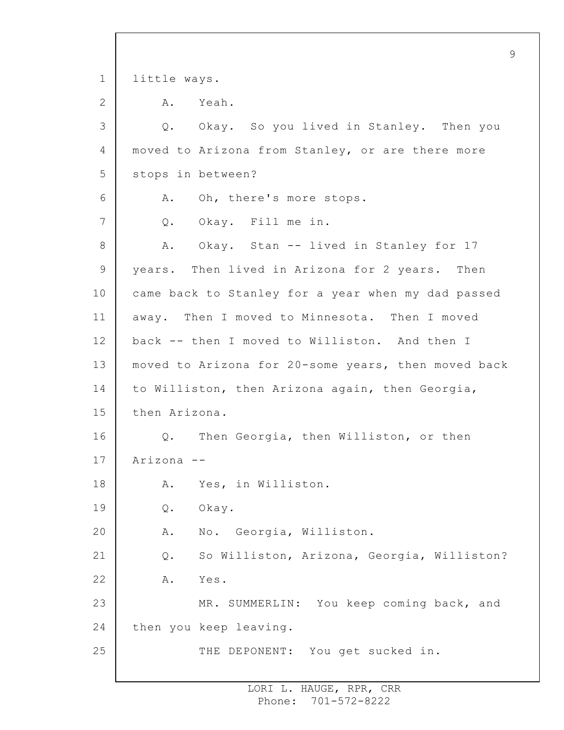little ways.

A. Yeah.

Q. Okay. So you lived in Stanley. Then you moved to Arizona from Stanley, or are there more stops in between?

A. Oh, there's more stops.

Q. Okay. Fill me in.

A. Okay. Stan -- lived in Stanley for 17 years. Then lived in Arizona for 2 years. Then came back to Stanley for a year when my dad passed away. Then I moved to Minnesota. Then I moved back -- then I moved to Williston. And then I moved to Arizona for 20-some years, then moved back to Williston, then Arizona again, then Georgia, then Arizona.

Q. Then Georgia, then Williston, or then Arizona --

A. Yes, in Williston.

Q. Okay.

A. No. Georgia, Williston.

Q. So Williston, Arizona, Georgia, Williston?

A. Yes.

MR. SUMMERLIN: You keep coming back, and then you keep leaving.

THE DEPONENT: You get sucked in.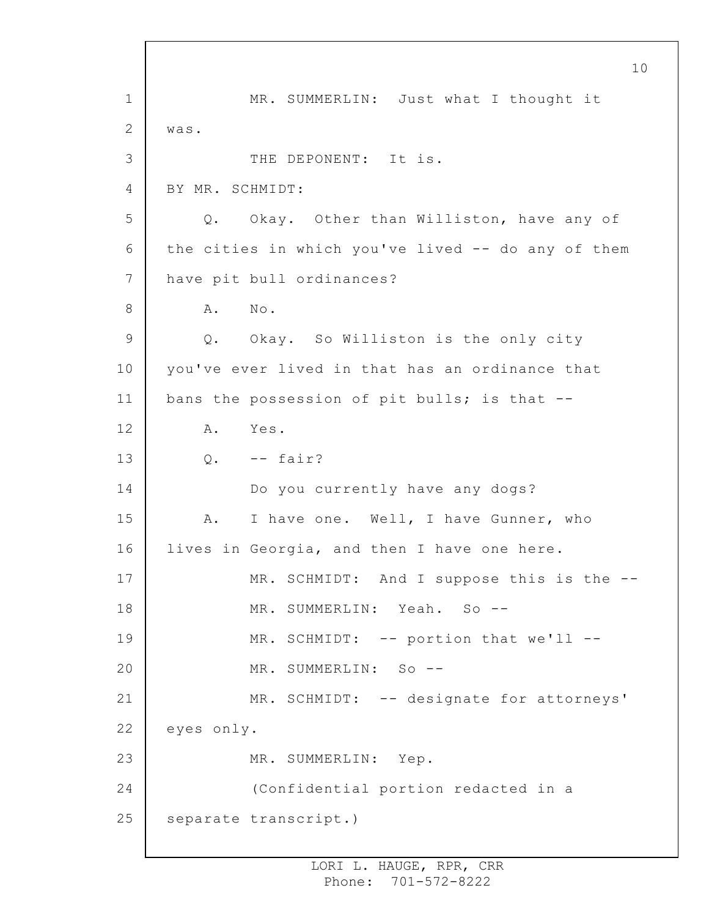MR. SUMMERLIN: Just what I thought it was.

THE DEPONENT: It is.

BY MR. SCHMIDT:

Q. Okay. Other than Williston, have any of the cities in which you've lived -- do any of them have pit bull ordinances?

A. No.

Q. Okay. So Williston is the only city you've ever lived in that has an ordinance that bans the possession of pit bulls; is that --

A. Yes.

Q. -- fair?

Do you currently have any dogs?

A. I have one. Well, I have Gunner, who lives in Georgia, and then I have one here.

MR. SCHMIDT: And I suppose this is the --

MR. SUMMERLIN: Yeah. So --

MR. SCHMIDT: -- portion that we'll --

MR. SUMMERLIN: So --

MR. SCHMIDT: -- designate for attorneys' eyes only.

MR. SUMMERLIN: Yep.

(Confidential portion redacted in a separate transcript.)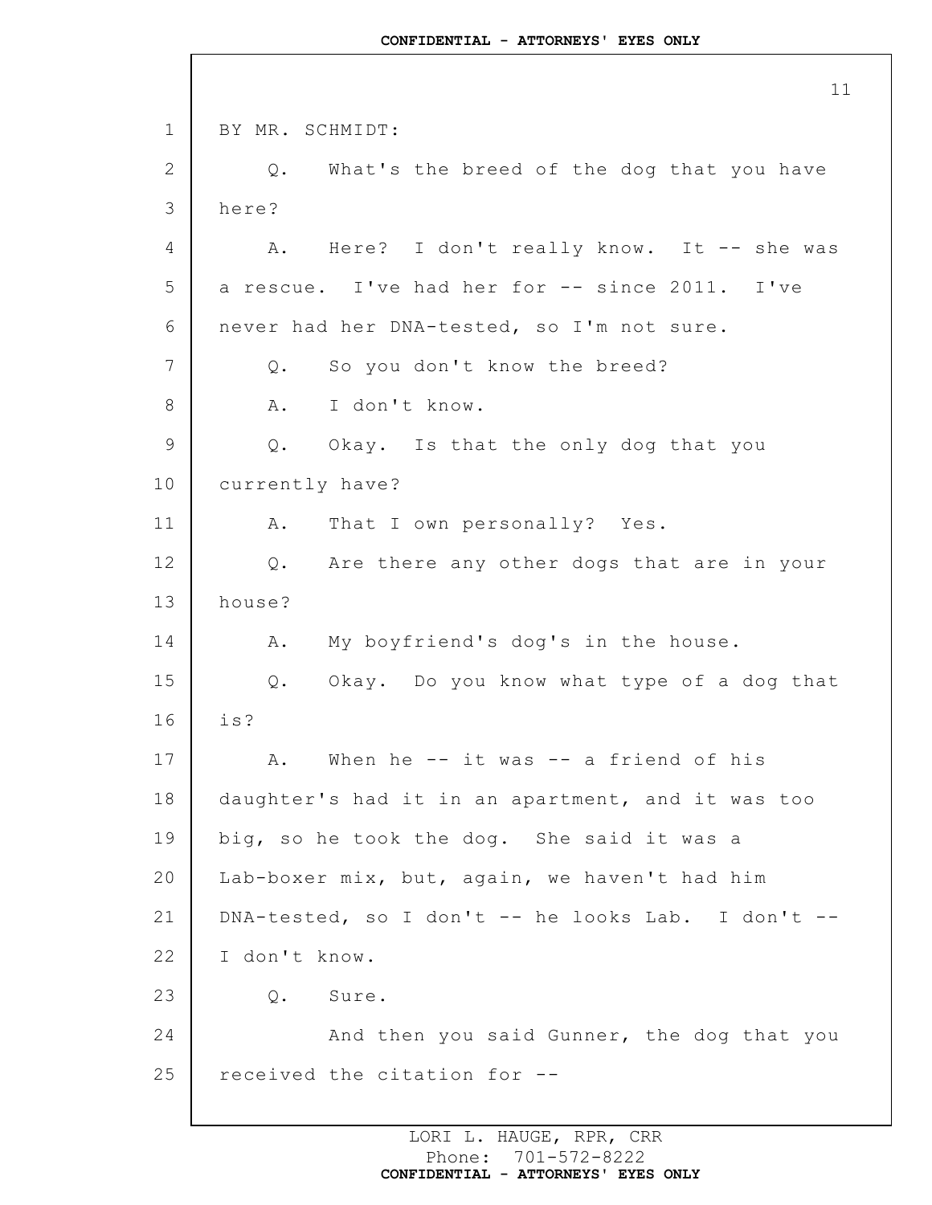BY MR. SCHMIDT:

Q. What's the breed of the dog that you have here?

A. Here? I don't really know. It -- she was a rescue. I've had her for -- since 2011. I've never had her DNA-tested, so I'm not sure.

Q. So you don't know the breed?

A. I don't know.

Q. Okay. Is that the only dog that you currently have?

A. That I own personally? Yes.

Q. Are there any other dogs that are in your house?

A. My boyfriend's dog's in the house.

Q. Okay. Do you know what type of a dog that is?

A. When he -- it was -- a friend of his daughter's had it in an apartment, and it was too big, so he took the dog. She said it was a Lab-boxer mix, but, again, we haven't had him DNA-tested, so I don't -- he looks Lab. I don't -- I don't know.

Q. Sure.

And then you said Gunner, the dog that you received the citation for --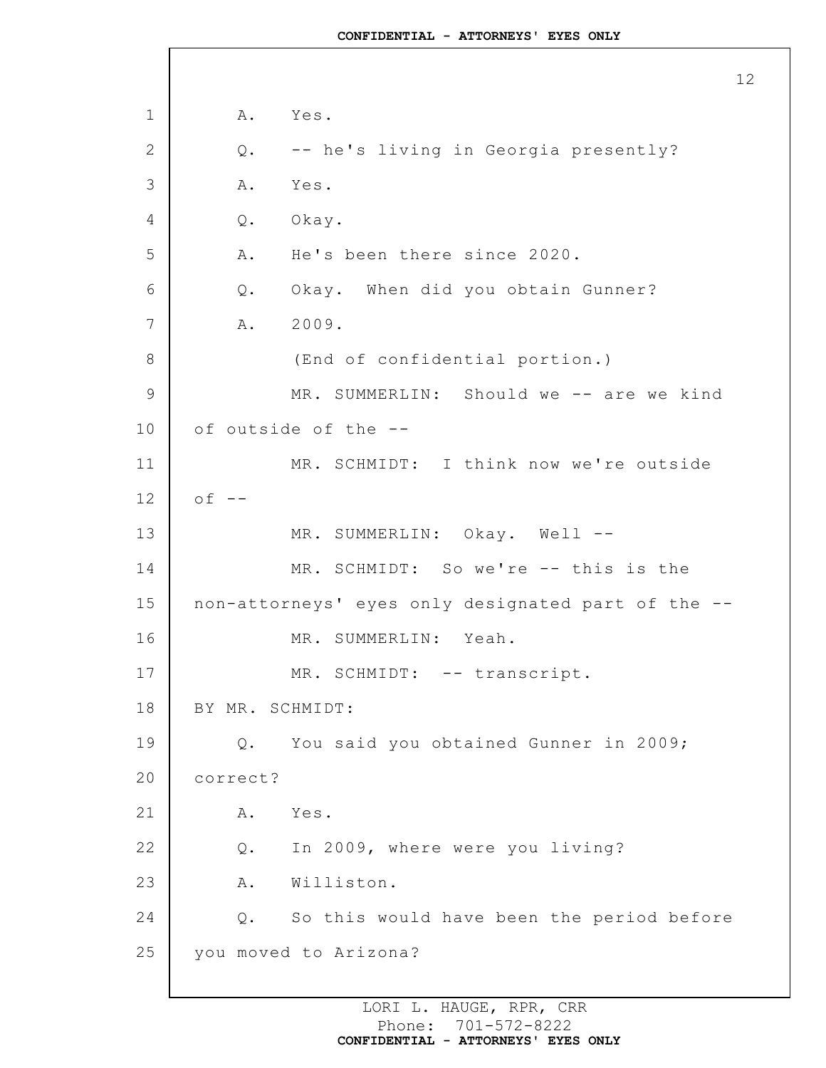A. Yes.

Q. -- he's living in Georgia presently?

A. Yes.

Q. Okay.

A. He's been there since 2020.

Q. Okay. When did you obtain Gunner?

A. 2009.

(End of confidential portion.)

MR. SUMMERLIN: Should we -- are we kind of outside of the --

MR. SCHMIDT: I think now we're outside of --

MR. SUMMERLIN: Okay. Well --

MR. SCHMIDT: So we're -- this is the non-attorneys' eyes only designated part of the --

MR. SUMMERLIN: Yeah.

MR. SCHMIDT: -- transcript.

BY MR. SCHMIDT:

Q. You said you obtained Gunner in 2009; correct?

A. Yes.

Q. In 2009, where were you living?

A. Williston.

Q. So this would have been the period before you moved to Arizona?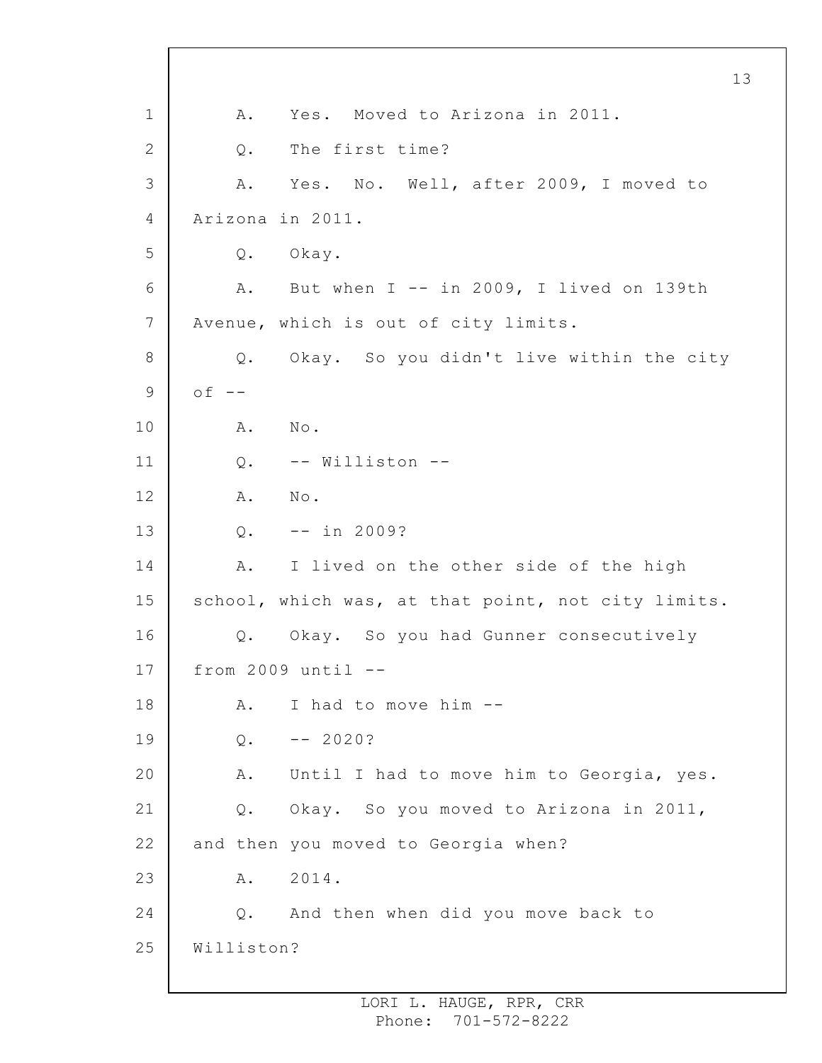1 A. Yes. Moved to Arizona in 2011.

2 Q. The first time?

3 A. Yes. No. Well, after 2009, I moved to

4 Arizona in 2011.

5 Q. Okay.

6 A. But when I -- in 2009, I lived on 139th

7 Avenue, which is out of city limits.

8 Q. Okay. So you didn't live within the city

9 of --

10 A. No.

11 Q. -- Williston --

12 A. No.

13 Q. -- in 2009?

14 A. I lived on the other side of the high

15 school, which was, at that point, not city limits.

16 Q. Okay. So you had Gunner consecutively

17 from 2009 until --

18 A. I had to move him --

19 Q. -- 2020?

20 A. Until I had to move him to Georgia, yes.

21 Q. Okay. So you moved to Arizona in 2011,

22 and then you moved to Georgia when?

23 A. 2014.

24 Q. And then when did you move back to

25 Williston?

LORI L. HAUGE, RPR, CRR
Phone: 701-572-8222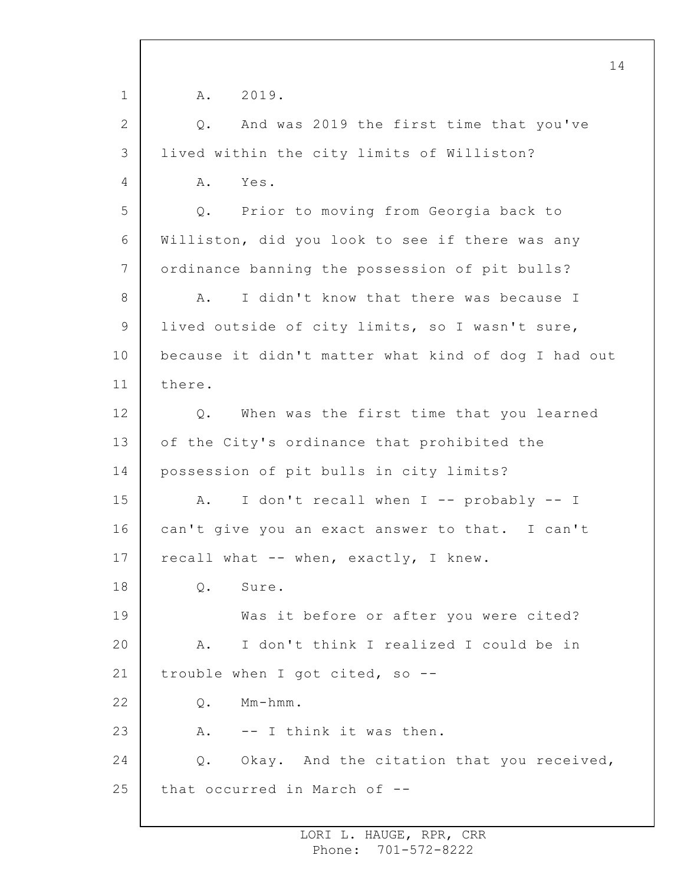A. 2019.

Q. And was 2019 the first time that you've lived within the city limits of Williston?

A. Yes.

Q. Prior to moving from Georgia back to Williston, did you look to see if there was any ordinance banning the possession of pit bulls?

A. I didn't know that there was because I lived outside of city limits, so I wasn't sure, because it didn't matter what kind of dog I had out there.

Q. When was the first time that you learned of the City's ordinance that prohibited the possession of pit bulls in city limits?

A. I don't recall when I -- probably -- I can't give you an exact answer to that. I can't recall what -- when, exactly, I knew.

Q. Sure.

Was it before or after you were cited?

A. I don't think I realized I could be in trouble when I got cited, so --

Q. Mm-hmm.

A. -- I think it was then.

Q. Okay. And the citation that you received, that occurred in March of --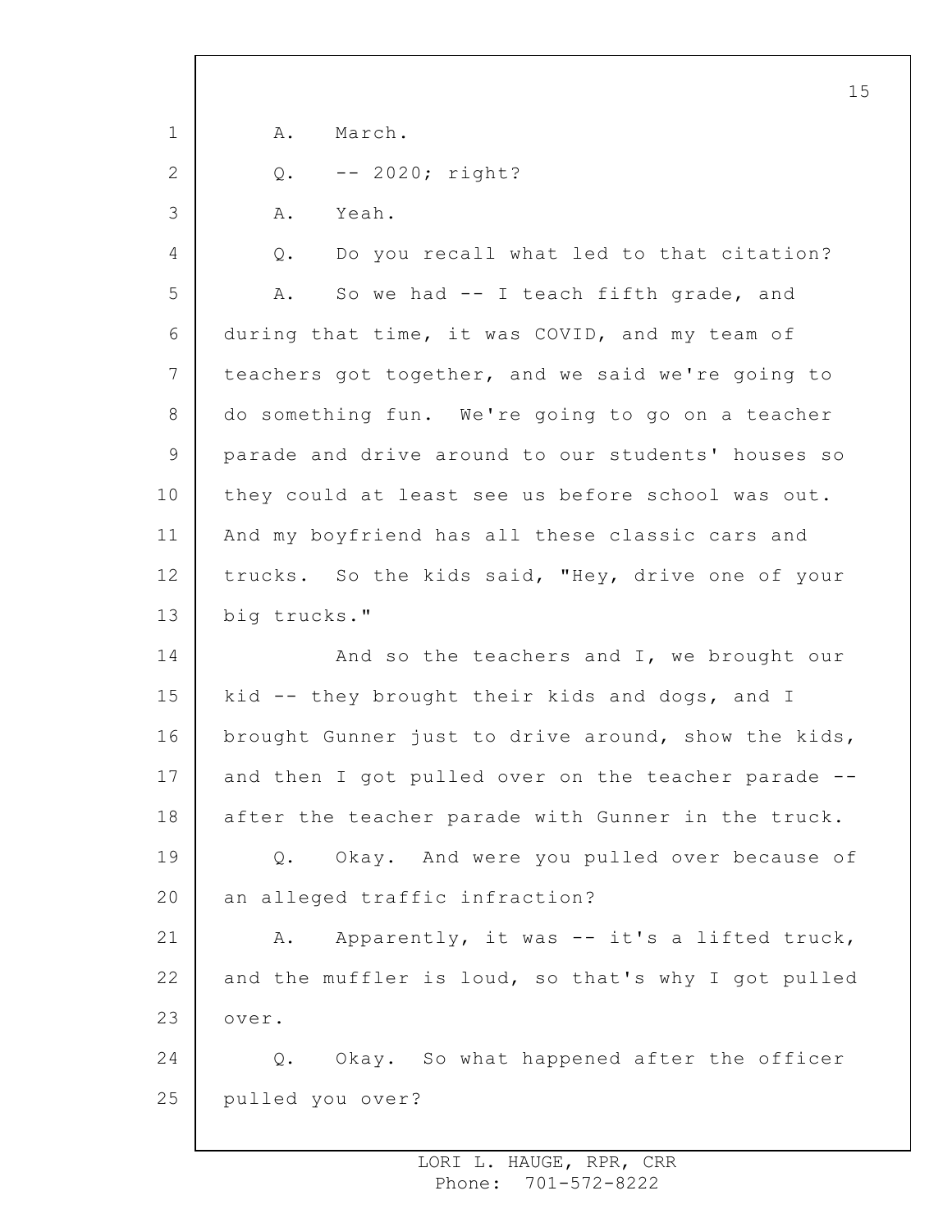A. March.

Q. -- 2020; right?

A. Yeah.

Q. Do you recall what led to that citation?

A. So we had -- I teach fifth grade, and during that time, it was COVID, and my team of teachers got together, and we said we're going to do something fun. We're going to go on a teacher parade and drive around to our students' houses so they could at least see us before school was out. And my boyfriend has all these classic cars and trucks. So the kids said, "Hey, drive one of your big trucks."

And so the teachers and I, we brought our kid -- they brought their kids and dogs, and I brought Gunner just to drive around, show the kids, and then I got pulled over on the teacher parade -- after the teacher parade with Gunner in the truck.

Q. Okay. And were you pulled over because of an alleged traffic infraction?

A. Apparently, it was -- it's a lifted truck, and the muffler is loud, so that's why I got pulled over.

Q. Okay. So what happened after the officer pulled you over?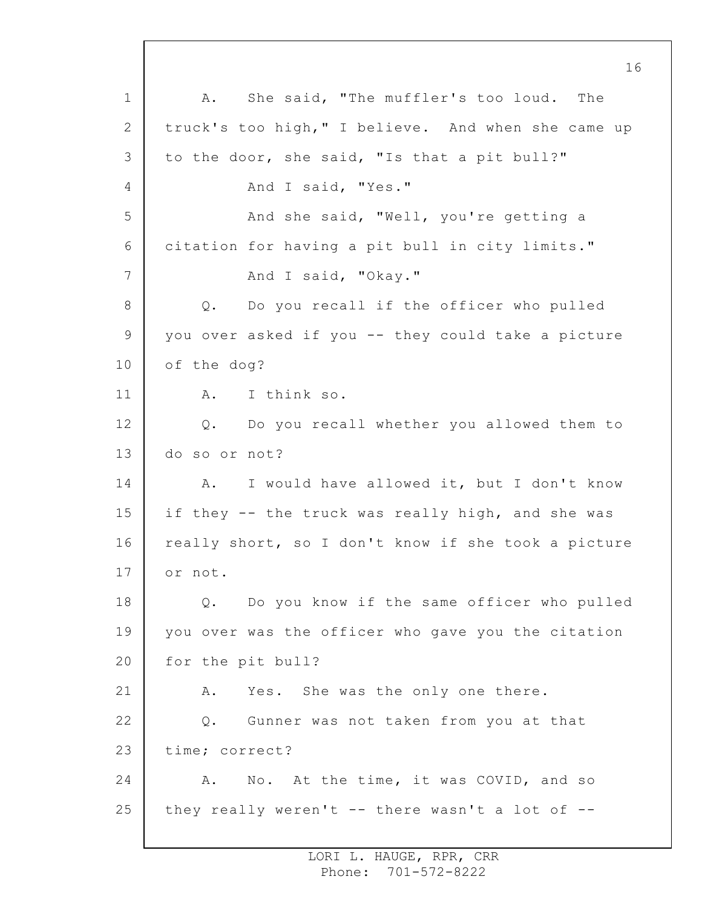A. She said, "The muffler's too loud. The truck's too high," I believe. And when she came up to the door, she said, "Is that a pit bull?"

And I said, "Yes."

And she said, "Well, you're getting a citation for having a pit bull in city limits."

And I said, "Okay."

Q. Do you recall if the officer who pulled you over asked if you -- they could take a picture of the dog?

A. I think so.

Q. Do you recall whether you allowed them to do so or not?

A. I would have allowed it, but I don't know if they -- the truck was really high, and she was really short, so I don't know if she took a picture or not.

Q. Do you know if the same officer who pulled you over was the officer who gave you the citation for the pit bull?

A. Yes. She was the only one there.

Q. Gunner was not taken from you at that time; correct?

A. No. At the time, it was COVID, and so they really weren't -- there wasn't a lot of --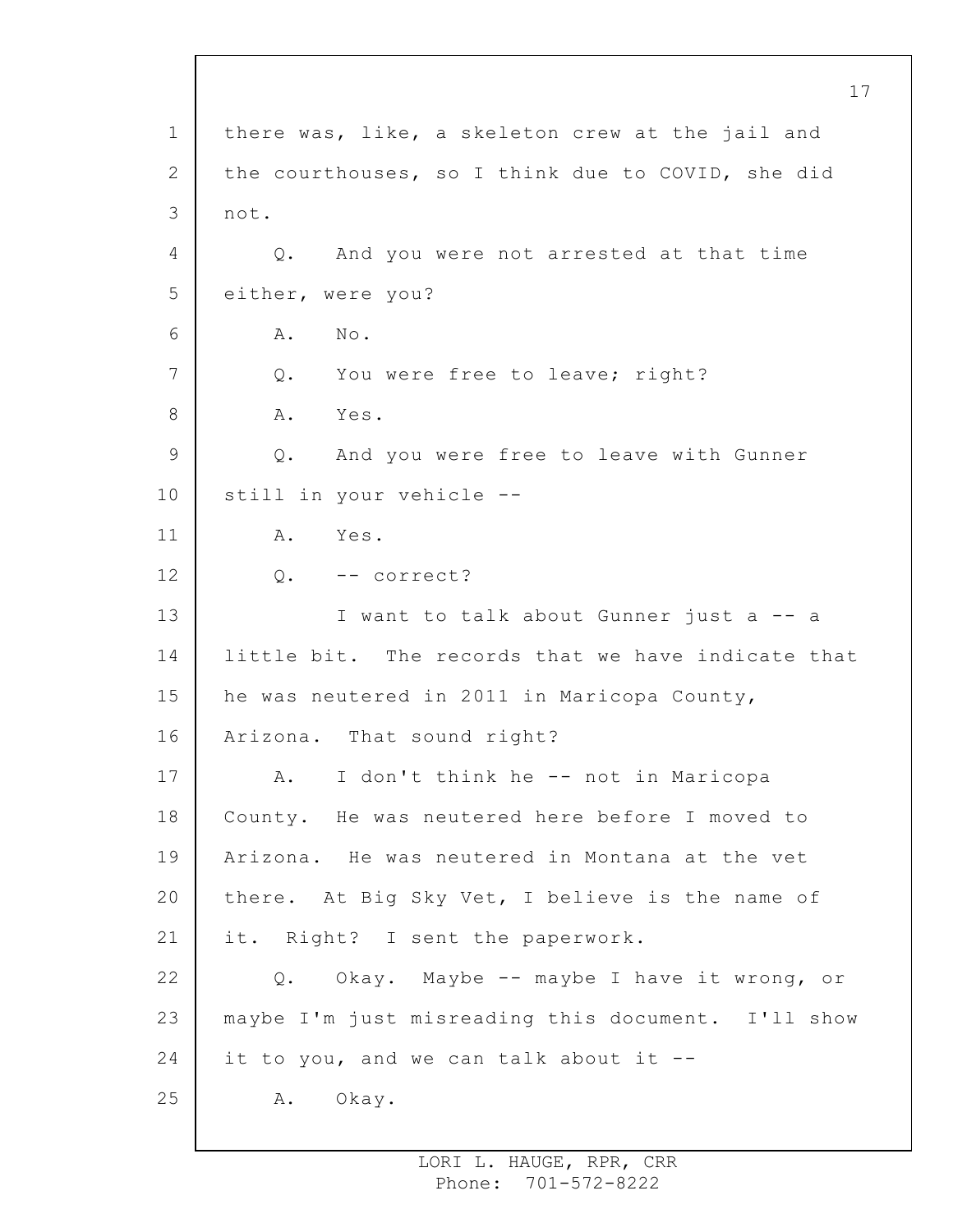there was, like, a skeleton crew at the jail and the courthouses, so I think due to COVID, she did not.

Q. And you were not arrested at that time either, were you?

A. No.

Q. You were free to leave; right?

A. Yes.

Q. And you were free to leave with Gunner still in your vehicle --

A. Yes.

Q. -- correct?

I want to talk about Gunner just a -- a little bit. The records that we have indicate that he was neutered in 2011 in Maricopa County, Arizona. That sound right?

A. I don't think he -- not in Maricopa County. He was neutered here before I moved to Arizona. He was neutered in Montana at the vet there. At Big Sky Vet, I believe is the name of it. Right? I sent the paperwork.

Q. Okay. Maybe -- maybe I have it wrong, or maybe I'm just misreading this document. I'll show it to you, and we can talk about it --

A. Okay.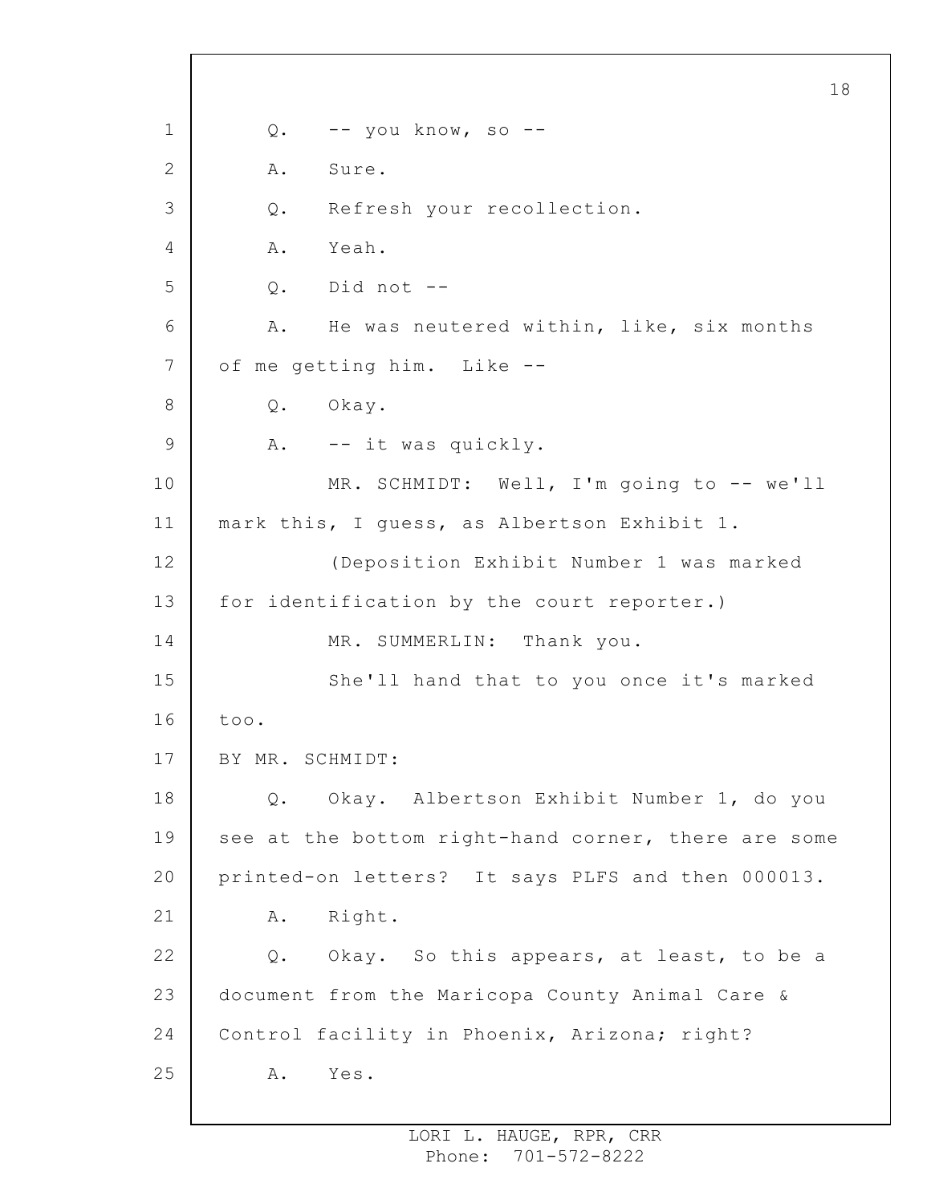Q. -- you know, so --

A. Sure.

Q. Refresh your recollection.

A. Yeah.

Q. Did not --

A. He was neutered within, like, six months of me getting him. Like --

Q. Okay.

A. -- it was quickly.

MR. SCHMIDT: Well, I'm going to -- we'll mark this, I guess, as Albertson Exhibit 1.

(Deposition Exhibit Number 1 was marked for identification by the court reporter.)

MR. SUMMERLIN: Thank you.

She'll hand that to you once it's marked too.

BY MR. SCHMIDT:

Q. Okay. Albertson Exhibit Number 1, do you see at the bottom right-hand corner, there are some printed-on letters? It says PLFS and then 000013.

A. Right.

Q. Okay. So this appears, at least, to be a document from the Maricopa County Animal Care & Control facility in Phoenix, Arizona; right?

A. Yes.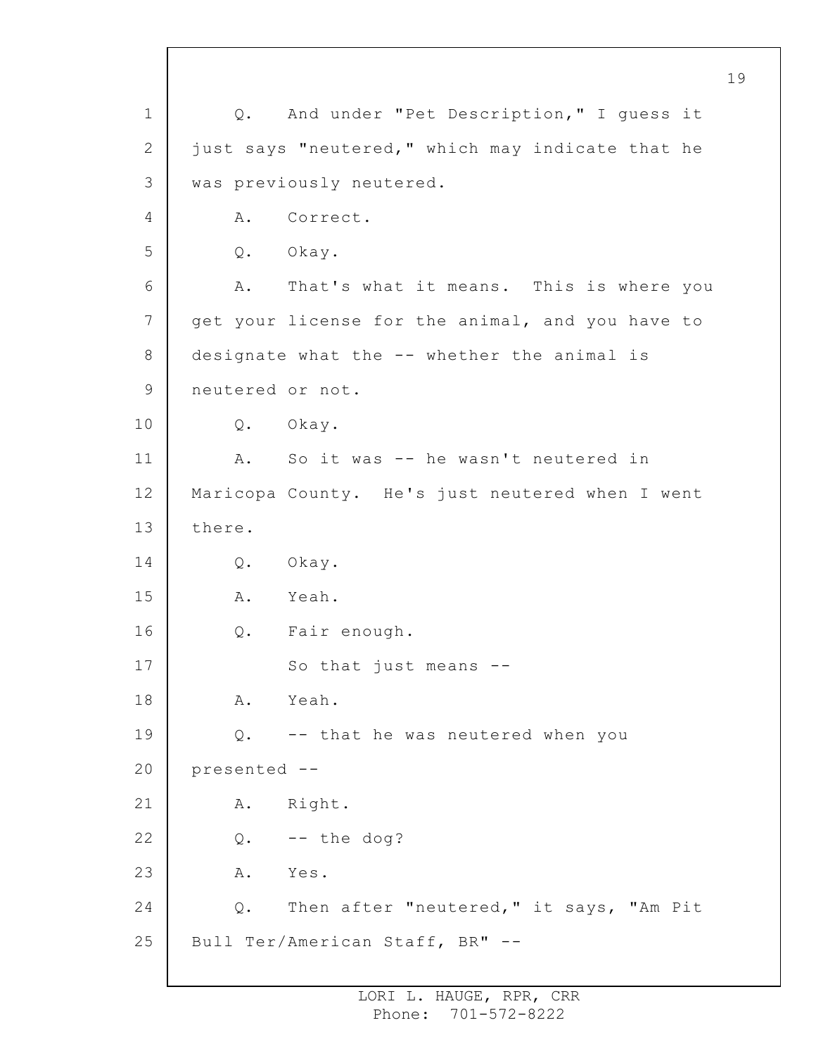Q. And under "Pet Description," I guess it just says "neutered," which may indicate that he was previously neutered.

A. Correct.

Q. Okay.

A. That's what it means. This is where you get your license for the animal, and you have to designate what the -- whether the animal is neutered or not.

Q. Okay.

A. So it was -- he wasn't neutered in Maricopa County. He's just neutered when I went there.

Q. Okay.

A. Yeah.

Q. Fair enough.

So that just means --

A. Yeah.

Q. -- that he was neutered when you presented --

A. Right.

Q. -- the dog?

A. Yes.

Q. Then after "neutered," it says, "Am Pit Bull Ter/American Staff, BR" --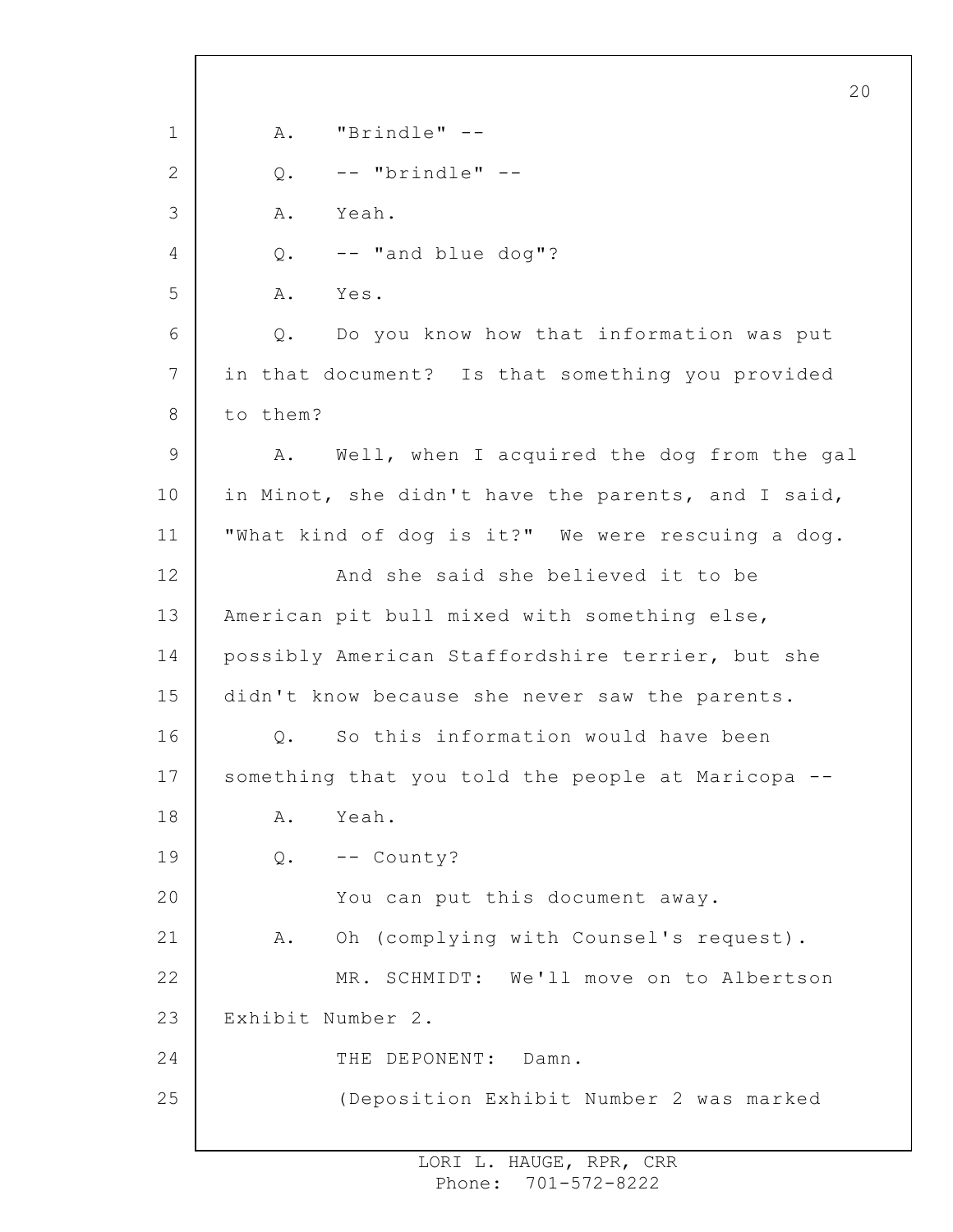A. "Brindle" --

Q. -- "brindle" --

A. Yeah.

Q. -- "and blue dog"?

A. Yes.

Q. Do you know how that information was put in that document? Is that something you provided to them?

A. Well, when I acquired the dog from the gal in Minot, she didn't have the parents, and I said, "What kind of dog is it?" We were rescuing a dog.

And she said she believed it to be American pit bull mixed with something else, possibly American Staffordshire terrier, but she didn't know because she never saw the parents.

Q. So this information would have been something that you told the people at Maricopa --

A. Yeah.

Q. -- County?

You can put this document away.

A. Oh (complying with Counsel's request).

MR. SCHMIDT: We'll move on to Albertson Exhibit Number 2.

THE DEPONENT: Damn.

(Deposition Exhibit Number 2 was marked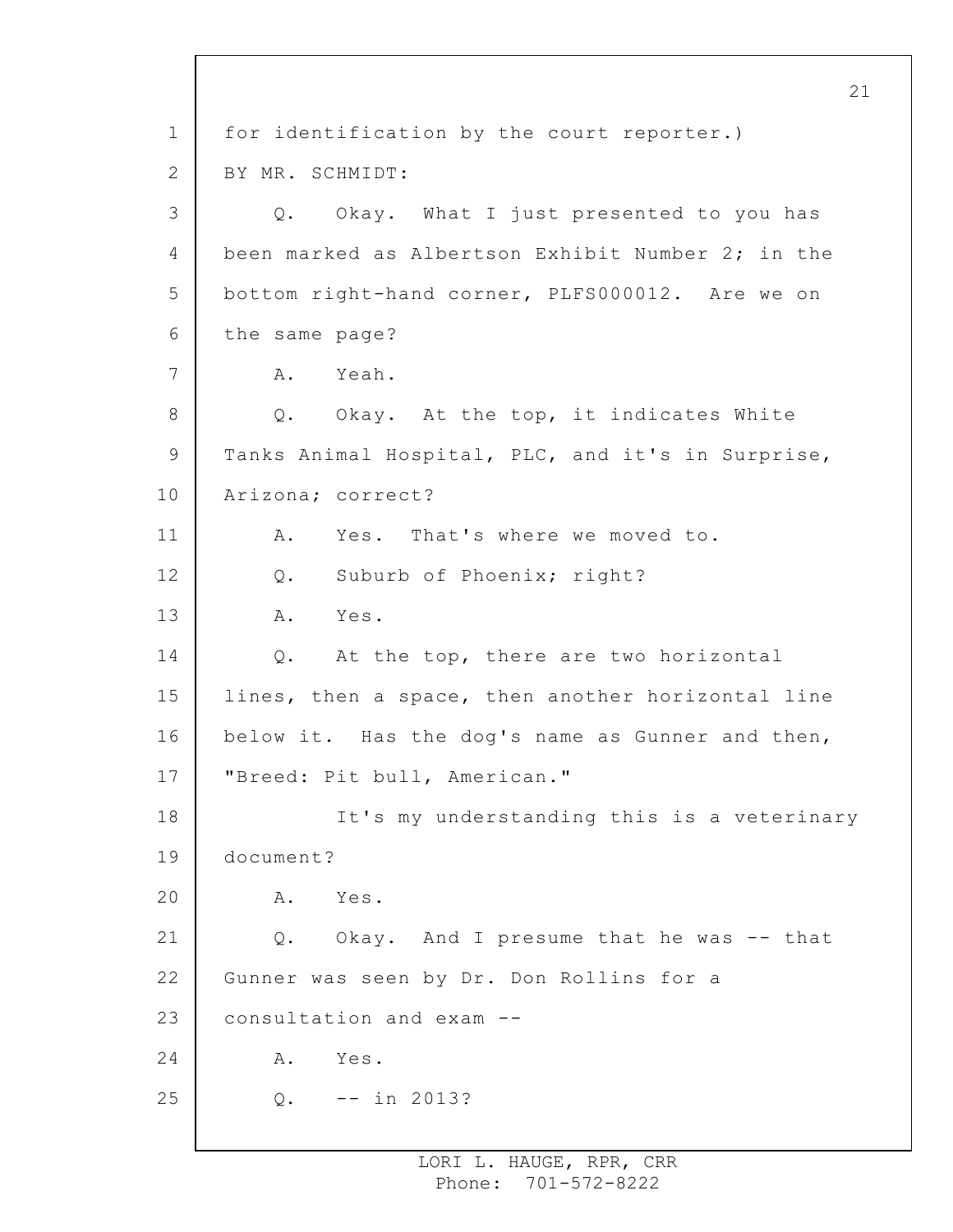for identification by the court reporter.)

BY MR. SCHMIDT:

Q. Okay. What I just presented to you has been marked as Albertson Exhibit Number 2; in the bottom right-hand corner, PLFS000012. Are we on the same page?

A. Yeah.

Q. Okay. At the top, it indicates White Tanks Animal Hospital, PLC, and it's in Surprise, Arizona; correct?

A. Yes. That's where we moved to.

Q. Suburb of Phoenix; right?

A. Yes.

Q. At the top, there are two horizontal lines, then a space, then another horizontal line below it. Has the dog's name as Gunner and then, "Breed: Pit bull, American."

It's my understanding this is a veterinary document?

A. Yes.

Q. Okay. And I presume that he was -- that Gunner was seen by Dr. Don Rollins for a consultation and exam --

A. Yes.

Q. -- in 2013?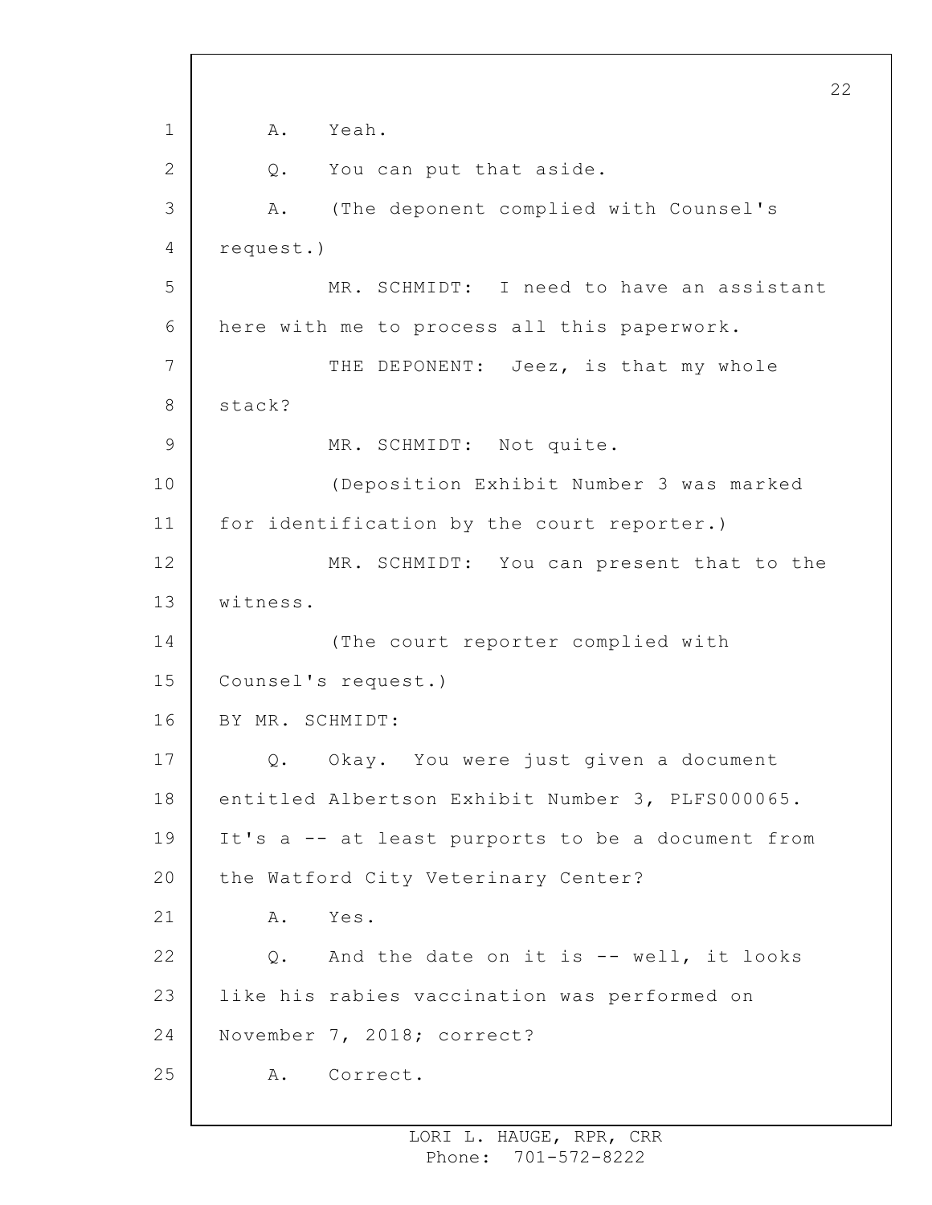A. Yeah.

Q. You can put that aside.

A. (The deponent complied with Counsel's request.)

MR. SCHMIDT: I need to have an assistant here with me to process all this paperwork.

THE DEPONENT: Jeez, is that my whole stack?

MR. SCHMIDT: Not quite.

(Deposition Exhibit Number 3 was marked for identification by the court reporter.)

MR. SCHMIDT: You can present that to the witness.

(The court reporter complied with Counsel's request.)

BY MR. SCHMIDT:

Q. Okay. You were just given a document entitled Albertson Exhibit Number 3, PLFS000065. It's a -- at least purports to be a document from the Watford City Veterinary Center?

A. Yes.

Q. And the date on it is -- well, it looks like his rabies vaccination was performed on November 7, 2018; correct?

A. Correct.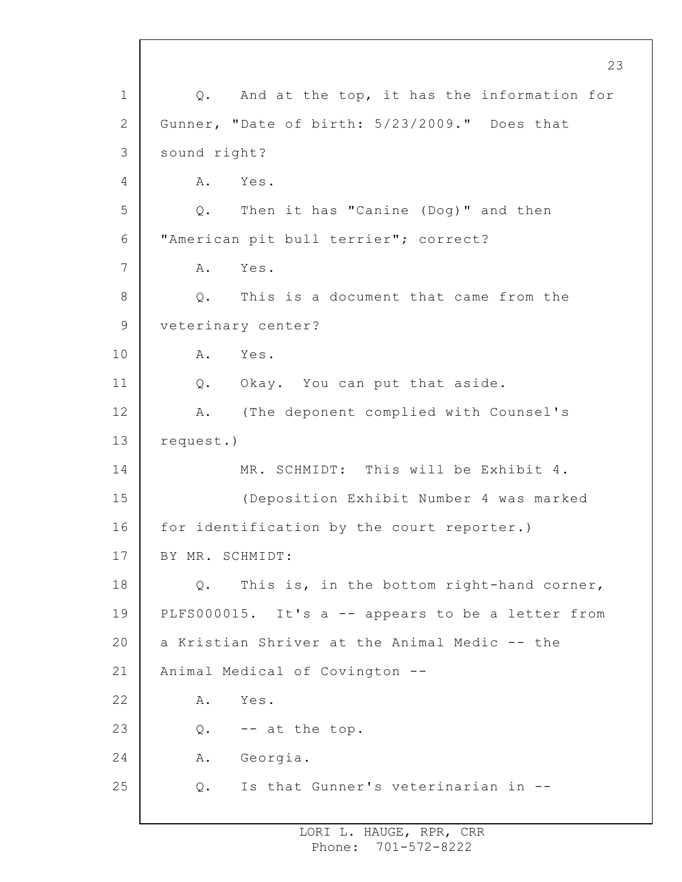Q. And at the top, it has the information for Gunner, "Date of birth: 5/23/2009." Does that sound right?

A. Yes.

Q. Then it has "Canine (Dog)" and then "American pit bull terrier"; correct?

A. Yes.

Q. This is a document that came from the veterinary center?

A. Yes.

Q. Okay. You can put that aside.

A. (The deponent complied with Counsel's request.)

MR. SCHMIDT: This will be Exhibit 4.

(Deposition Exhibit Number 4 was marked for identification by the court reporter.)

BY MR. SCHMIDT:

Q. This is, in the bottom right-hand corner, PLFS000015. It's a -- appears to be a letter from a Kristian Shriver at the Animal Medic -- the Animal Medical of Covington --

A. Yes.

Q. -- at the top.

A. Georgia.

Q. Is that Gunner's veterinarian in --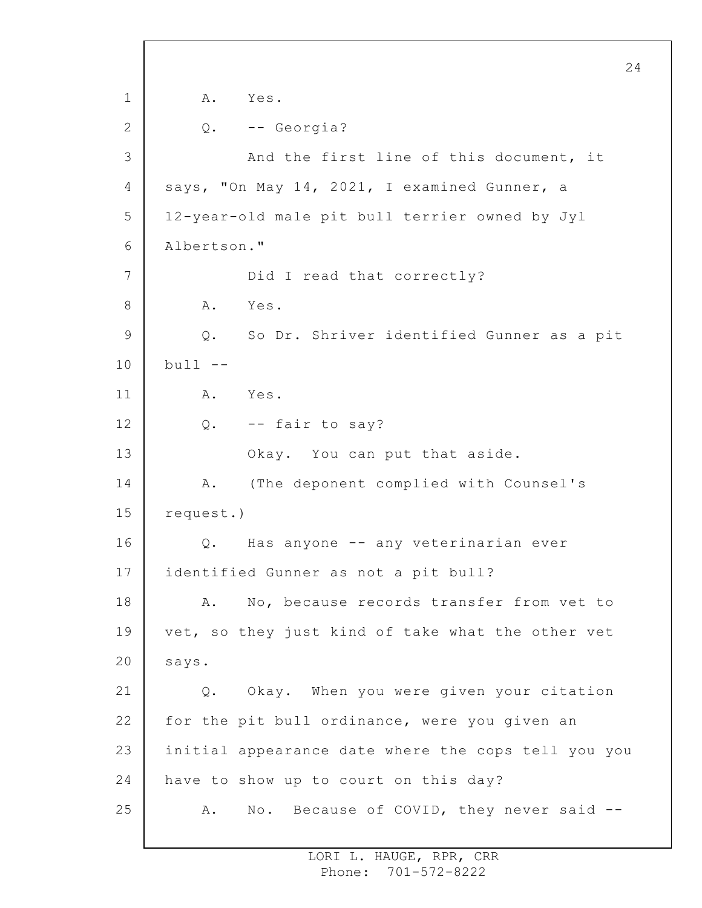1 A. Yes.

2 Q. -- Georgia?

3 And the first line of this document, it

4 says, "On May 14, 2021, I examined Gunner, a

5 12-year-old male pit bull terrier owned by Jyl

6 Albertson."

7 Did I read that correctly?

8 A. Yes.

9 Q. So Dr. Shriver identified Gunner as a pit

10 bull --

11 A. Yes.

12 Q. -- fair to say?

13 Okay. You can put that aside.

14 A. (The deponent complied with Counsel's

15 request.)

16 Q. Has anyone -- any veterinarian ever

17 identified Gunner as not a pit bull?

18 A. No, because records transfer from vet to

19 vet, so they just kind of take what the other vet

20 says.

21 Q. Okay. When you were given your citation

22 for the pit bull ordinance, were you given an

23 initial appearance date where the cops tell you you

24 have to show up to court on this day?

25 A. No. Because of COVID, they never said --

LORI L. HAUGE, RPR, CRR
Phone: 701-572-8222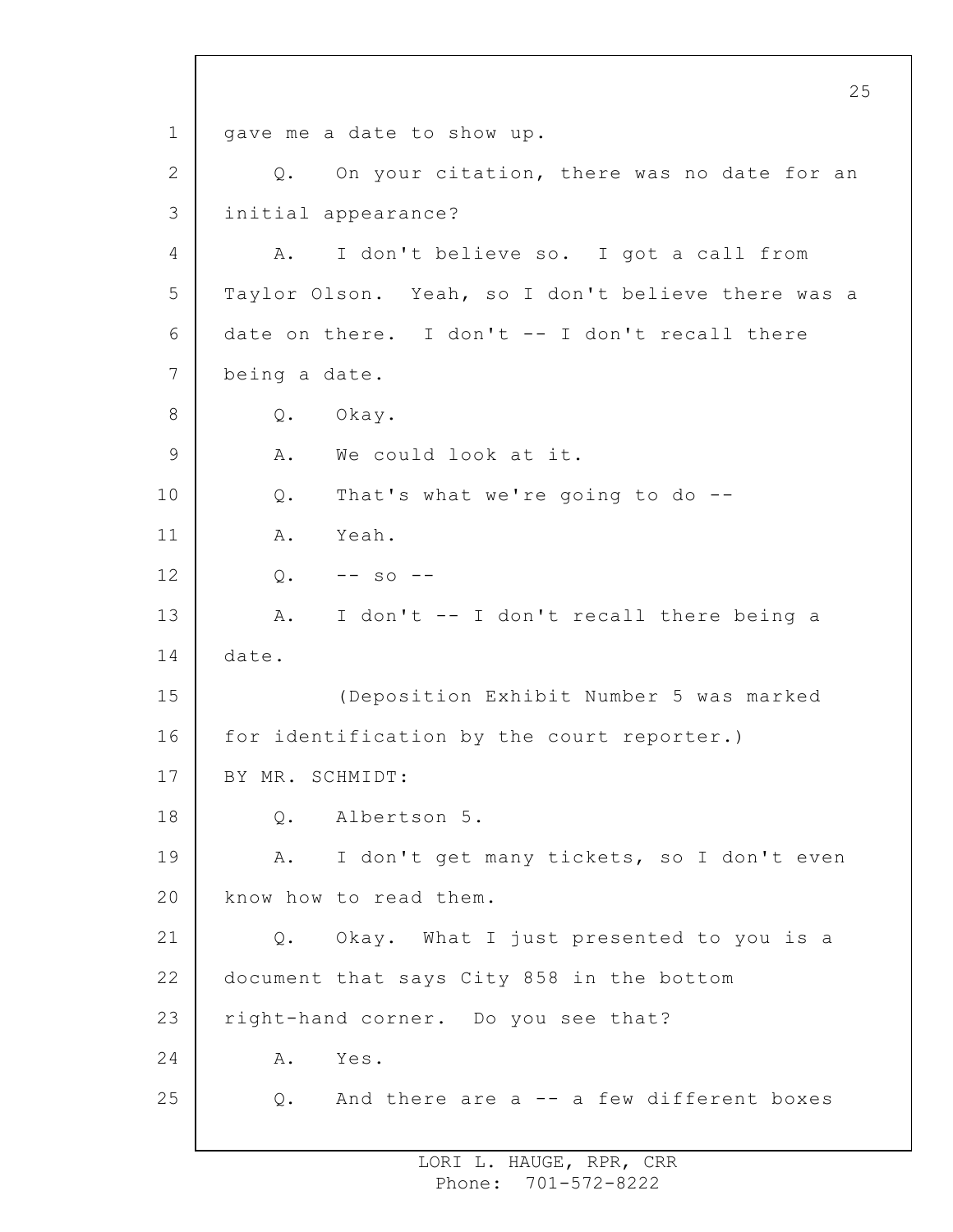gave me a date to show up.

Q. On your citation, there was no date for an initial appearance?

A. I don't believe so. I got a call from Taylor Olson. Yeah, so I don't believe there was a date on there. I don't -- I don't recall there being a date.

Q. Okay.

A. We could look at it.

Q. That's what we're going to do --

A. Yeah.

Q. -- so --

A. I don't -- I don't recall there being a date.

(Deposition Exhibit Number 5 was marked for identification by the court reporter.)

BY MR. SCHMIDT:

Q. Albertson 5.

A. I don't get many tickets, so I don't even know how to read them.

Q. Okay. What I just presented to you is a document that says City 858 in the bottom right-hand corner. Do you see that?

A. Yes.

Q. And there are a -- a few different boxes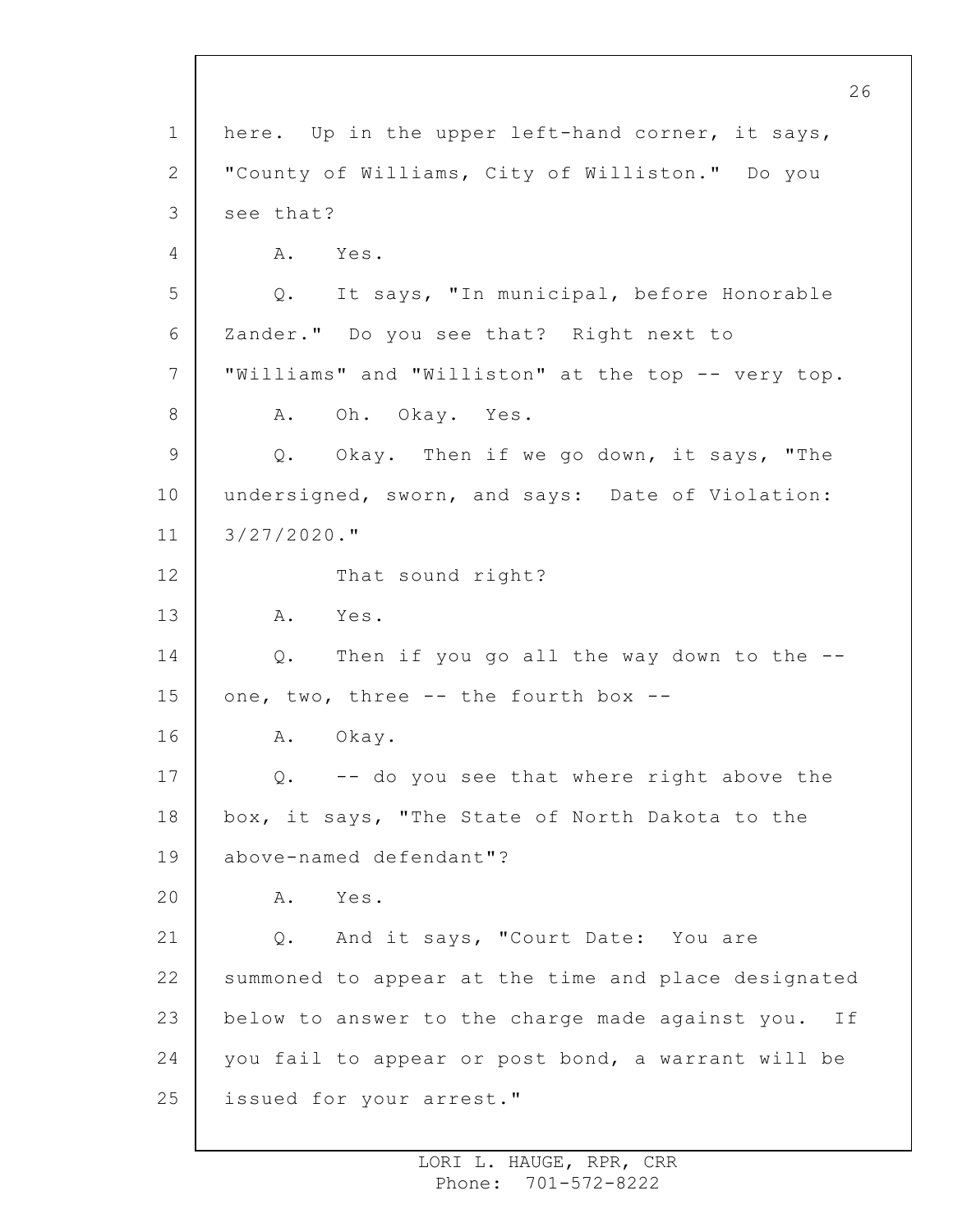here. Up in the upper left-hand corner, it says, "County of Williams, City of Williston." Do you see that?

A. Yes.

Q. It says, "In municipal, before Honorable Zander." Do you see that? Right next to "Williams" and "Williston" at the top -- very top.

A. Oh. Okay. Yes.

Q. Okay. Then if we go down, it says, "The undersigned, sworn, and says: Date of Violation: 3/27/2020."

That sound right?

A. Yes.

Q. Then if you go all the way down to the -- one, two, three -- the fourth box --

A. Okay.

Q. -- do you see that where right above the box, it says, "The State of North Dakota to the above-named defendant"?

A. Yes.

Q. And it says, "Court Date: You are summoned to appear at the time and place designated below to answer to the charge made against you. If you fail to appear or post bond, a warrant will be issued for your arrest."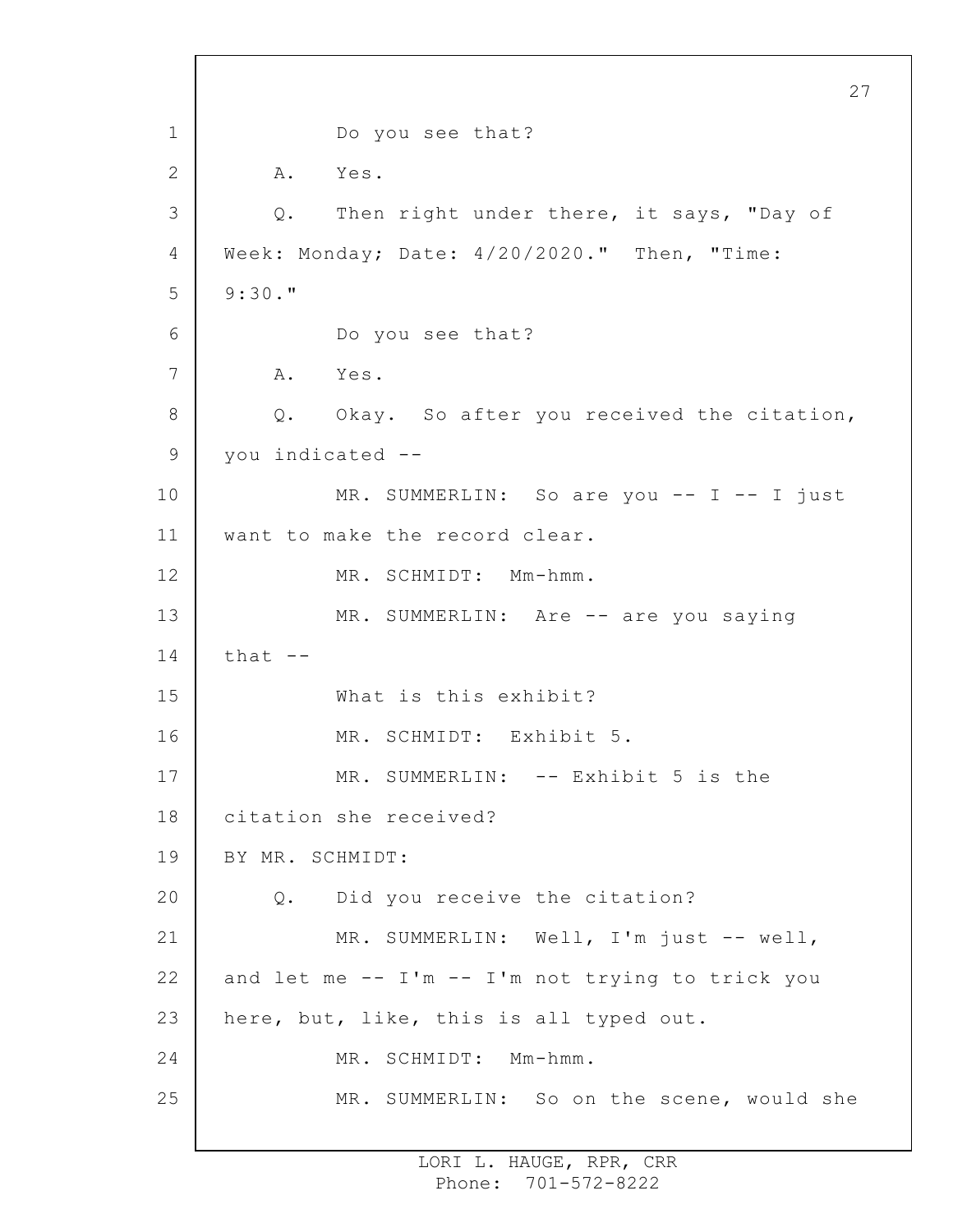Do you see that?

A. Yes.

Q. Then right under there, it says, "Day of Week: Monday; Date: 4/20/2020." Then, "Time: 9:30."

Do you see that?

A. Yes.

Q. Okay. So after you received the citation, you indicated --

MR. SUMMERLIN: So are you -- I -- I just want to make the record clear.

MR. SCHMIDT: Mm-hmm.

MR. SUMMERLIN: Are -- are you saying that --

What is this exhibit?

MR. SCHMIDT: Exhibit 5.

MR. SUMMERLIN: -- Exhibit 5 is the citation she received?

BY MR. SCHMIDT:

Q. Did you receive the citation?

MR. SUMMERLIN: Well, I'm just -- well, and let me -- I'm -- I'm not trying to trick you here, but, like, this is all typed out.

MR. SCHMIDT: Mm-hmm.

MR. SUMMERLIN: So on the scene, would she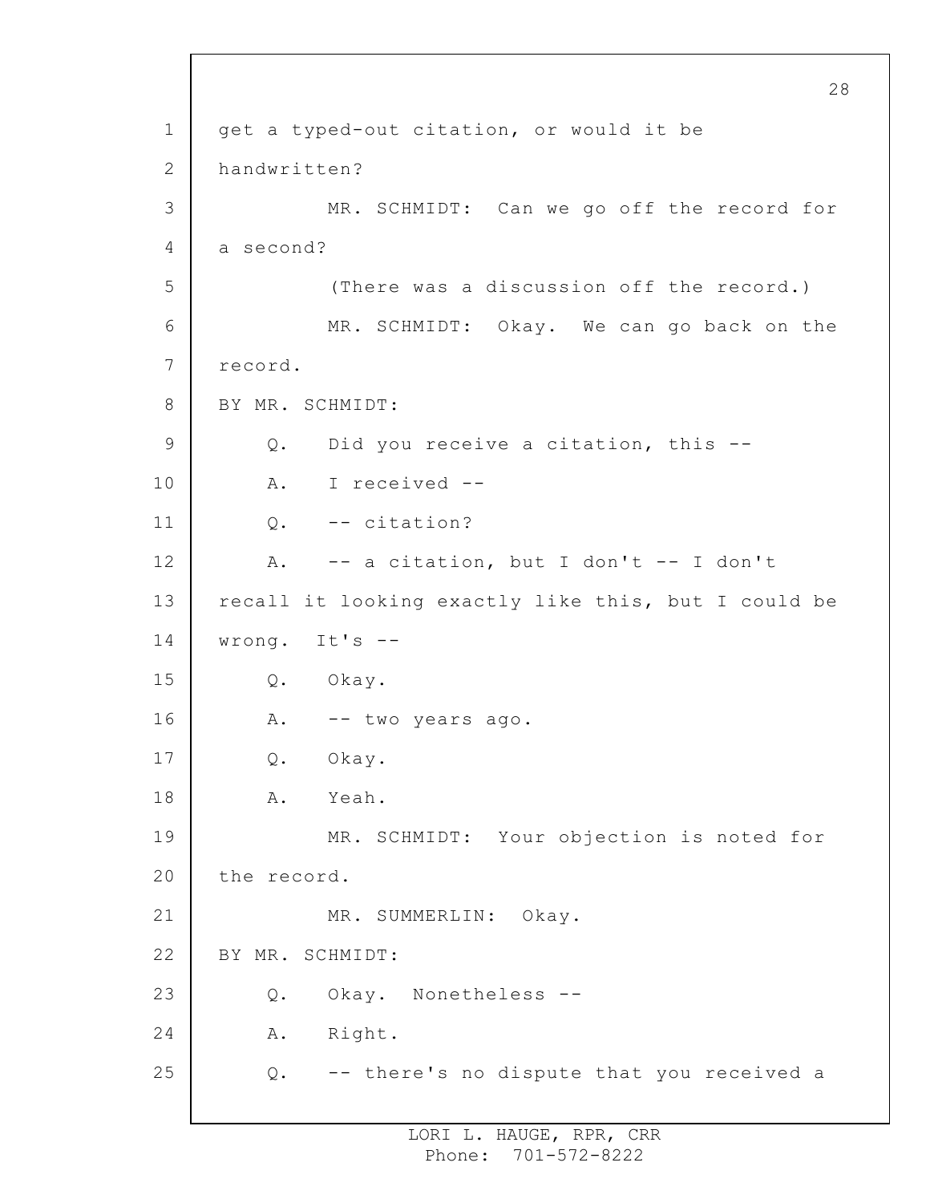get a typed-out citation, or would it be handwritten?

MR. SCHMIDT: Can we go off the record for a second?

(There was a discussion off the record.)

MR. SCHMIDT: Okay. We can go back on the record.

BY MR. SCHMIDT:

Q. Did you receive a citation, this --

A. I received --

Q. -- citation?

A. -- a citation, but I don't -- I don't recall it looking exactly like this, but I could be wrong. It's --

Q. Okay.

A. -- two years ago.

Q. Okay.

A. Yeah.

MR. SCHMIDT: Your objection is noted for the record.

MR. SUMMERLIN: Okay.

BY MR. SCHMIDT:

Q. Okay. Nonetheless --

A. Right.

Q. -- there's no dispute that you received a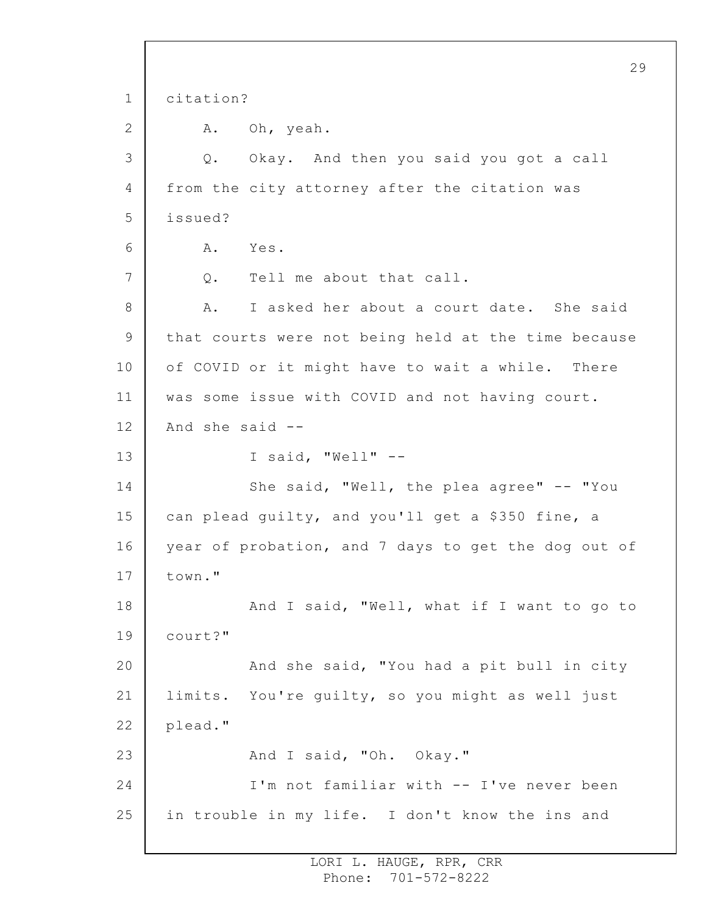citation?

A. Oh, yeah.

Q. Okay. And then you said you got a call from the city attorney after the citation was issued?

A. Yes.

Q. Tell me about that call.

A. I asked her about a court date. She said that courts were not being held at the time because of COVID or it might have to wait a while. There was some issue with COVID and not having court. And she said --

I said, "Well" --

She said, "Well, the plea agree" -- "You can plead guilty, and you'll get a $350 fine, a year of probation, and 7 days to get the dog out of town."

And I said, "Well, what if I want to go to court?"

And she said, "You had a pit bull in city limits. You're guilty, so you might as well just plead."

And I said, "Oh. Okay."

I'm not familiar with -- I've never been in trouble in my life. I don't know the ins and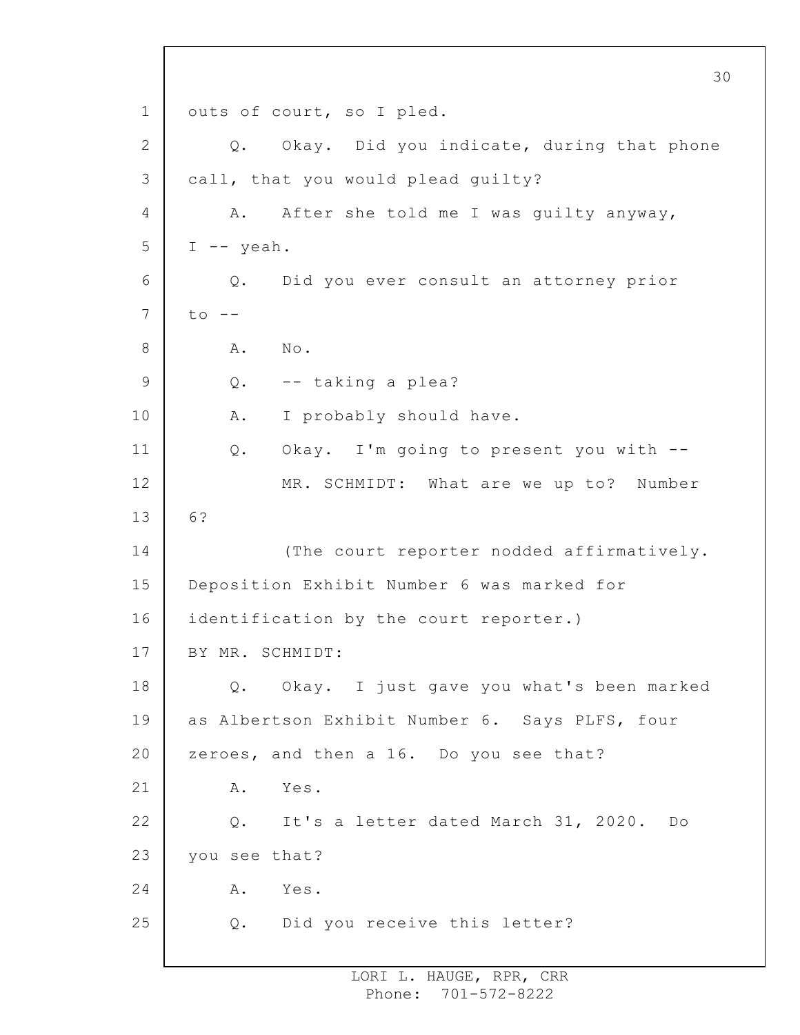outs of court, so I pled.

Q. Okay. Did you indicate, during that phone call, that you would plead guilty?

A. After she told me I was guilty anyway, I -- yeah.

Q. Did you ever consult an attorney prior to --

A. No.

Q. -- taking a plea?

A. I probably should have.

Q. Okay. I'm going to present you with --

MR. SCHMIDT: What are we up to? Number 6?

(The court reporter nodded affirmatively. Deposition Exhibit Number 6 was marked for identification by the court reporter.)

BY MR. SCHMIDT:

Q. Okay. I just gave you what's been marked as Albertson Exhibit Number 6. Says PLFS, four zeroes, and then a 16. Do you see that?

A. Yes.

Q. It's a letter dated March 31, 2020. Do you see that?

A. Yes.

Q. Did you receive this letter?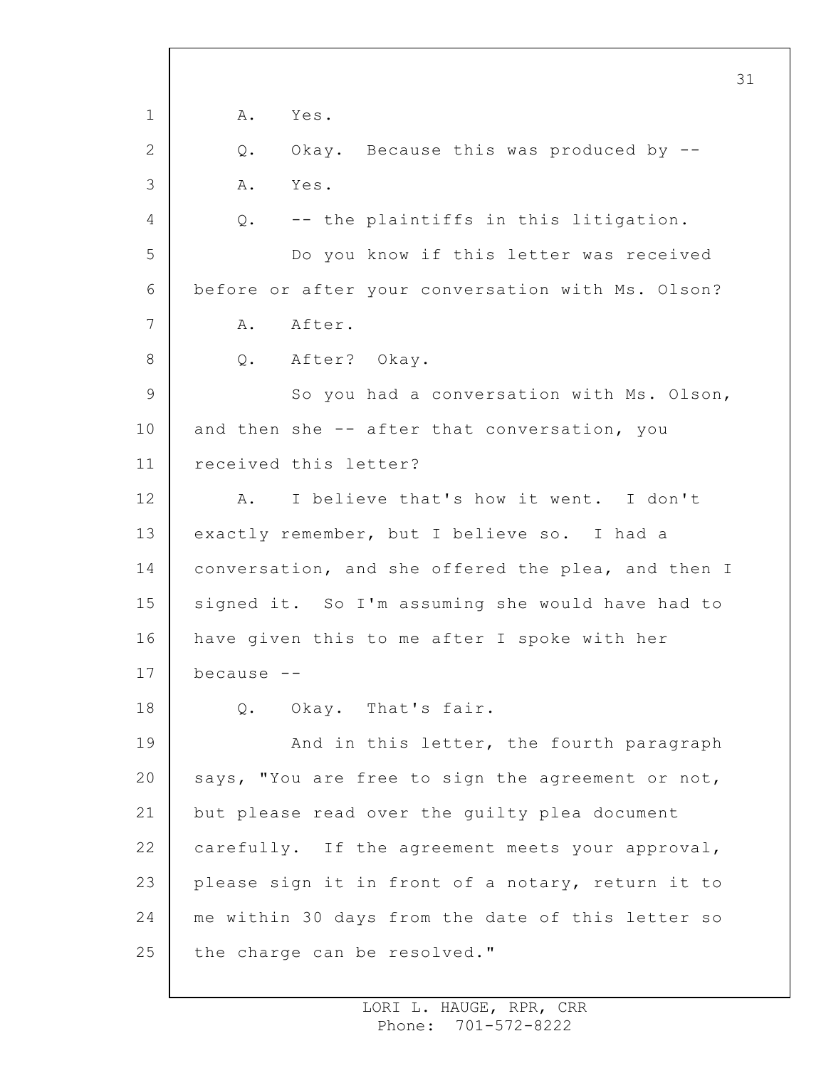A. Yes.

Q. Okay. Because this was produced by --

A. Yes.

Q. -- the plaintiffs in this litigation.

Do you know if this letter was received before or after your conversation with Ms. Olson?

A. After.

Q. After? Okay.

So you had a conversation with Ms. Olson, and then she -- after that conversation, you received this letter?

A. I believe that's how it went. I don't exactly remember, but I believe so. I had a conversation, and she offered the plea, and then I signed it. So I'm assuming she would have had to have given this to me after I spoke with her because --

Q. Okay. That's fair.

And in this letter, the fourth paragraph says, "You are free to sign the agreement or not, but please read over the guilty plea document carefully. If the agreement meets your approval, please sign it in front of a notary, return it to me within 30 days from the date of this letter so the charge can be resolved."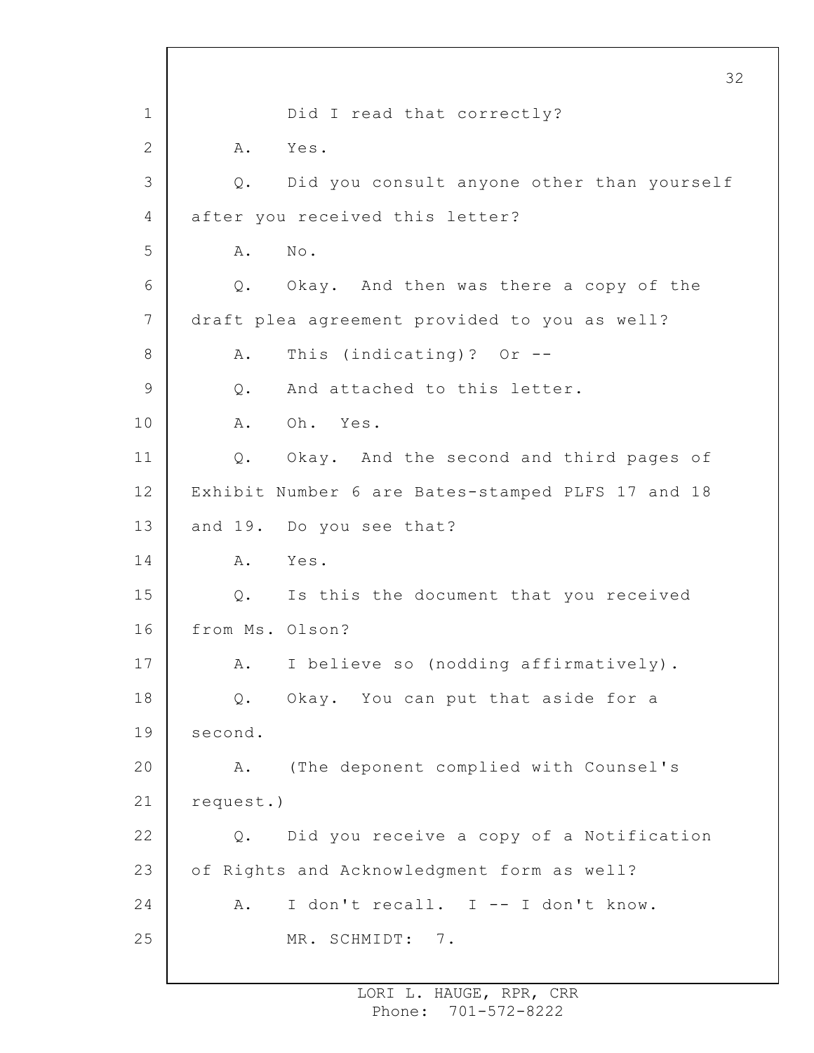Did I read that correctly?

A. Yes.

Q. Did you consult anyone other than yourself after you received this letter?

A. No.

Q. Okay. And then was there a copy of the draft plea agreement provided to you as well?

A. This (indicating)? Or --

Q. And attached to this letter.

A. Oh. Yes.

Q. Okay. And the second and third pages of Exhibit Number 6 are Bates-stamped PLFS 17 and 18 and 19. Do you see that?

A. Yes.

Q. Is this the document that you received from Ms. Olson?

A. I believe so (nodding affirmatively).

Q. Okay. You can put that aside for a second.

A. (The deponent complied with Counsel's request.)

Q. Did you receive a copy of a Notification of Rights and Acknowledgment form as well?

A. I don't recall. I -- I don't know.

MR. SCHMIDT: 7.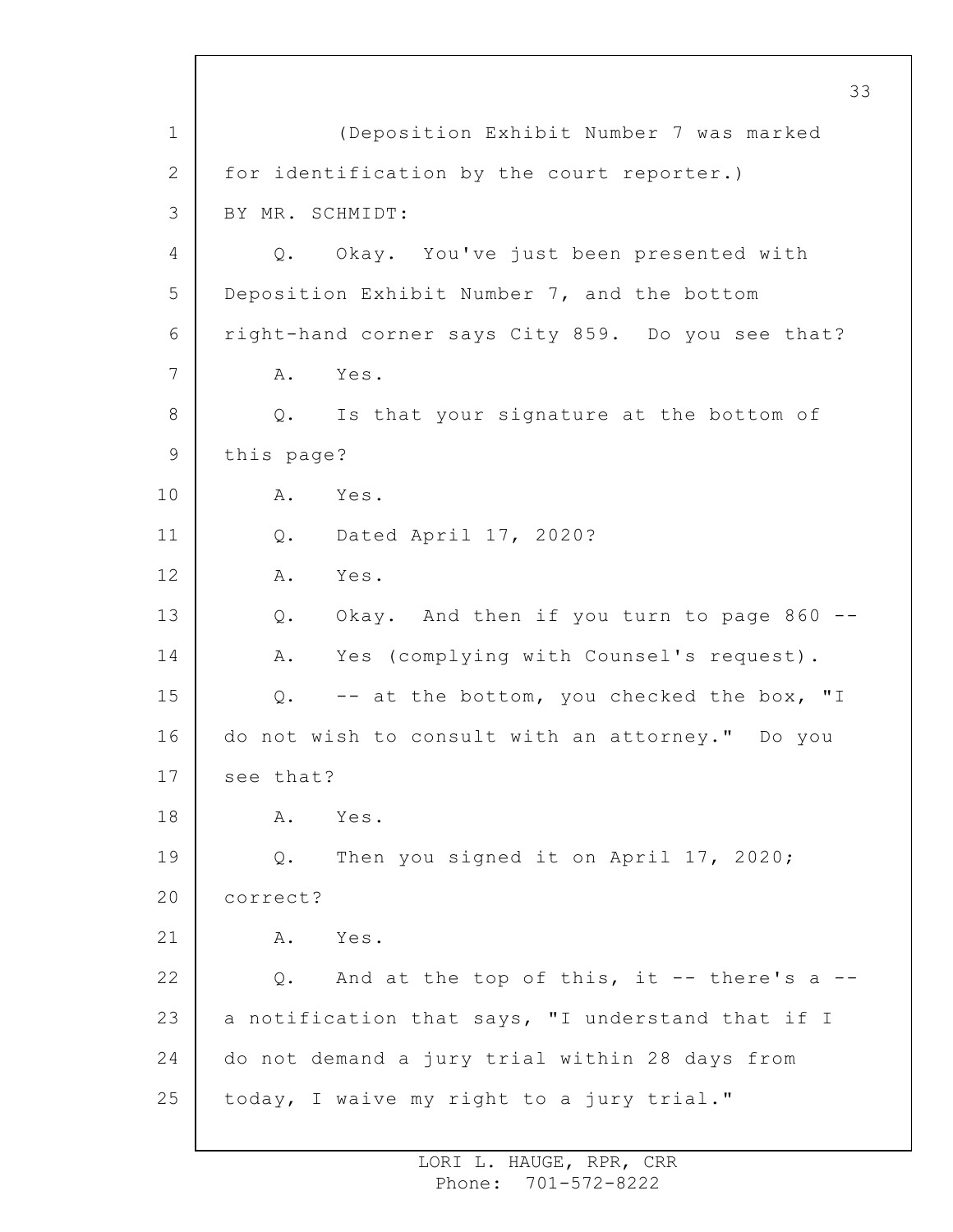(Deposition Exhibit Number 7 was marked for identification by the court reporter.)

BY MR. SCHMIDT:

Q. Okay. You've just been presented with Deposition Exhibit Number 7, and the bottom right-hand corner says City 859. Do you see that?

A. Yes.

Q. Is that your signature at the bottom of this page?

A. Yes.

Q. Dated April 17, 2020?

A. Yes.

Q. Okay. And then if you turn to page 860 --

A. Yes (complying with Counsel's request).

Q. -- at the bottom, you checked the box, "I do not wish to consult with an attorney." Do you see that?

A. Yes.

Q. Then you signed it on April 17, 2020; correct?

A. Yes.

Q. And at the top of this, it -- there's a -- a notification that says, "I understand that if I do not demand a jury trial within 28 days from today, I waive my right to a jury trial."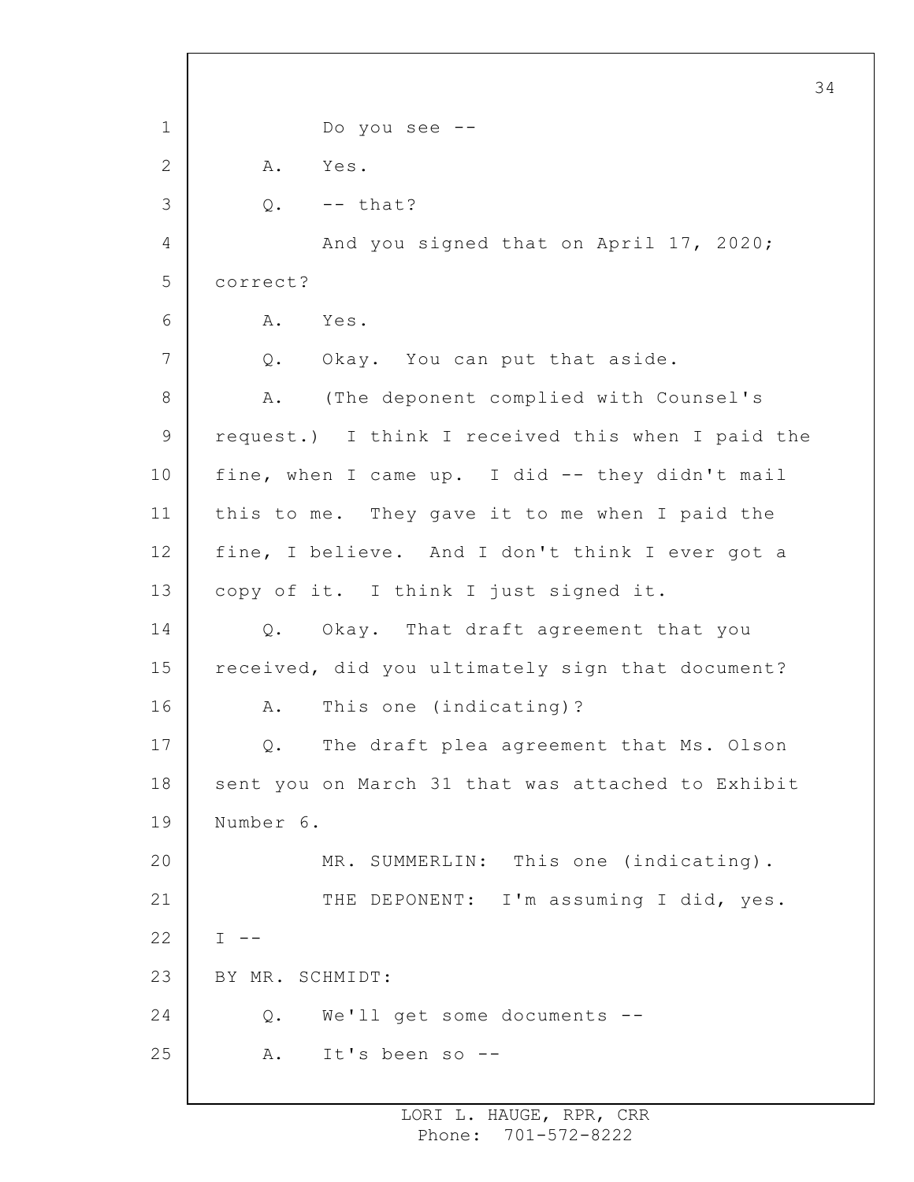Do you see --

A. Yes.

Q. -- that?

And you signed that on April 17, 2020; correct?

A. Yes.

Q. Okay. You can put that aside.

A. (The deponent complied with Counsel's request.) I think I received this when I paid the fine, when I came up. I did -- they didn't mail this to me. They gave it to me when I paid the fine, I believe. And I don't think I ever got a copy of it. I think I just signed it.

Q. Okay. That draft agreement that you received, did you ultimately sign that document?

A. This one (indicating)?

Q. The draft plea agreement that Ms. Olson sent you on March 31 that was attached to Exhibit Number 6.

MR. SUMMERLIN: This one (indicating).

THE DEPONENT: I'm assuming I did, yes. I --

BY MR. SCHMIDT:

Q. We'll get some documents --

A. It's been so --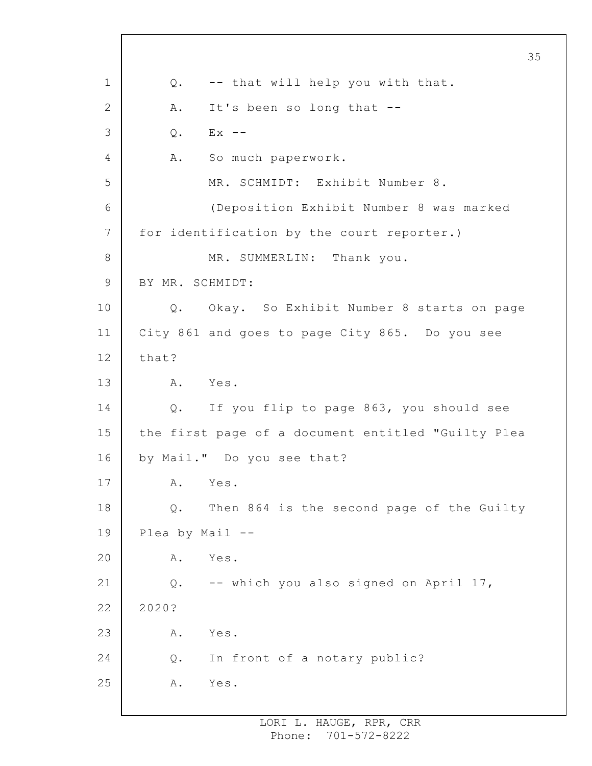Q. -- that will help you with that.

A. It's been so long that --

Q. Ex --

A. So much paperwork.

MR. SCHMIDT: Exhibit Number 8.

(Deposition Exhibit Number 8 was marked for identification by the court reporter.)

MR. SUMMERLIN: Thank you.

BY MR. SCHMIDT:

Q. Okay. So Exhibit Number 8 starts on page City 861 and goes to page City 865. Do you see that?

A. Yes.

Q. If you flip to page 863, you should see the first page of a document entitled "Guilty Plea by Mail." Do you see that?

A. Yes.

Q. Then 864 is the second page of the Guilty Plea by Mail --

A. Yes.

Q. -- which you also signed on April 17, 2020?

A. Yes.

Q. In front of a notary public?

A. Yes.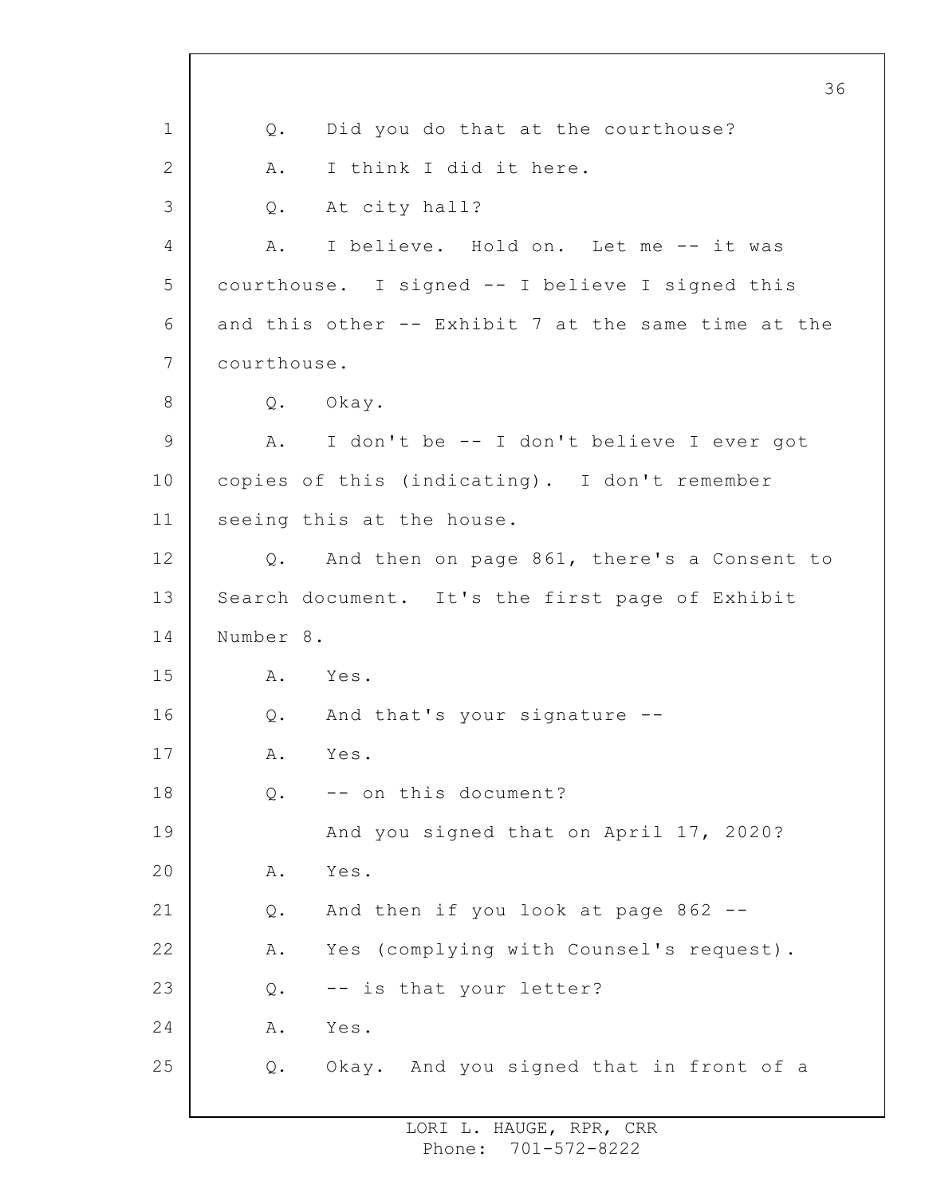1 Q. Did you do that at the courthouse?

2 A. I think I did it here.

3 Q. At city hall?

4 A. I believe. Hold on. Let me -- it was

5 courthouse. I signed -- I believe I signed this

6 and this other -- Exhibit 7 at the same time at the

7 courthouse.

8 Q. Okay.

9 A. I don't be -- I don't believe I ever got

10 copies of this (indicating). I don't remember

11 seeing this at the house.

12 Q. And then on page 861, there's a Consent to

13 Search document. It's the first page of Exhibit

14 Number 8.

15 A. Yes.

16 Q. And that's your signature --

17 A. Yes.

18 Q. -- on this document?

19 And you signed that on April 17, 2020?

20 A. Yes.

21 Q. And then if you look at page 862 --

22 A. Yes (complying with Counsel's request).

23 Q. -- is that your letter?

24 A. Yes.

25 Q. Okay. And you signed that in front of a

LORI L. HAUGE, RPR, CRR
Phone: 701-572-8222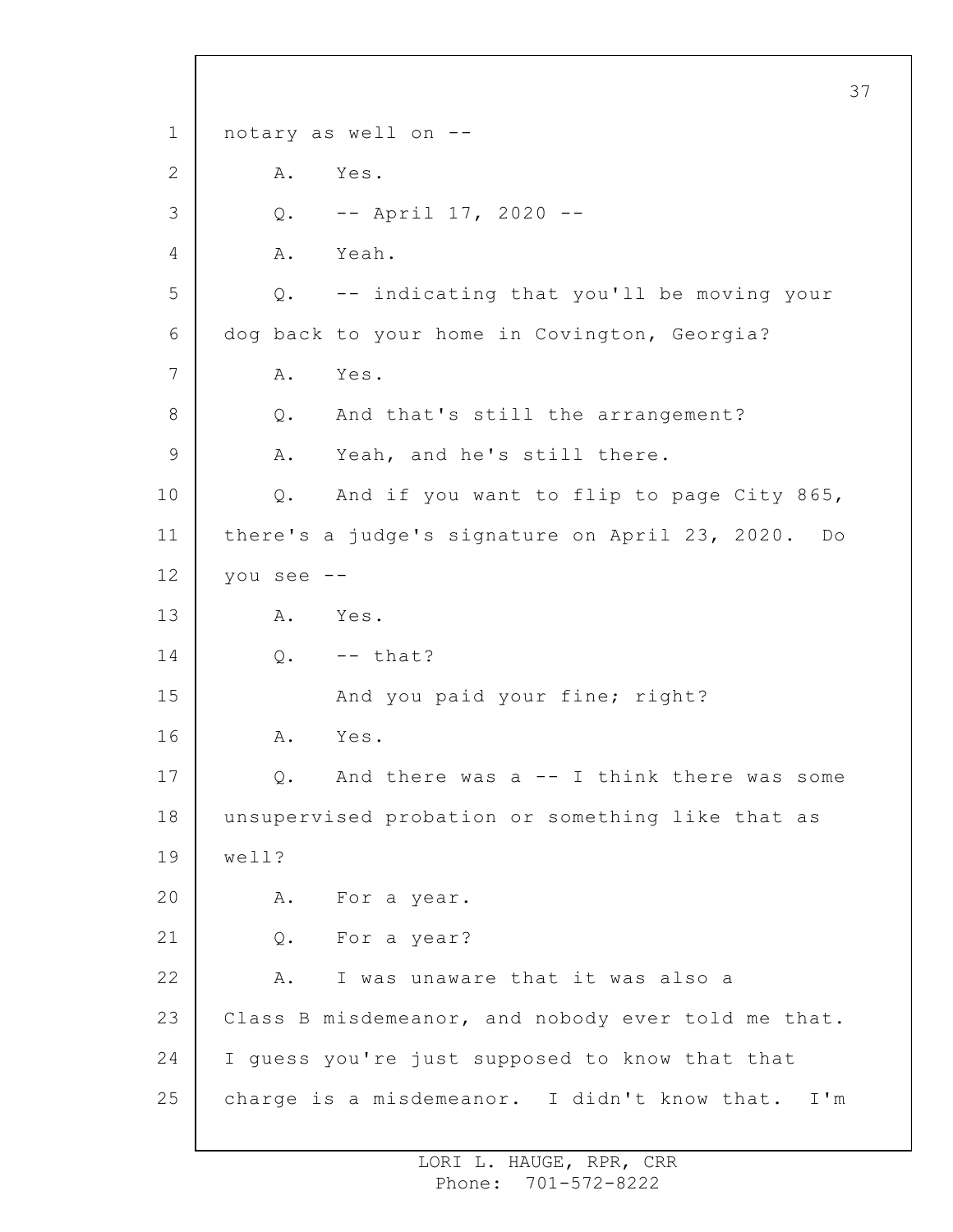notary as well on --

A. Yes.

Q. -- April 17, 2020 --

A. Yeah.

Q. -- indicating that you'll be moving your dog back to your home in Covington, Georgia?

A. Yes.

Q. And that's still the arrangement?

A. Yeah, and he's still there.

Q. And if you want to flip to page City 865, there's a judge's signature on April 23, 2020. Do you see --

A. Yes.

Q. -- that?

And you paid your fine; right?

A. Yes.

Q. And there was a -- I think there was some unsupervised probation or something like that as well?

A. For a year.

Q. For a year?

A. I was unaware that it was also a Class B misdemeanor, and nobody ever told me that. I guess you're just supposed to know that that charge is a misdemeanor. I didn't know that. I'm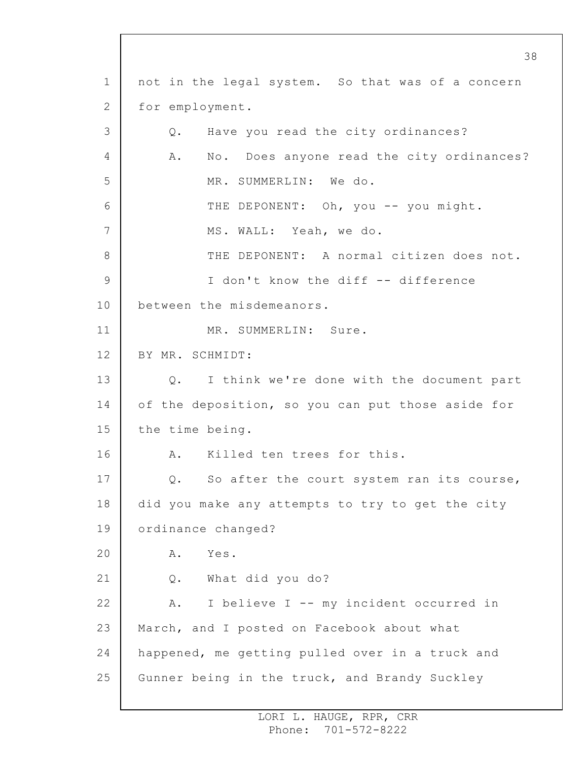not in the legal system. So that was of a concern for employment.

Q. Have you read the city ordinances?

A. No. Does anyone read the city ordinances?

MR. SUMMERLIN: We do.

THE DEPONENT: Oh, you -- you might.

MS. WALL: Yeah, we do.

THE DEPONENT: A normal citizen does not.

I don't know the diff -- difference between the misdemeanors.

MR. SUMMERLIN: Sure.

BY MR. SCHMIDT:

Q. I think we're done with the document part of the deposition, so you can put those aside for the time being.

A. Killed ten trees for this.

Q. So after the court system ran its course, did you make any attempts to try to get the city ordinance changed?

A. Yes.

Q. What did you do?

A. I believe I -- my incident occurred in March, and I posted on Facebook about what happened, me getting pulled over in a truck and Gunner being in the truck, and Brandy Suckley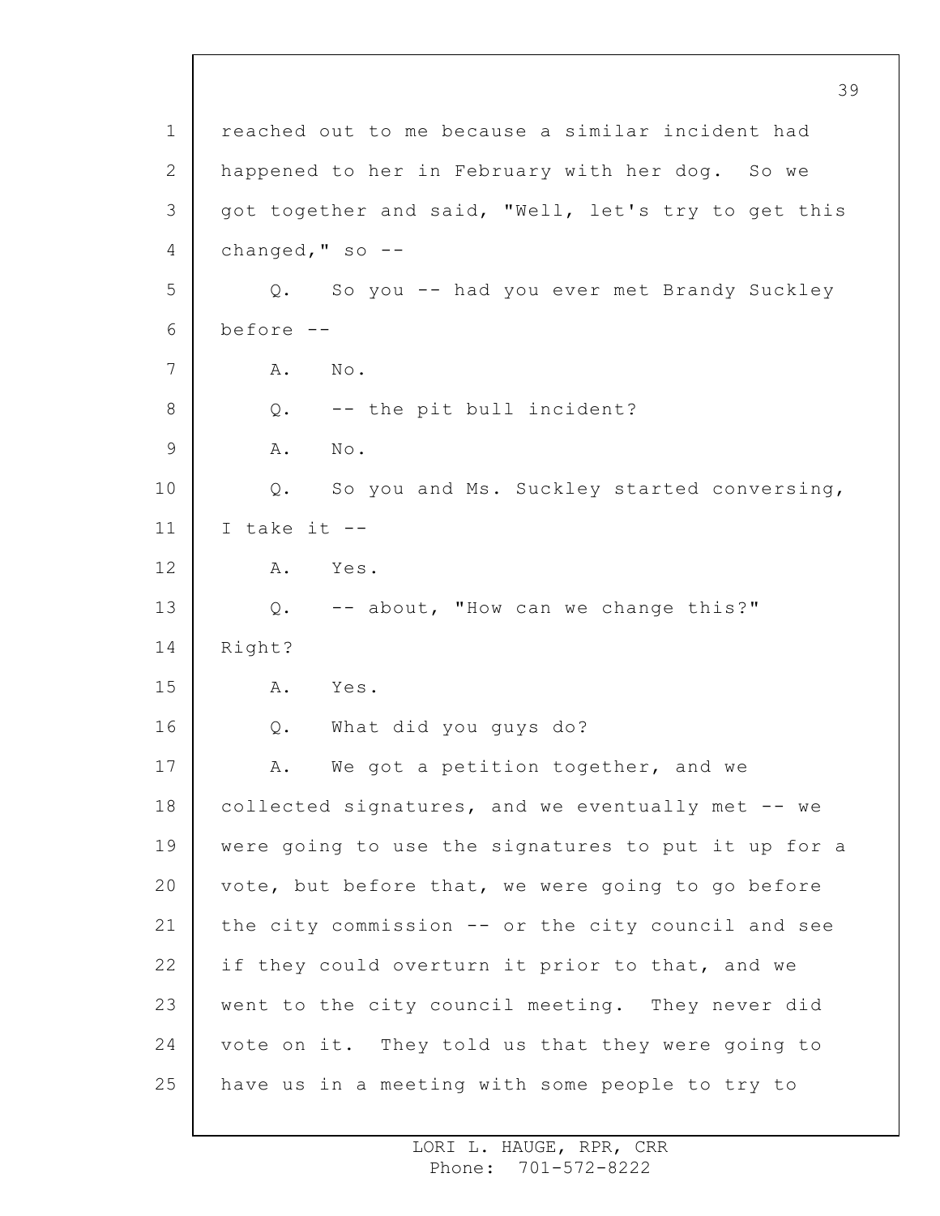reached out to me because a similar incident had happened to her in February with her dog. So we got together and said, "Well, let's try to get this changed," so --

Q. So you -- had you ever met Brandy Suckley before --

A. No.

Q. -- the pit bull incident?

A. No.

Q. So you and Ms. Suckley started conversing, I take it --

A. Yes.

Q. -- about, "How can we change this?" Right?

A. Yes.

Q. What did you guys do?

A. We got a petition together, and we collected signatures, and we eventually met -- we were going to use the signatures to put it up for a vote, but before that, we were going to go before the city commission -- or the city council and see if they could overturn it prior to that, and we went to the city council meeting. They never did vote on it. They told us that they were going to have us in a meeting with some people to try to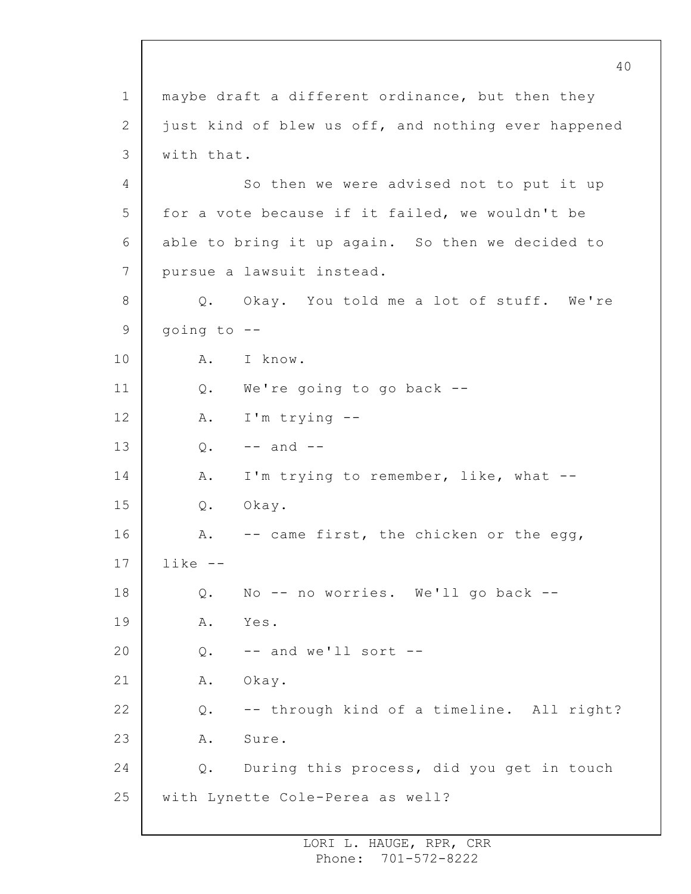maybe draft a different ordinance, but then they just kind of blew us off, and nothing ever happened with that.

So then we were advised not to put it up for a vote because if it failed, we wouldn't be able to bring it up again. So then we decided to pursue a lawsuit instead.

Q. Okay. You told me a lot of stuff. We're going to --

A. I know.

Q. We're going to go back --

A. I'm trying --

Q. -- and --

A. I'm trying to remember, like, what --

Q. Okay.

A. -- came first, the chicken or the egg, like --

Q. No -- no worries. We'll go back --

A. Yes.

Q. -- and we'll sort --

A. Okay.

Q. -- through kind of a timeline. All right?

A. Sure.

Q. During this process, did you get in touch with Lynette Cole-Perea as well?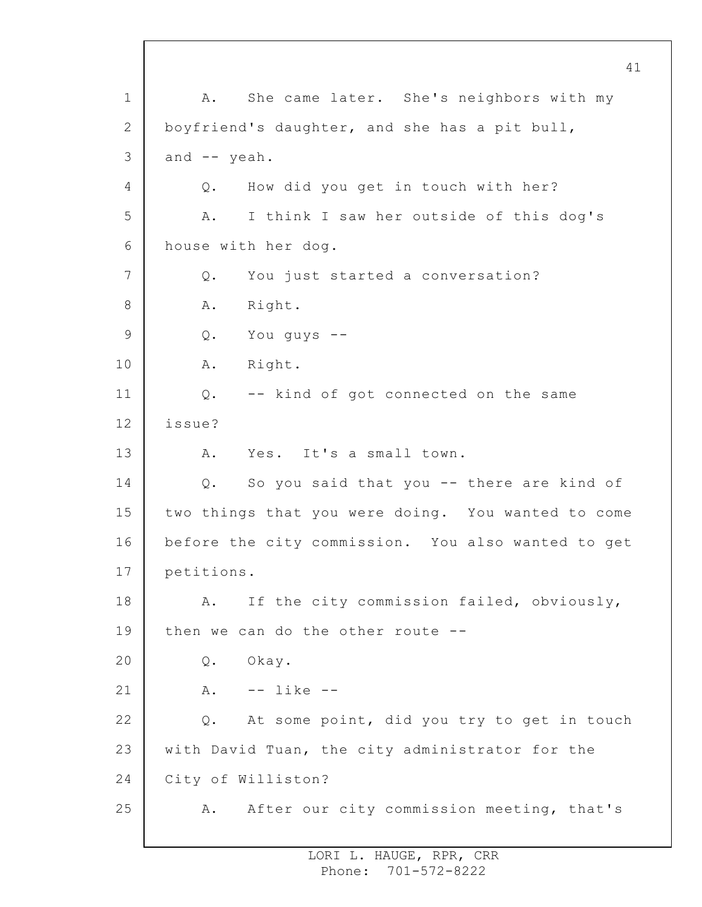A. She came later. She's neighbors with my boyfriend's daughter, and she has a pit bull, and -- yeah.

Q. How did you get in touch with her?

A. I think I saw her outside of this dog's house with her dog.

Q. You just started a conversation?

A. Right.

Q. You guys --

A. Right.

Q. -- kind of got connected on the same issue?

A. Yes. It's a small town.

Q. So you said that you -- there are kind of two things that you were doing. You wanted to come before the city commission. You also wanted to get petitions.

A. If the city commission failed, obviously, then we can do the other route --

Q. Okay.

A. -- like --

Q. At some point, did you try to get in touch with David Tuan, the city administrator for the City of Williston?

A. After our city commission meeting, that's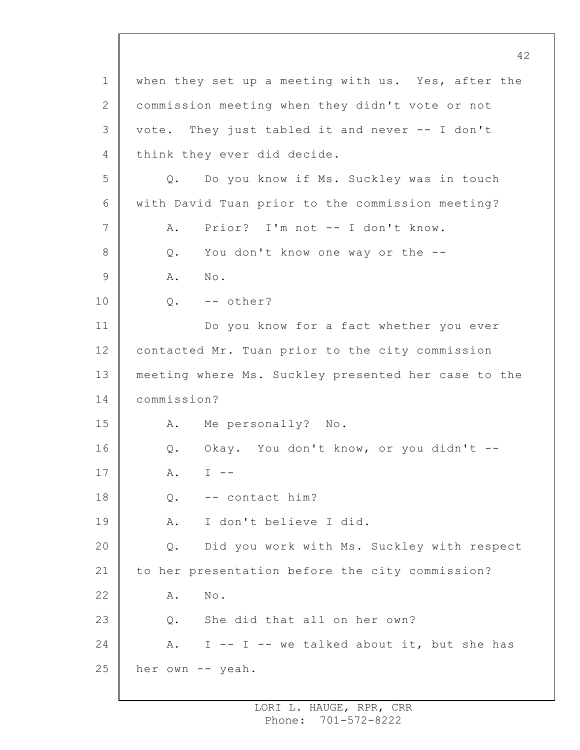1 when they set up a meeting with us. Yes, after the
2 commission meeting when they didn't vote or not
3 vote. They just tabled it and never -- I don't
4 think they ever did decide.

5 Q. Do you know if Ms. Suckley was in touch
6 with David Tuan prior to the commission meeting?

7 A. Prior? I'm not -- I don't know.

8 Q. You don't know one way or the --

9 A. No.

10 Q. -- other?

11 Do you know for a fact whether you ever
12 contacted Mr. Tuan prior to the city commission
13 meeting where Ms. Suckley presented her case to the
14 commission?

15 A. Me personally? No.

16 Q. Okay. You don't know, or you didn't --

17 A. I --

18 Q. -- contact him?

19 A. I don't believe I did.

20 Q. Did you work with Ms. Suckley with respect
21 to her presentation before the city commission?

22 A. No.

23 Q. She did that all on her own?

24 A. I -- I -- we talked about it, but she has
25 her own -- yeah.

LORI L. HAUGE, RPR, CRR
Phone: 701-572-8222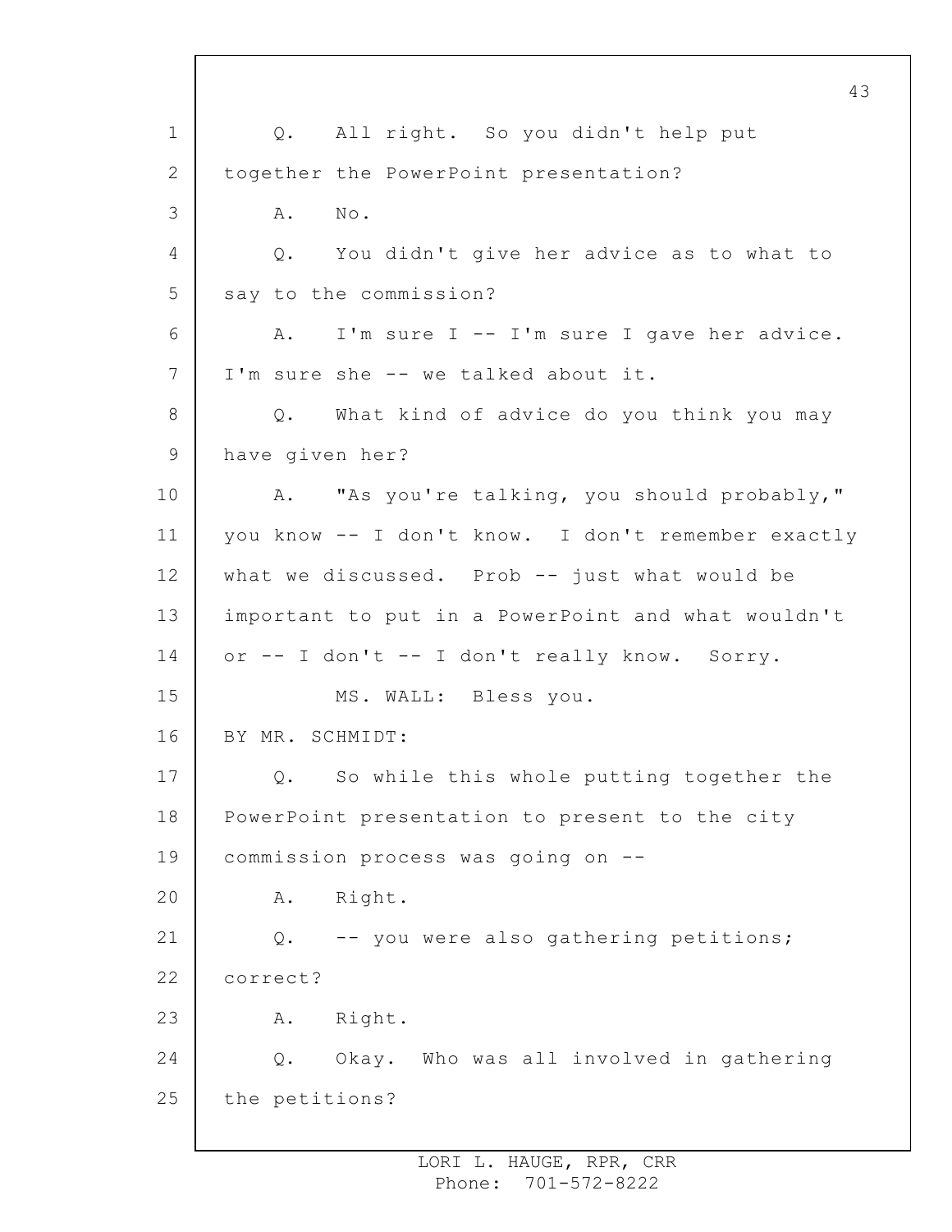Q. All right. So you didn't help put together the PowerPoint presentation?

A. No.

Q. You didn't give her advice as to what to say to the commission?

A. I'm sure I -- I'm sure I gave her advice. I'm sure she -- we talked about it.

Q. What kind of advice do you think you may have given her?

A. "As you're talking, you should probably," you know -- I don't know. I don't remember exactly what we discussed. Prob -- just what would be important to put in a PowerPoint and what wouldn't or -- I don't -- I don't really know. Sorry.

MS. WALL: Bless you.

BY MR. SCHMIDT:

Q. So while this whole putting together the PowerPoint presentation to present to the city commission process was going on --

A. Right.

Q. -- you were also gathering petitions; correct?

A. Right.

Q. Okay. Who was all involved in gathering the petitions?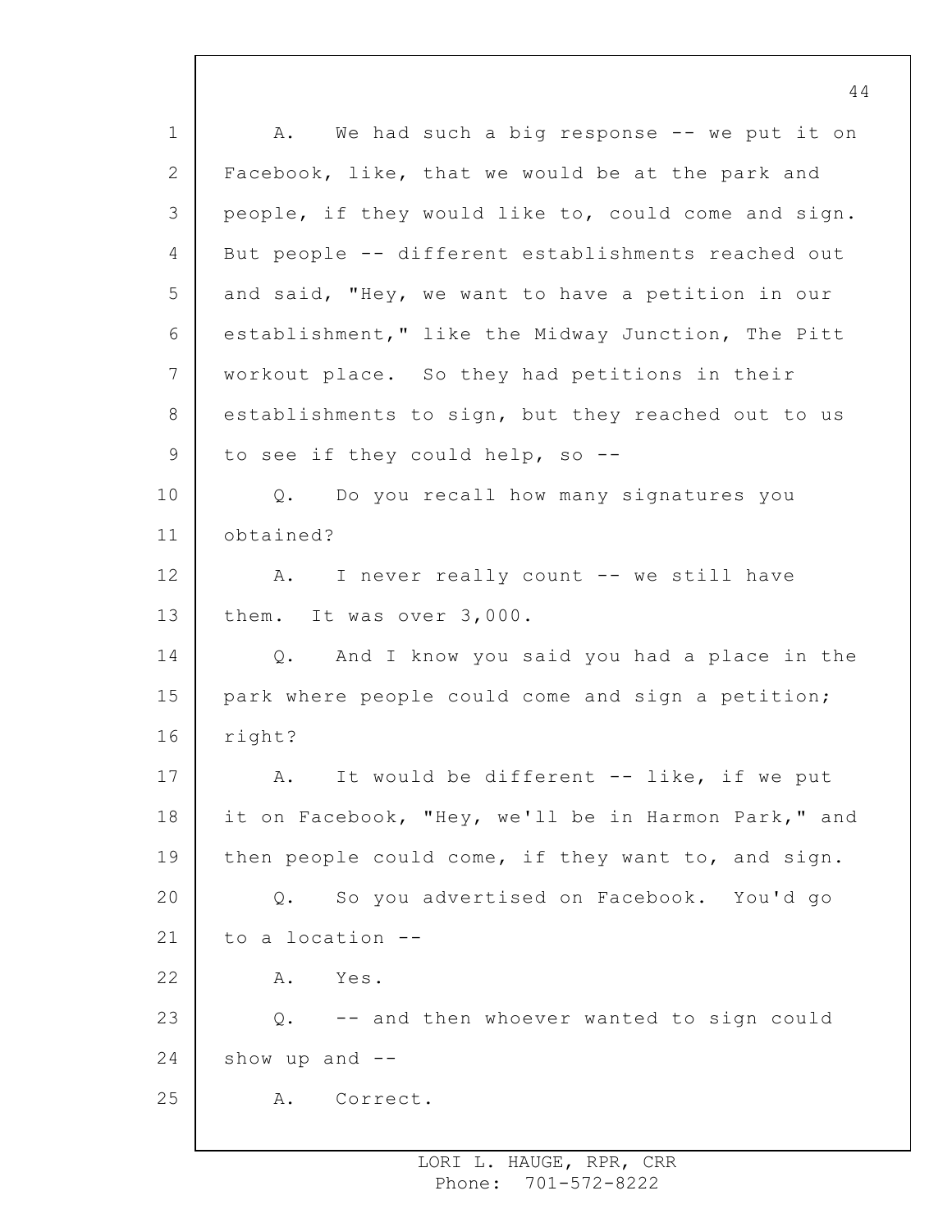A. We had such a big response -- we put it on Facebook, like, that we would be at the park and people, if they would like to, could come and sign. But people -- different establishments reached out and said, "Hey, we want to have a petition in our establishment," like the Midway Junction, The Pitt workout place. So they had petitions in their establishments to sign, but they reached out to us to see if they could help, so --

Q. Do you recall how many signatures you obtained?

A. I never really count -- we still have them. It was over 3,000.

Q. And I know you said you had a place in the park where people could come and sign a petition; right?

A. It would be different -- like, if we put it on Facebook, "Hey, we'll be in Harmon Park," and then people could come, if they want to, and sign.

Q. So you advertised on Facebook. You'd go to a location --

A. Yes.

Q. -- and then whoever wanted to sign could show up and --

A. Correct.

LORI L. HAUGE, RPR, CRR
Phone: 701-572-8222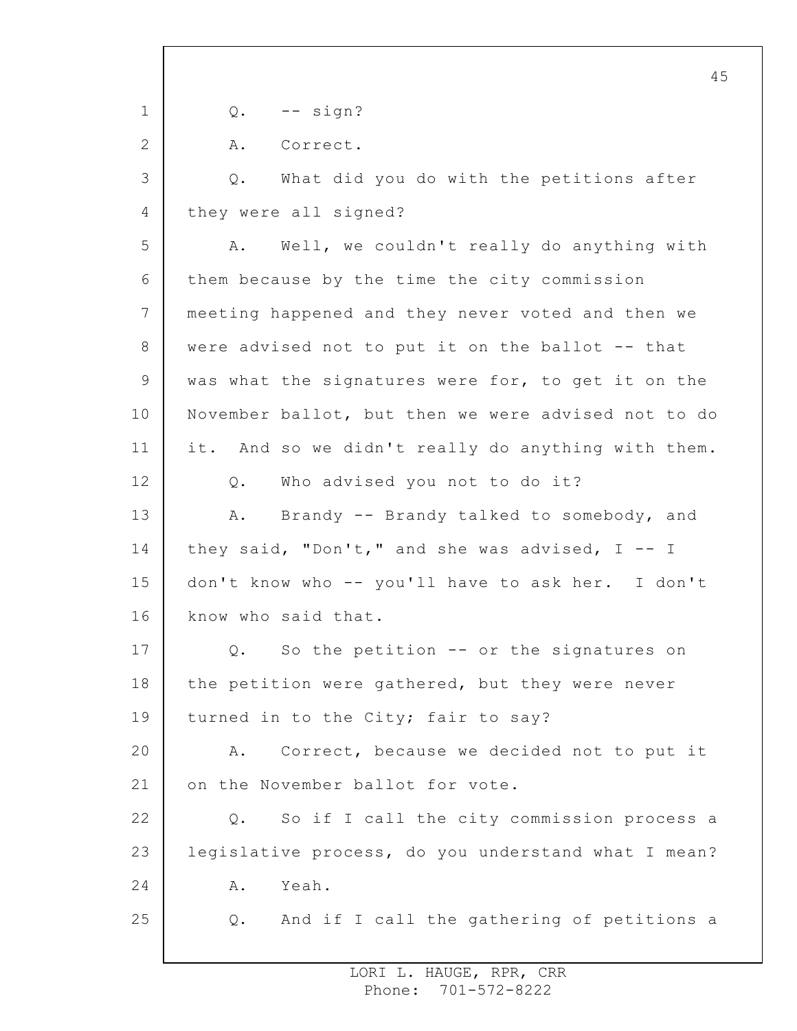Q. -- sign?

A. Correct.

Q. What did you do with the petitions after they were all signed?

A. Well, we couldn't really do anything with them because by the time the city commission meeting happened and they never voted and then we were advised not to put it on the ballot -- that was what the signatures were for, to get it on the November ballot, but then we were advised not to do it. And so we didn't really do anything with them.

Q. Who advised you not to do it?

A. Brandy -- Brandy talked to somebody, and they said, "Don't," and she was advised, I -- I don't know who -- you'll have to ask her. I don't know who said that.

Q. So the petition -- or the signatures on the petition were gathered, but they were never turned in to the City; fair to say?

A. Correct, because we decided not to put it on the November ballot for vote.

Q. So if I call the city commission process a legislative process, do you understand what I mean?

A. Yeah.

Q. And if I call the gathering of petitions a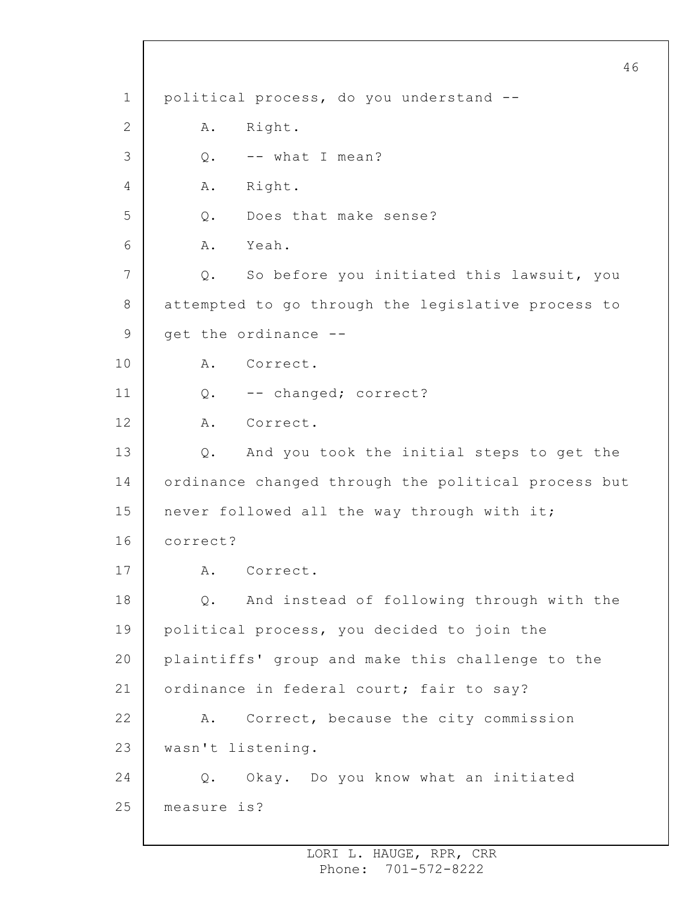political process, do you understand --

A. Right.

Q. -- what I mean?

A. Right.

Q. Does that make sense?

A. Yeah.

Q. So before you initiated this lawsuit, you attempted to go through the legislative process to get the ordinance --

A. Correct.

Q. -- changed; correct?

A. Correct.

Q. And you took the initial steps to get the ordinance changed through the political process but never followed all the way through with it; correct?

A. Correct.

Q. And instead of following through with the political process, you decided to join the plaintiffs' group and make this challenge to the ordinance in federal court; fair to say?

A. Correct, because the city commission wasn't listening.

Q. Okay. Do you know what an initiated measure is?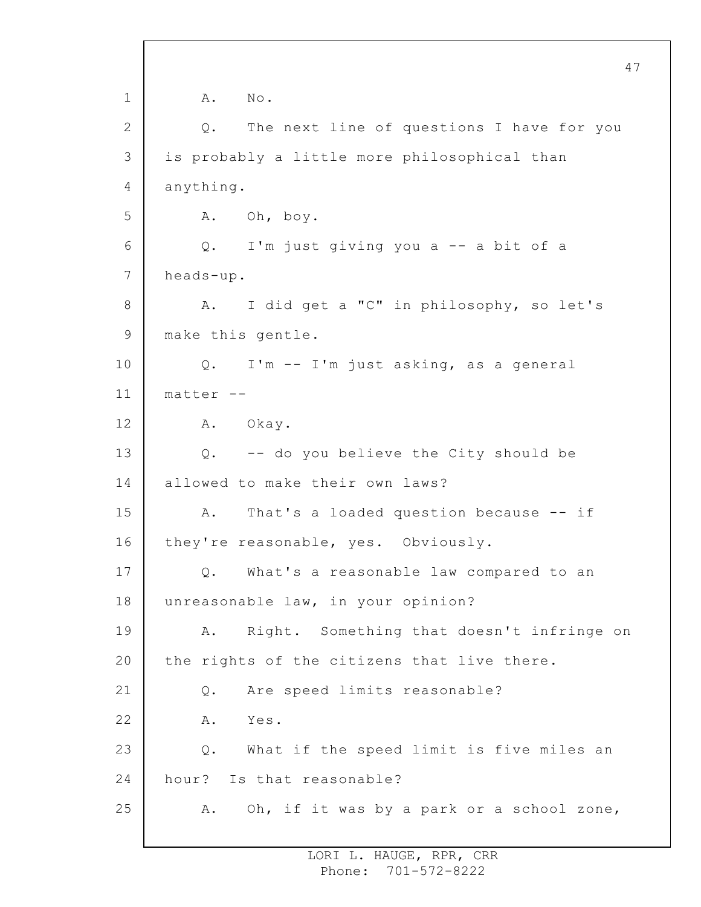A. No.

Q. The next line of questions I have for you is probably a little more philosophical than anything.

A. Oh, boy.

Q. I'm just giving you a -- a bit of a heads-up.

A. I did get a "C" in philosophy, so let's make this gentle.

Q. I'm -- I'm just asking, as a general matter --

A. Okay.

Q. -- do you believe the City should be allowed to make their own laws?

A. That's a loaded question because -- if they're reasonable, yes. Obviously.

Q. What's a reasonable law compared to an unreasonable law, in your opinion?

A. Right. Something that doesn't infringe on the rights of the citizens that live there.

Q. Are speed limits reasonable?

A. Yes.

Q. What if the speed limit is five miles an hour? Is that reasonable?

A. Oh, if it was by a park or a school zone,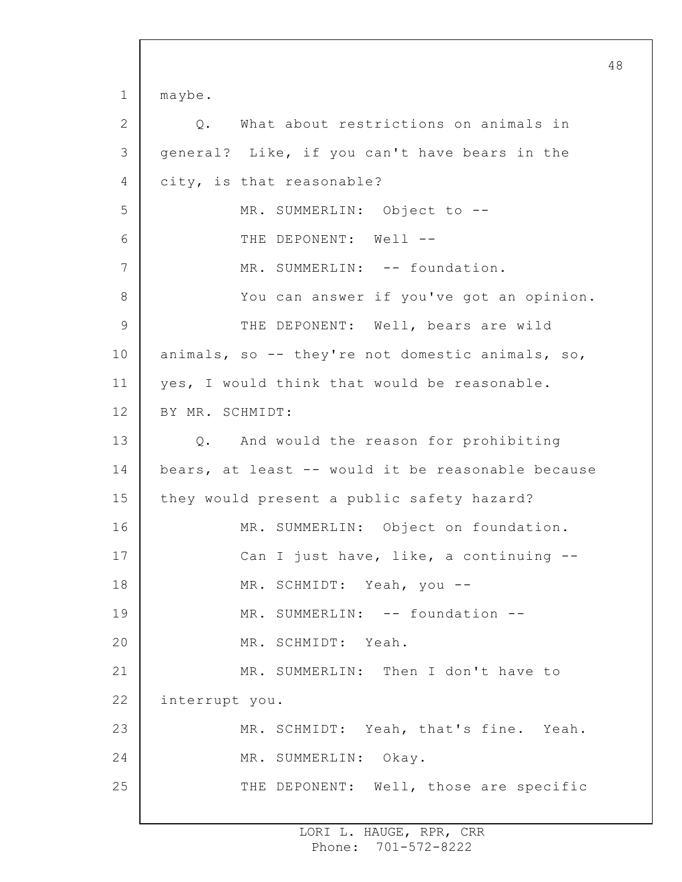maybe.

Q. What about restrictions on animals in general? Like, if you can't have bears in the city, is that reasonable?

MR. SUMMERLIN: Object to --

THE DEPONENT: Well --

MR. SUMMERLIN: -- foundation.

You can answer if you've got an opinion.

THE DEPONENT: Well, bears are wild animals, so -- they're not domestic animals, so, yes, I would think that would be reasonable.

BY MR. SCHMIDT:

Q. And would the reason for prohibiting bears, at least -- would it be reasonable because they would present a public safety hazard?

MR. SUMMERLIN: Object on foundation.

Can I just have, like, a continuing --

MR. SCHMIDT: Yeah, you --

MR. SUMMERLIN: -- foundation --

MR. SCHMIDT: Yeah.

MR. SUMMERLIN: Then I don't have to interrupt you.

MR. SCHMIDT: Yeah, that's fine. Yeah.

MR. SUMMERLIN: Okay.

THE DEPONENT: Well, those are specific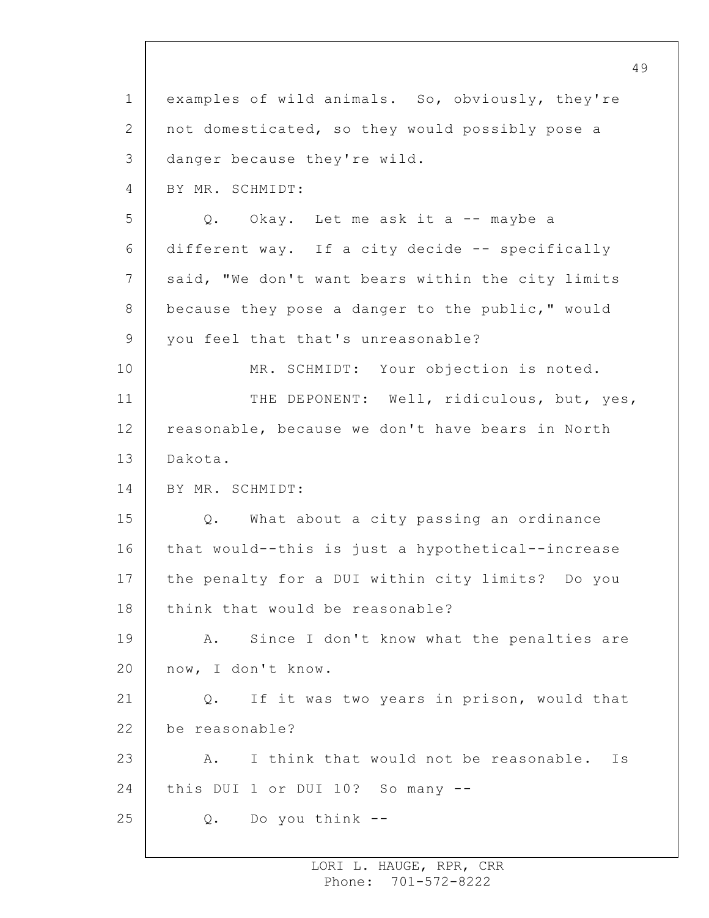examples of wild animals. So, obviously, they're not domesticated, so they would possibly pose a danger because they're wild.

BY MR. SCHMIDT:

Q. Okay. Let me ask it a -- maybe a different way. If a city decide -- specifically said, "We don't want bears within the city limits because they pose a danger to the public," would you feel that that's unreasonable?

MR. SCHMIDT: Your objection is noted.

THE DEPONENT: Well, ridiculous, but, yes, reasonable, because we don't have bears in North Dakota.

BY MR. SCHMIDT:

Q. What about a city passing an ordinance that would--this is just a hypothetical--increase the penalty for a DUI within city limits? Do you think that would be reasonable?

A. Since I don't know what the penalties are now, I don't know.

Q. If it was two years in prison, would that be reasonable?

A. I think that would not be reasonable. Is this DUI 1 or DUI 10? So many --

Q. Do you think --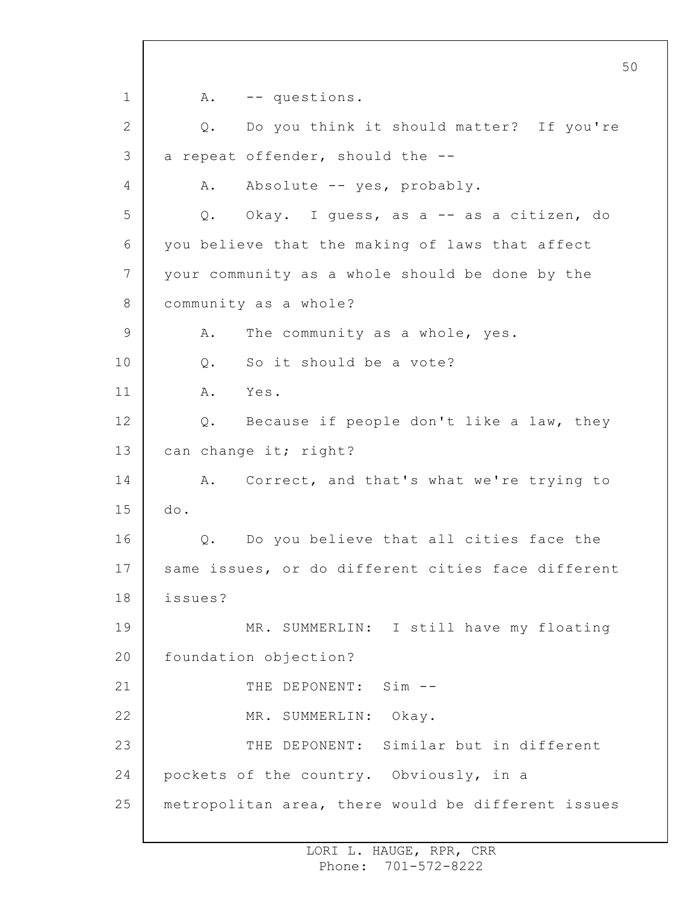A. -- questions.

Q. Do you think it should matter? If you're a repeat offender, should the --

A. Absolute -- yes, probably.

Q. Okay. I guess, as a -- as a citizen, do you believe that the making of laws that affect your community as a whole should be done by the community as a whole?

A. The community as a whole, yes.

Q. So it should be a vote?

A. Yes.

Q. Because if people don't like a law, they can change it; right?

A. Correct, and that's what we're trying to do.

Q. Do you believe that all cities face the same issues, or do different cities face different issues?

MR. SUMMERLIN: I still have my floating foundation objection?

THE DEPONENT: Sim --

MR. SUMMERLIN: Okay.

THE DEPONENT: Similar but in different pockets of the country. Obviously, in a metropolitan area, there would be different issues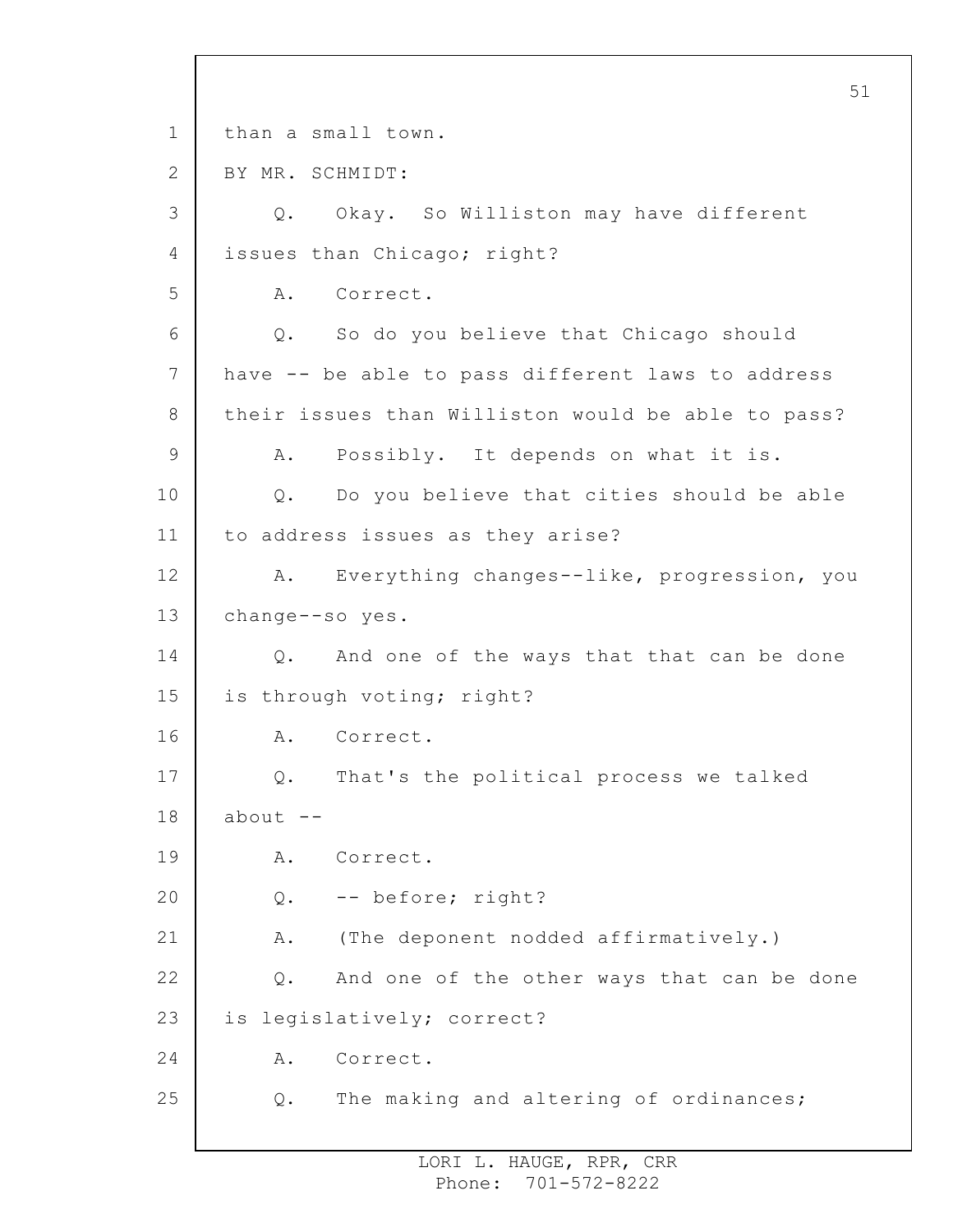than a small town.

BY MR. SCHMIDT:

Q. Okay. So Williston may have different issues than Chicago; right?

A. Correct.

Q. So do you believe that Chicago should have -- be able to pass different laws to address their issues than Williston would be able to pass?

A. Possibly. It depends on what it is.

Q. Do you believe that cities should be able to address issues as they arise?

A. Everything changes--like, progression, you change--so yes.

Q. And one of the ways that that can be done is through voting; right?

A. Correct.

Q. That's the political process we talked about --

A. Correct.

Q. -- before; right?

A. (The deponent nodded affirmatively.)

Q. And one of the other ways that can be done is legislatively; correct?

A. Correct.

Q. The making and altering of ordinances;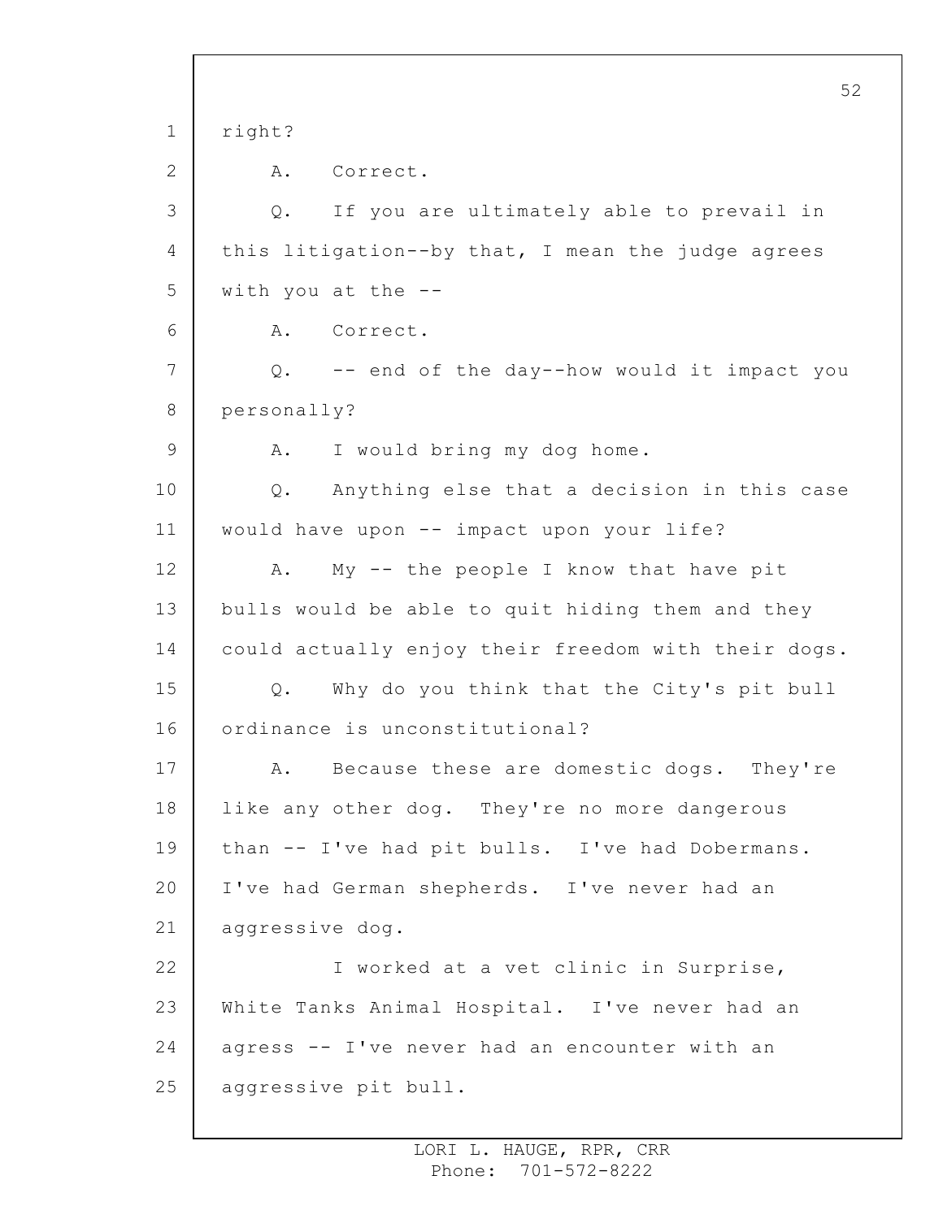right?

A. Correct.

Q. If you are ultimately able to prevail in this litigation--by that, I mean the judge agrees with you at the --

A. Correct.

Q. -- end of the day--how would it impact you personally?

A. I would bring my dog home.

Q. Anything else that a decision in this case would have upon -- impact upon your life?

A. My -- the people I know that have pit bulls would be able to quit hiding them and they could actually enjoy their freedom with their dogs.

Q. Why do you think that the City's pit bull ordinance is unconstitutional?

A. Because these are domestic dogs. They're like any other dog. They're no more dangerous than -- I've had pit bulls. I've had Dobermans. I've had German shepherds. I've never had an aggressive dog.

I worked at a vet clinic in Surprise, White Tanks Animal Hospital. I've never had an agress -- I've never had an encounter with an aggressive pit bull.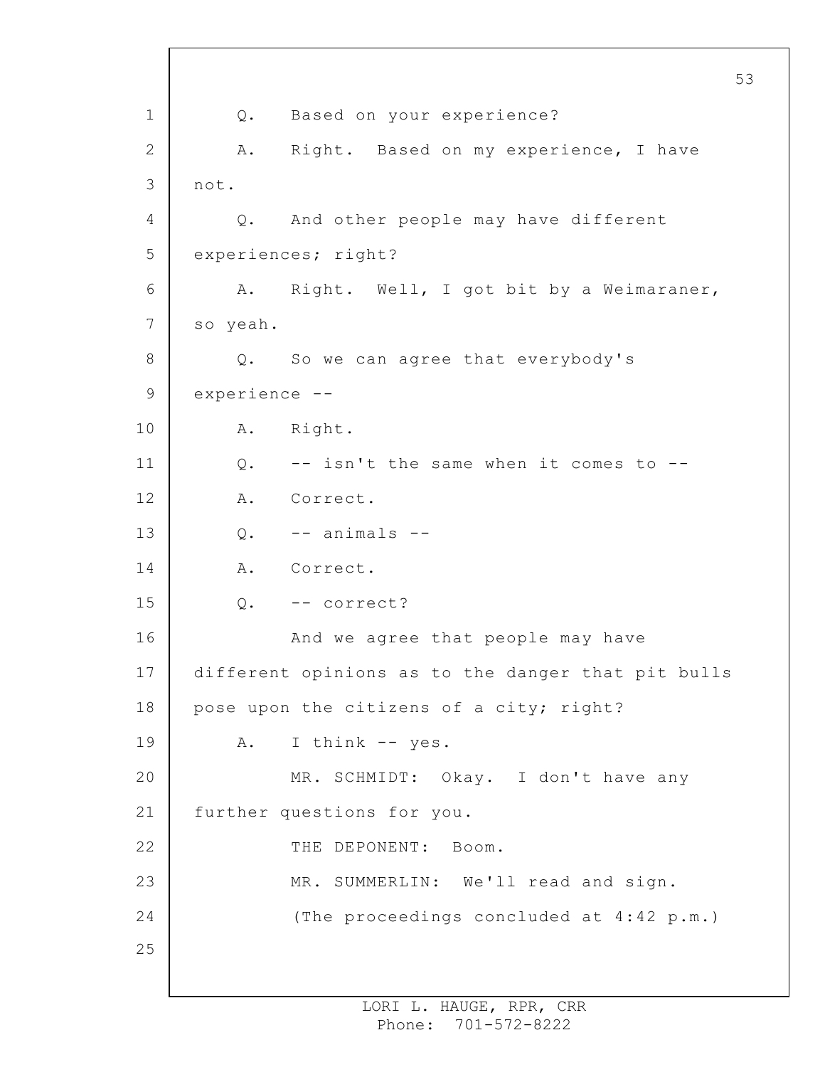Q. Based on your experience?

A. Right. Based on my experience, I have not.

Q. And other people may have different experiences; right?

A. Right. Well, I got bit by a Weimaraner, so yeah.

Q. So we can agree that everybody's experience --

A. Right.

Q. -- isn't the same when it comes to --

A. Correct.

Q. -- animals --

A. Correct.

Q. -- correct?

And we agree that people may have different opinions as to the danger that pit bulls pose upon the citizens of a city; right?

A. I think -- yes.

MR. SCHMIDT: Okay. I don't have any further questions for you.

THE DEPONENT: Boom.

MR. SUMMERLIN: We'll read and sign.

(The proceedings concluded at 4:42 p.m.)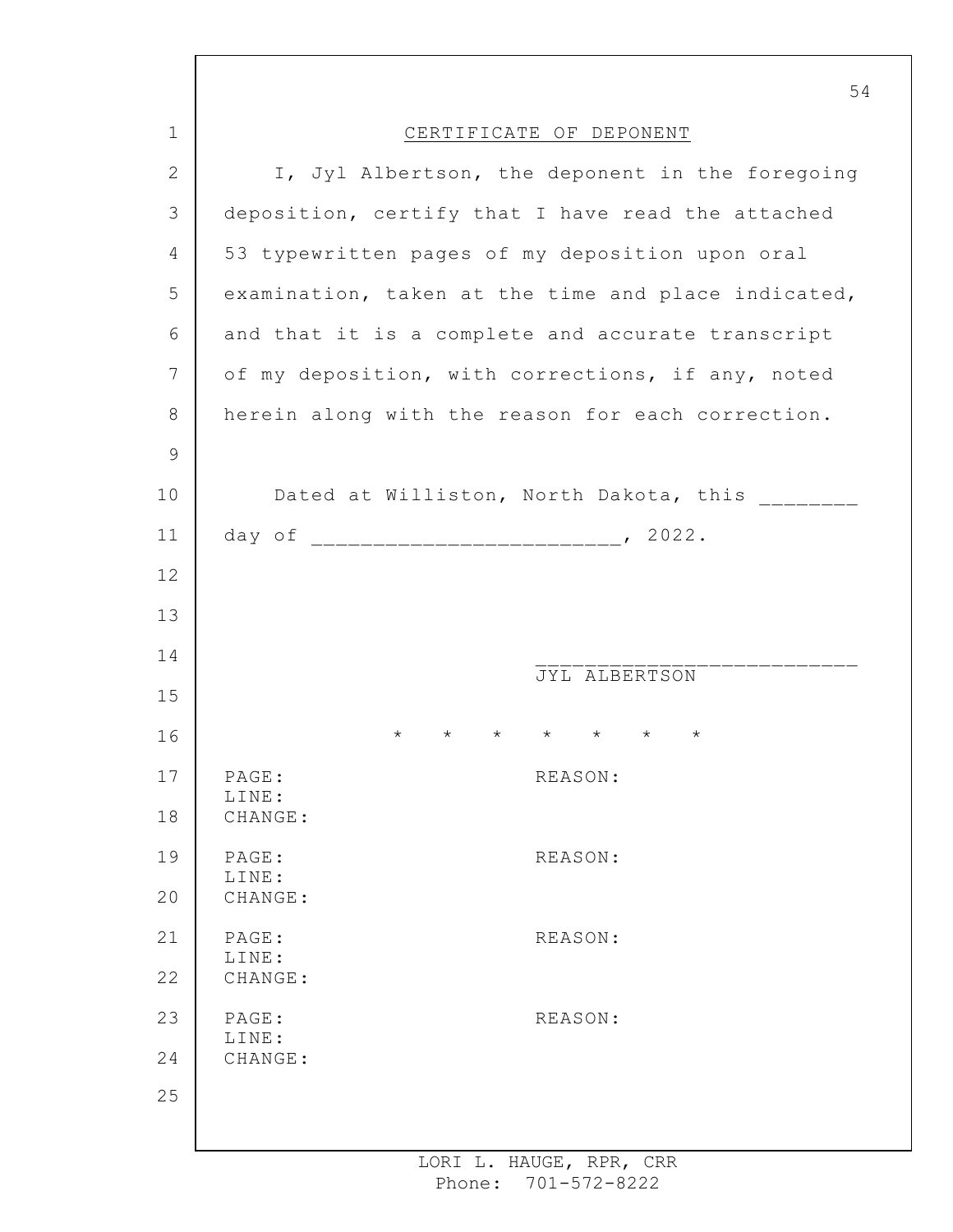## CERTIFICATE OF DEPONENT

I, Jyl Albertson, the deponent in the foregoing deposition, certify that I have read the attached 53 typewritten pages of my deposition upon oral examination, taken at the time and place indicated, and that it is a complete and accurate transcript of my deposition, with corrections, if any, noted herein along with the reason for each correction.

Dated at Williston, North Dakota, this ________ day of ________________________, 2022.

__________________________
JYL ALBERTSON

* * * * * * *

PAGE: REASON:
LINE:
CHANGE:

PAGE: REASON:
LINE:
CHANGE:

PAGE: REASON:
LINE:
CHANGE:

PAGE: REASON:
LINE:
CHANGE:

LORI L. HAUGE, RPR, CRR
Phone: 701-572-8222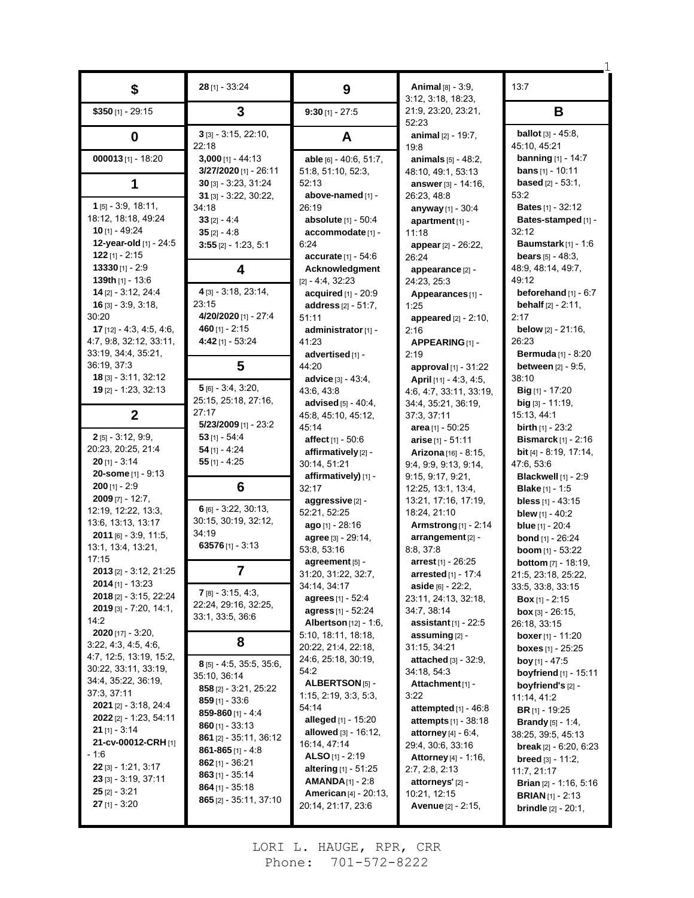## $

**$350** [1] - 29:15

## 0

**000013** [1] - 18:20

## 1

**1** [5] - 3:9, 18:11, 18:12, 18:18, 49:24
**10** [1] - 49:24
**12-year-old** [1] - 24:5
**122** [1] - 2:15
**13330** [1] - 2:9
**139th** [1] - 13:6
**14** [2] - 3:12, 24:4
**16** [3] - 3:9, 3:18, 30:20
**17** [12] - 4:3, 4:5, 4:6, 4:7, 9:8, 32:12, 33:11, 33:19, 34:4, 35:21, 36:19, 37:3
**18** [3] - 3:11, 32:12
**19** [2] - 1:23, 32:13

## 2

**2** [5] - 3:12, 9:9, 20:23, 20:25, 21:4
**20** [1] - 3:14
**20-some** [1] - 9:13
**200** [1] - 2:9
**2009** [7] - 12:7, 12:19, 12:22, 13:3, 13:6, 13:13, 13:17
**2011** [6] - 3:9, 11:5, 13:1, 13:4, 13:21, 17:15
**2013** [2] - 3:12, 21:25
**2014** [1] - 13:23
**2018** [2] - 3:15, 22:24
**2019** [3] - 7:20, 14:1, 14:2
**2020** [17] - 3:20, 3:22, 4:3, 4:5, 4:6, 4:7, 12:5, 13:19, 15:2, 30:22, 33:11, 33:19, 34:4, 35:22, 36:19, 37:3, 37:11
**2021** [2] - 3:18, 24:4
**2022** [2] - 1:23, 54:11
**21** [1] - 3:14
**21-cv-00012-CRH** [1] - 1:6
**22** [3] - 1:21, 3:17
**23** [3] - 3:19, 37:11
**25** [2] - 3:21
**27** [1] - 3:20
**28** [1] - 33:24

## 3

**3** [3] - 3:15, 22:10, 22:18
**3,000** [1] - 44:13
**3/27/2020** [1] - 26:11
**30** [3] - 3:23, 31:24
**31** [3] - 3:22, 30:22, 34:18
**33** [2] - 4:4
**35** [2] - 4:8
**3:55** [2] - 1:23, 5:1

## 4

**4** [3] - 3:18, 23:14, 23:15
**4/20/2020** [1] - 27:4
**460** [1] - 2:15
**4:42** [1] - 53:24

## 5

**5** [6] - 3:4, 3:20, 25:15, 25:18, 27:16, 27:17
**5/23/2009** [1] - 23:2
**53** [1] - 54:4
**54** [1] - 4:24
**55** [1] - 4:25

## 6

**6** [6] - 3:22, 30:13, 30:15, 30:19, 32:12, 34:19
**63576** [1] - 3:13

## 7

**7** [8] - 3:15, 4:3, 22:24, 29:16, 32:25, 33:1, 33:5, 36:6

## 8

**8** [5] - 4:5, 35:5, 35:6, 35:10, 36:14
**858** [2] - 3:21, 25:22
**859** [1] - 33:6
**859-860** [1] - 4:4
**860** [1] - 33:13
**861** [2] - 35:11, 36:12
**861-865** [1] - 4:8
**862** [1] - 36:21
**863** [1] - 35:14
**864** [1] - 35:18
**865** [2] - 35:11, 37:10

## 9

**9:30** [1] - 27:5

## A

**able** [6] - 40:6, 51:7, 51:8, 51:10, 52:3, 52:13
**above-named** [1] - 26:19
**absolute** [1] - 50:4
**accommodate** [1] - 6:24
**accurate** [1] - 54:6
**Acknowledgment** [2] - 4:4, 32:23
**acquired** [1] - 20:9
**address** [2] - 51:7, 51:11
**administrator** [1] - 41:23
**advertised** [1] - 44:20
**advice** [3] - 43:4, 43:6, 43:8
**advised** [5] - 40:4, 45:8, 45:10, 45:12, 45:14
**affect** [1] - 50:6
**affirmatively** [2] - 30:14, 51:21
**affirmatively)** [1] - 32:17
**aggressive** [2] - 52:21, 52:25
**ago** [1] - 28:16
**agree** [3] - 29:14, 53:8, 53:16
**agreement** [5] - 31:20, 31:22, 32:7, 34:14, 34:17
**agrees** [1] - 52:4
**agress** [1] - 52:24
**Albertson** [12] - 1:6, 5:10, 18:11, 18:18, 20:22, 21:4, 22:18, 24:6, 25:18, 30:19, 54:2
**ALBERTSON** [5] - 1:15, 2:19, 3:3, 5:3, 54:14
**alleged** [1] - 15:20
**allowed** [3] - 16:12, 16:14, 47:14
**ALSO** [1] - 2:19
**altering** [1] - 51:25
**AMANDA** [1] - 2:8
**American** [4] - 20:13, 20:14, 21:17, 23:6
**Animal** [8] - 3:9, 3:12, 3:18, 18:23, 21:9, 23:20, 23:21, 52:23
**animal** [2] - 19:7, 19:8
**animals** [5] - 48:2, 48:10, 49:1, 53:13
**answer** [3] - 14:16, 26:23, 48:8
**anyway** [1] - 30:4
**apartment** [1] - 11:18
**appear** [2] - 26:22, 26:24
**appearance** [2] - 24:23, 25:3
**Appearances** [1] - 1:25
**appeared** [2] - 2:10, 2:16
**APPEARING** [1] - 2:19
**approval** [1] - 31:22
**April** [11] - 4:3, 4:5, 4:6, 4:7, 33:11, 33:19, 34:4, 35:21, 36:19, 37:3, 37:11
**area** [1] - 50:25
**arise** [1] - 51:11
**Arizona** [16] - 8:15, 9:4, 9:9, 9:13, 9:14, 9:15, 9:17, 9:21, 12:25, 13:1, 13:4, 13:21, 17:16, 17:19, 18:24, 21:10
**Armstrong** [1] - 2:14
**arrangement** [2] - 8:8, 37:8
**arrest** [1] - 26:25
**arrested** [1] - 17:4
**aside** [6] - 22:2, 23:11, 24:13, 32:18, 34:7, 38:14
**assistant** [1] - 22:5
**assuming** [2] - 31:15, 34:21
**attached** [3] - 32:9, 34:18, 54:3
**Attachment** [1] - 3:22
**attempted** [1] - 46:8
**attempts** [1] - 38:18
**attorney** [4] - 6:4, 29:4, 30:6, 33:16
**Attorney** [4] - 1:16, 2:7, 2:8, 2:13
**attorneys'** [2] - 10:21, 12:15
**Avenue** [2] - 2:15, 13:7

## B

**ballot** [3] - 45:8, 45:10, 45:21
**banning** [1] - 14:7
**bans** [1] - 10:11
**based** [2] - 53:1, 53:2
**Bates** [1] - 32:12
**Bates-stamped** [1] - 32:12
**Baumstark** [1] - 1:6
**bears** [5] - 48:3, 48:9, 48:14, 49:7, 49:12
**beforehand** [1] - 6:7
**behalf** [2] - 2:11, 2:17
**below** [2] - 21:16, 26:23
**Bermuda** [1] - 8:20
**between** [2] - 9:5, 38:10
**Big** [1] - 17:20
**big** [3] - 11:19, 15:13, 44:1
**birth** [1] - 23:2
**Bismarck** [1] - 2:16
**bit** [4] - 8:19, 17:14, 47:6, 53:6
**Blackwell** [1] - 2:9
**Blake** [1] - 1:5
**bless** [1] - 43:15
**blew** [1] - 40:2
**blue** [1] - 20:4
**bond** [1] - 26:24
**boom** [1] - 53:22
**bottom** [7] - 18:19, 21:5, 23:18, 25:22, 33:5, 33:8, 33:15
**Box** [1] - 2:15
**box** [3] - 26:15, 26:18, 33:15
**boxer** [1] - 11:20
**boxes** [1] - 25:25
**boy** [1] - 47:5
**boyfriend** [1] - 15:11
**boyfriend's** [2] - 11:14, 41:2
**BR** [1] - 19:25
**Brandy** [5] - 1:4, 38:25, 39:5, 45:13
**break** [2] - 6:20, 6:23
**breed** [3] - 11:2, 11:7, 21:17
**Brian** [2] - 1:16, 5:16
**BRIAN** [1] - 2:13
**brindle** [2] - 20:1,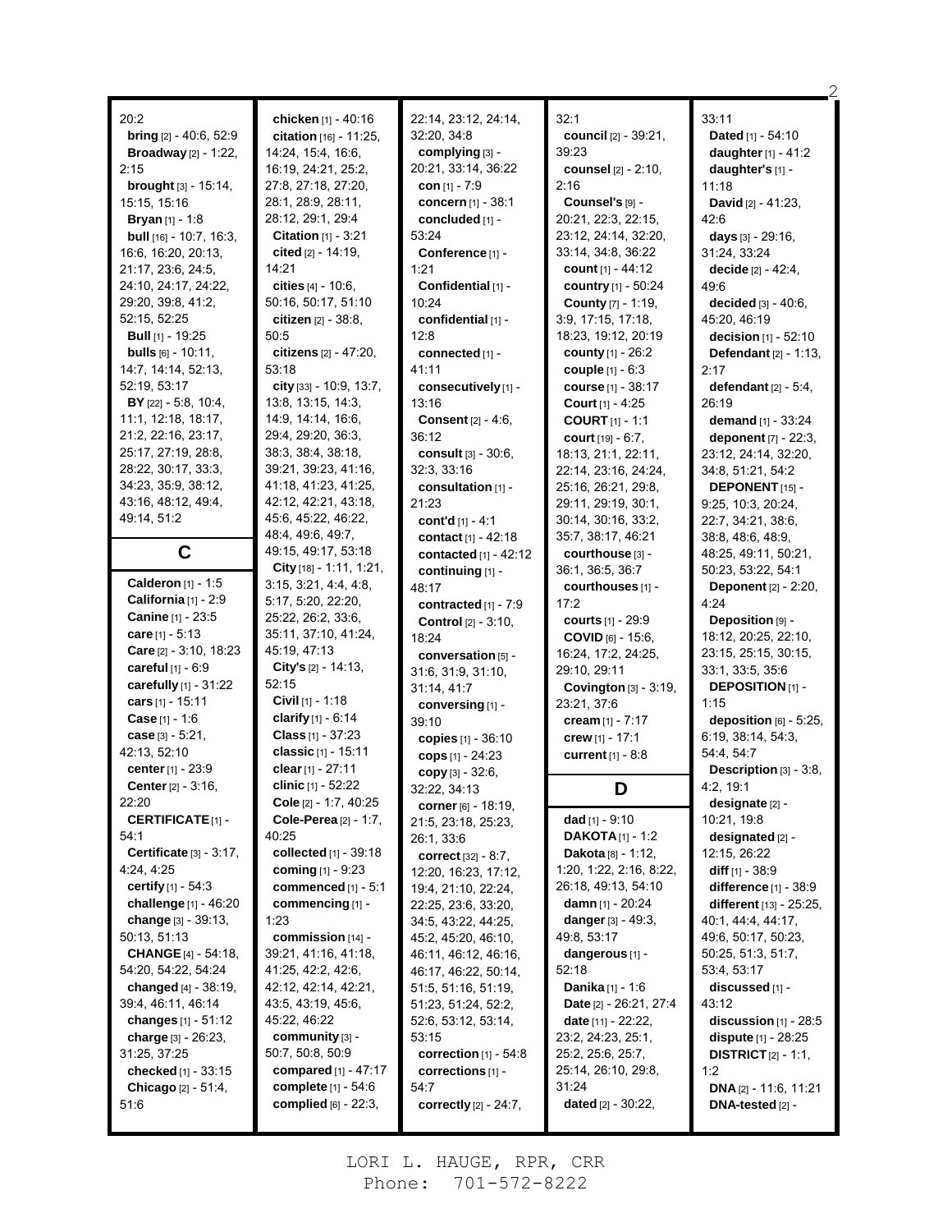20:2
**bring** [2] - 40:6, 52:9
**Broadway** [2] - 1:22, 2:15
**brought** [3] - 15:14, 15:15, 15:16
**Bryan** [1] - 1:8
**bull** [16] - 10:7, 16:3, 16:6, 16:20, 20:13, 21:17, 23:6, 24:5, 24:10, 24:17, 24:22, 29:20, 39:8, 41:2, 52:15, 52:25
**Bull** [1] - 19:25
**bulls** [6] - 10:11, 14:7, 14:14, 52:13, 52:19, 53:17
**BY** [22] - 5:8, 10:4, 11:1, 12:18, 18:17, 21:2, 22:16, 23:17, 25:17, 27:19, 28:8, 28:22, 30:17, 33:3, 34:23, 35:9, 38:12, 43:16, 48:12, 49:4, 49:14, 51:2

## C

**Calderon** [1] - 1:5
**California** [1] - 2:9
**Canine** [1] - 23:5
**care** [1] - 5:13
**Care** [2] - 3:10, 18:23
**careful** [1] - 6:9
**carefully** [1] - 31:22
**cars** [1] - 15:11
**Case** [1] - 1:6
**case** [3] - 5:21, 42:13, 52:10
**center** [1] - 23:9
**Center** [2] - 3:16, 22:20
**CERTIFICATE** [1] - 54:1
**Certificate** [3] - 3:17, 4:24, 4:25
**certify** [1] - 54:3
**challenge** [1] - 46:20
**change** [3] - 39:13, 50:13, 51:13
**CHANGE** [4] - 54:18, 54:20, 54:22, 54:24
**changed** [4] - 38:19, 39:4, 46:11, 46:14
**changes** [1] - 51:12
**charge** [3] - 26:23, 31:25, 37:25
**checked** [1] - 33:15
**Chicago** [2] - 51:4, 51:6
**chicken** [1] - 40:16
**citation** [16] - 11:25, 14:24, 15:4, 16:6, 16:19, 24:21, 25:2, 27:8, 27:18, 27:20, 28:1, 28:9, 28:11, 28:12, 29:1, 29:4
**Citation** [1] - 3:21
**cited** [2] - 14:19, 14:21
**cities** [4] - 10:6, 50:16, 50:17, 51:10
**citizen** [2] - 38:8, 50:5
**citizens** [2] - 47:20, 53:18
**city** [33] - 10:9, 13:7, 13:8, 13:15, 14:3, 14:9, 14:14, 16:6, 29:4, 29:20, 36:3, 38:3, 38:4, 38:18, 39:21, 39:23, 41:16, 41:18, 41:23, 41:25, 42:12, 42:21, 43:18, 45:6, 45:22, 46:22, 48:4, 49:6, 49:7, 49:15, 49:17, 53:18
**City** [18] - 1:11, 1:21, 3:15, 3:21, 4:4, 4:8, 5:17, 5:20, 22:20, 25:22, 26:2, 33:6, 35:11, 37:10, 41:24, 45:19, 47:13
**City's** [2] - 14:13, 52:15
**Civil** [1] - 1:18
**clarify** [1] - 6:14
**Class** [1] - 37:23
**classic** [1] - 15:11
**clear** [1] - 27:11
**clinic** [1] - 52:22
**Cole** [2] - 1:7, 40:25
**Cole-Perea** [2] - 1:7, 40:25
**collected** [1] - 39:18
**coming** [1] - 9:23
**commenced** [1] - 5:1
**commencing** [1] - 1:23
**commission** [14] - 39:21, 41:16, 41:18, 41:25, 42:2, 42:6, 42:12, 42:14, 42:21, 43:5, 43:19, 45:6, 45:22, 46:22
**community** [3] - 50:7, 50:8, 50:9
**compared** [1] - 47:17
**complete** [1] - 54:6
**complied** [6] - 22:3, 22:14, 23:12, 24:14, 32:20, 34:8
**complying** [3] - 20:21, 33:14, 36:22
**con** [1] - 7:9
**concern** [1] - 38:1
**concluded** [1] - 53:24
**Conference** [1] - 1:21
**Confidential** [1] - 10:24
**confidential** [1] - 12:8
**connected** [1] - 41:11
**consecutively** [1] - 13:16
**Consent** [2] - 4:6, 36:12
**consult** [3] - 30:6, 32:3, 33:16
**consultation** [1] - 21:23
**cont'd** [1] - 4:1
**contact** [1] - 42:18
**contacted** [1] - 42:12
**continuing** [1] - 48:17
**contracted** [1] - 7:9
**Control** [2] - 3:10, 18:24
**conversation** [5] - 31:6, 31:9, 31:10, 31:14, 41:7
**conversing** [1] - 39:10
**copies** [1] - 36:10
**cops** [1] - 24:23
**copy** [3] - 32:6, 32:22, 34:13
**corner** [6] - 18:19, 21:5, 23:18, 25:23, 26:1, 33:6
**correct** [32] - 8:7, 12:20, 16:23, 17:12, 19:4, 21:10, 22:24, 22:25, 23:6, 33:20, 34:5, 43:22, 44:25, 45:2, 45:20, 46:10, 46:11, 46:12, 46:16, 46:17, 46:22, 50:14, 51:5, 51:16, 51:19, 51:23, 51:24, 52:2, 52:6, 53:12, 53:14, 53:15
**correction** [1] - 54:8
**corrections** [1] - 54:7
**correctly** [2] - 24:7, 32:1
**council** [2] - 39:21, 39:23
**counsel** [2] - 2:10, 2:16
**Counsel's** [9] - 20:21, 22:3, 22:15, 23:12, 24:14, 32:20, 33:14, 34:8, 36:22
**count** [1] - 44:12
**country** [1] - 50:24
**County** [7] - 1:19, 3:9, 17:15, 17:18, 18:23, 19:12, 20:19
**county** [1] - 26:2
**couple** [1] - 6:3
**course** [1] - 38:17
**Court** [1] - 4:25
**COURT** [1] - 1:1
**court** [19] - 6:7, 18:13, 21:1, 22:11, 22:14, 23:16, 24:24, 25:16, 26:21, 29:8, 29:11, 29:19, 30:1, 30:14, 30:16, 33:2, 35:7, 38:17, 46:21
**courthouse** [3] - 36:1, 36:5, 36:7
**courthouses** [1] - 17:2
**courts** [1] - 29:9
**COVID** [6] - 15:6, 16:24, 17:2, 24:25, 29:10, 29:11
**Covington** [3] - 3:19, 23:21, 37:6
**cream** [1] - 7:17
**crew** [1] - 17:1
**current** [1] - 8:8

## D

**dad** [1] - 9:10
**DAKOTA** [1] - 1:2
**Dakota** [8] - 1:12, 1:20, 1:22, 2:16, 8:22, 26:18, 49:13, 54:10
**damn** [1] - 20:24
**danger** [3] - 49:3, 49:8, 53:17
**dangerous** [1] - 52:18
**Danika** [1] - 1:6
**Date** [2] - 26:21, 27:4
**date** [11] - 22:22, 23:2, 24:23, 25:1, 25:2, 25:6, 25:7, 25:14, 26:10, 29:8, 31:24
**dated** [2] - 30:22, 33:11
**Dated** [1] - 54:10
**daughter** [1] - 41:2
**daughter's** [1] - 11:18
**David** [2] - 41:23, 42:6
**days** [3] - 29:16, 31:24, 33:24
**decide** [2] - 42:4, 49:6
**decided** [3] - 40:6, 45:20, 46:19
**decision** [1] - 52:10
**Defendant** [2] - 1:13, 2:17
**defendant** [2] - 5:4, 26:19
**demand** [1] - 33:24
**deponent** [7] - 22:3, 23:12, 24:14, 32:20, 34:8, 51:21, 54:2
**DEPONENT** [15] - 9:25, 10:3, 20:24, 22:7, 34:21, 38:6, 38:8, 48:6, 48:9, 48:25, 49:11, 50:21, 50:23, 53:22, 54:1
**Deponent** [2] - 2:20, 4:24
**Deposition** [9] - 18:12, 20:25, 22:10, 23:15, 25:15, 30:15, 33:1, 33:5, 35:6
**DEPOSITION** [1] - 1:15
**deposition** [6] - 5:25, 6:19, 38:14, 54:3, 54:4, 54:7
**Description** [3] - 3:8, 4:2, 19:1
**designate** [2] - 10:21, 19:8
**designated** [2] - 12:15, 26:22
**diff** [1] - 38:9
**difference** [1] - 38:9
**different** [13] - 25:25, 40:1, 44:4, 44:17, 49:6, 50:17, 50:23, 50:25, 51:3, 51:7, 53:4, 53:17
**discussed** [1] - 43:12
**discussion** [1] - 28:5
**dispute** [1] - 28:25
**DISTRICT** [2] - 1:1, 1:2
**DNA** [2] - 11:6, 11:21
**DNA-tested** [2] -

LORI L. HAUGE, RPR, CRR
Phone: 701-572-8222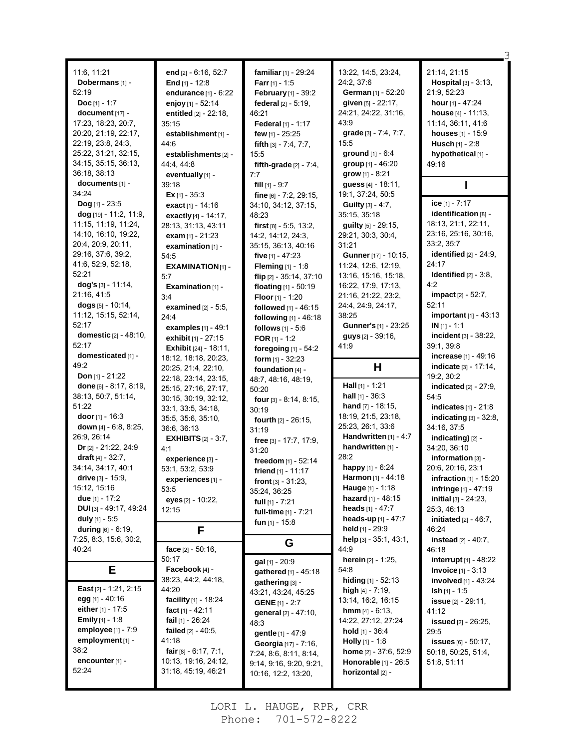11:6, 11:21
**Dobermans** [1] - 52:19
**Doc** [1] - 1:7
**document** [17] - 17:23, 18:23, 20:7, 20:20, 21:19, 22:17, 22:19, 23:8, 24:3, 25:22, 31:21, 32:15, 34:15, 35:15, 36:13, 36:18, 38:13
**documents** [1] - 34:24
**Dog** [1] - 23:5
**dog** [19] - 11:2, 11:9, 11:15, 11:19, 11:24, 14:10, 16:10, 19:22, 20:4, 20:9, 20:11, 29:16, 37:6, 39:2, 41:6, 52:9, 52:18, 52:21
**dog's** [3] - 11:14, 21:16, 41:5
**dogs** [5] - 10:14, 11:12, 15:15, 52:14, 52:17
**domestic** [2] - 48:10, 52:17
**domesticated** [1] - 49:2
**Don** [1] - 21:22
**done** [6] - 8:17, 8:19, 38:13, 50:7, 51:14, 51:22
**door** [1] - 16:3
**down** [4] - 6:8, 8:25, 26:9, 26:14
**Dr** [2] - 21:22, 24:9
**draft** [4] - 32:7, 34:14, 34:17, 40:1
**drive** [3] - 15:9, 15:12, 15:16
**due** [1] - 17:2
**DUI** [3] - 49:17, 49:24
**duly** [1] - 5:5
**during** [6] - 6:19, 7:25, 8:3, 15:6, 30:2, 40:24

## E

**East** [2] - 1:21, 2:15
**egg** [1] - 40:16
**either** [1] - 17:5
**Emily** [1] - 1:8
**employee** [1] - 7:9
**employment** [1] - 38:2
**encounter** [1] - 52:24
**end** [2] - 6:16, 52:7
**End** [1] - 12:8
**endurance** [1] - 6:22
**enjoy** [1] - 52:14
**entitled** [2] - 22:18, 35:15
**establishment** [1] - 44:6
**establishments** [2] - 44:4, 44:8
**eventually** [1] - 39:18
**Ex** [1] - 35:3
**exact** [1] - 14:16
**exactly** [4] - 14:17, 28:13, 31:13, 43:11
**exam** [1] - 21:23
**examination** [1] - 54:5
**EXAMINATION** [1] - 5:7
**Examination** [1] - 3:4
**examined** [2] - 5:5, 24:4
**examples** [1] - 49:1
**exhibit** [1] - 27:15
**Exhibit** [24] - 18:11, 18:12, 18:18, 20:23, 20:25, 21:4, 22:10, 22:18, 23:14, 23:15, 25:15, 25:16, 27:16, 27:17, 30:15, 30:19, 32:12, 33:1, 33:5, 34:18, 35:5, 35:6, 35:10, 36:6, 36:13
**EXHIBITS** [2] - 3:7, 4:1
**experience** [3] - 53:1, 53:2, 53:9
**experiences** [1] - 53:5
**eyes** [2] - 10:22, 12:15

## F

**face** [2] - 50:16, 50:17
**Facebook** [4] - 38:23, 44:2, 44:18, 44:20
**facility** [1] - 18:24
**fact** [1] - 42:11
**fail** [1] - 26:24
**failed** [2] - 40:5, 41:18
**fair** [8] - 6:17, 7:1, 10:13, 19:16, 24:12, 31:18, 45:19, 46:21
**familiar** [1] - 29:24
**Farr** [1] - 1:5
**February** [1] - 39:2
**federal** [2] - 5:19, 46:21
**Federal** [1] - 1:17
**few** [1] - 25:25
**fifth** [3] - 7:4, 7:7, 15:5
**fifth-grade** [2] - 7:4, 7:7
**fill** [1] - 9:7
**fine** [6] - 7:2, 29:15, 34:10, 34:12, 37:15, 48:23
**first** [8] - 5:5, 13:2, 14:2, 14:12, 24:3, 35:15, 36:13, 40:16
**five** [1] - 47:23
**Fleming** [1] - 1:8
**flip** [2] - 35:14, 37:10
**floating** [1] - 50:19
**Floor** [1] - 1:20
**followed** [1] - 46:15
**following** [1] - 46:18
**follows** [1] - 5:6
**FOR** [1] - 1:2
**foregoing** [1] - 54:2
**form** [1] - 32:23
**foundation** [4] - 48:7, 48:16, 48:19, 50:20
**four** [3] - 8:14, 8:15, 30:19
**fourth** [2] - 26:15, 31:19
**free** [3] - 17:7, 17:9, 31:20
**freedom** [1] - 52:14
**friend** [1] - 11:17
**front** [3] - 31:23, 35:24, 36:25
**full** [1] - 7:21
**full-time** [1] - 7:21
**fun** [1] - 15:8

## G

**gal** [1] - 20:9
**gathered** [1] - 45:18
**gathering** [3] - 43:21, 43:24, 45:25
**GENE** [1] - 2:7
**general** [2] - 47:10, 48:3
**gentle** [1] - 47:9
**Georgia** [17] - 7:16, 7:24, 8:6, 8:11, 8:14, 9:14, 9:16, 9:20, 9:21, 10:16, 12:2, 13:20, 13:22, 14:5, 23:24, 24:2, 37:6
**German** [1] - 52:20
**given** [5] - 22:17, 24:21, 24:22, 31:16, 43:9
**grade** [3] - 7:4, 7:7, 15:5
**ground** [1] - 6:4
**group** [1] - 46:20
**grow** [1] - 8:21
**guess** [4] - 18:11, 19:1, 37:24, 50:5
**Guilty** [3] - 4:7, 35:15, 35:18
**guilty** [5] - 29:15, 29:21, 30:3, 30:4, 31:21
**Gunner** [17] - 10:15, 11:24, 12:6, 12:19, 13:16, 15:16, 15:18, 16:22, 17:9, 17:13, 21:16, 21:22, 23:2, 24:4, 24:9, 24:17, 38:25
**Gunner's** [1] - 23:25
**guys** [2] - 39:16, 41:9

## H

**Hall** [1] - 1:21
**hall** [1] - 36:3
**hand** [7] - 18:15, 18:19, 21:5, 23:18, 25:23, 26:1, 33:6
**Handwritten** [1] - 4:7
**handwritten** [1] - 28:2
**happy** [1] - 6:24
**Harmon** [1] - 44:18
**Hauge** [1] - 1:18
**hazard** [1] - 48:15
**heads** [1] - 47:7
**heads-up** [1] - 47:7
**held** [1] - 29:9
**help** [3] - 35:1, 43:1, 44:9
**herein** [2] - 1:25, 54:8
**hiding** [1] - 52:13
**high** [4] - 7:19, 13:14, 16:2, 16:15
**hmm** [4] - 6:13, 14:22, 27:12, 27:24
**hold** [1] - 36:4
**Holly** [1] - 1:8
**home** [2] - 37:6, 52:9
**Honorable** [1] - 26:5
**horizontal** [2] - 21:14, 21:15
**Hospital** [3] - 3:13, 21:9, 52:23
**hour** [1] - 47:24
**house** [4] - 11:13, 11:14, 36:11, 41:6
**houses** [1] - 15:9
**Husch** [1] - 2:8
**hypothetical** [1] - 49:16

## I

**ice** [1] - 7:17
**identification** [8] - 18:13, 21:1, 22:11, 23:16, 25:16, 30:16, 33:2, 35:7
**identified** [2] - 24:9, 24:17
**Identified** [2] - 3:8, 4:2
**impact** [2] - 52:7, 52:11
**important** [1] - 43:13
**IN** [1] - 1:1
**incident** [3] - 38:22, 39:1, 39:8
**increase** [1] - 49:16
**indicate** [3] - 17:14, 19:2, 30:2
**indicated** [2] - 27:9, 54:5
**indicates** [1] - 21:8
**indicating** [3] - 32:8, 34:16, 37:5
**indicating)** [2] - 34:20, 36:10
**information** [3] - 20:6, 20:16, 23:1
**infraction** [1] - 15:20
**infringe** [1] - 47:19
**initial** [3] - 24:23, 25:3, 46:13
**initiated** [2] - 46:7, 46:24
**instead** [2] - 40:7, 46:18
**interrupt** [1] - 48:22
**Invoice** [1] - 3:13
**involved** [1] - 43:24
**Ish** [1] - 1:5
**issue** [2] - 29:11, 41:12
**issued** [2] - 26:25, 29:5
**issues** [6] - 50:17, 50:18, 50:25, 51:4, 51:8, 51:11

LORI L. HAUGE, RPR, CRR
Phone: 701-572-8222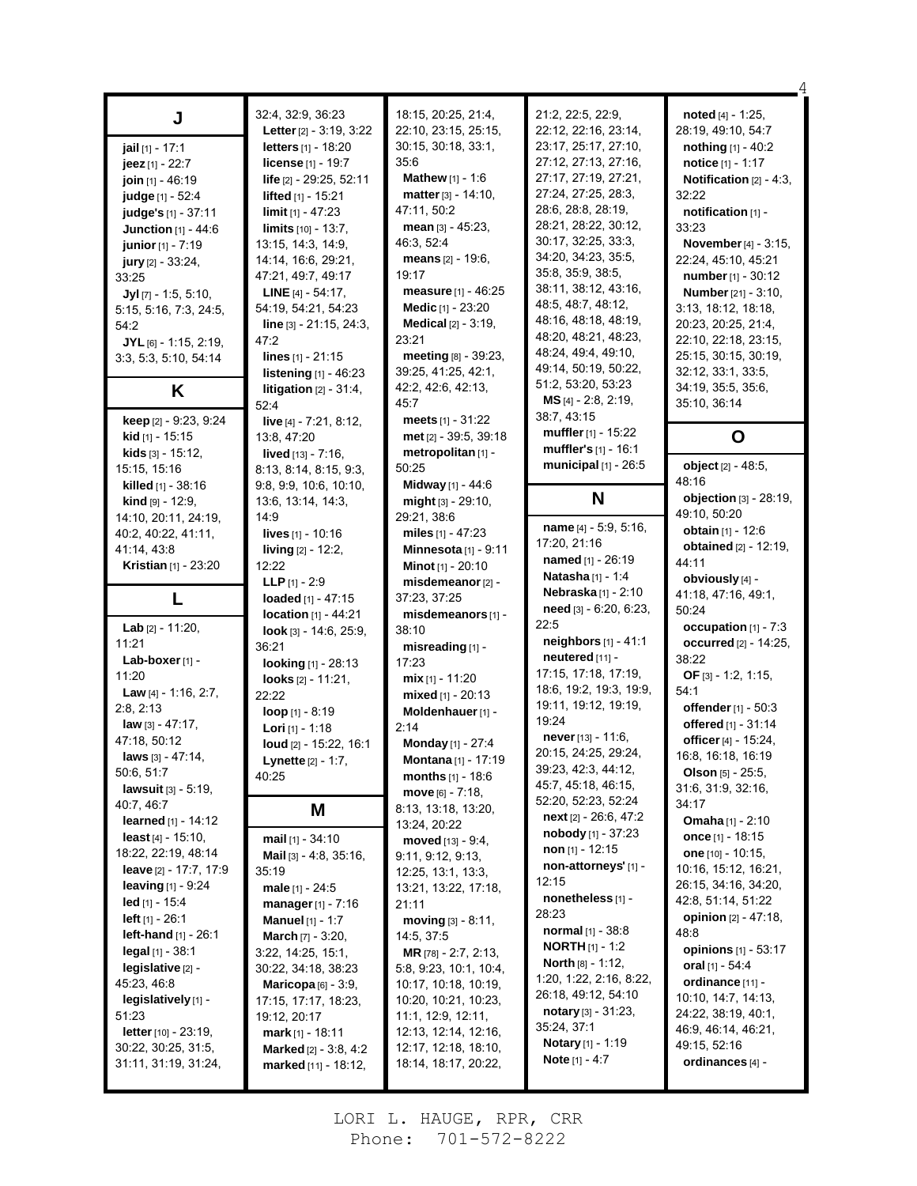## J

**jail** [1] - 17:1
**jeez** [1] - 22:7
**join** [1] - 46:19
**judge** [1] - 52:4
**judge's** [1] - 37:11
**Junction** [1] - 44:6
**junior** [1] - 7:19
**jury** [2] - 33:24, 33:25
**Jyl** [7] - 1:5, 5:10, 5:15, 5:16, 7:3, 24:5, 54:2
**JYL** [6] - 1:15, 2:19, 3:3, 5:3, 5:10, 54:14

## K

**keep** [2] - 9:23, 9:24
**kid** [1] - 15:15
**kids** [3] - 15:12, 15:15, 15:16
**killed** [1] - 38:16
**kind** [9] - 12:9, 14:10, 20:11, 24:19, 40:2, 40:22, 41:11, 41:14, 43:8
**Kristian** [1] - 23:20

## L

**Lab** [2] - 11:20, 11:21
**Lab-boxer** [1] - 11:20
**Law** [4] - 1:16, 2:7, 2:8, 2:13
**law** [3] - 47:17, 47:18, 50:12
**laws** [3] - 47:14, 50:6, 51:7
**lawsuit** [3] - 5:19, 40:7, 46:7
**learned** [1] - 14:12
**least** [4] - 15:10, 18:22, 22:19, 48:14
**leave** [2] - 17:7, 17:9
**leaving** [1] - 9:24
**led** [1] - 15:4
**left** [1] - 26:1
**left-hand** [1] - 26:1
**legal** [1] - 38:1
**legislative** [2] - 45:23, 46:8
**legislatively** [1] - 51:23
**letter** [10] - 23:19, 30:22, 30:25, 31:5, 31:11, 31:19, 31:24, 32:4, 32:9, 36:23
**Letter** [2] - 3:19, 3:22
**letters** [1] - 18:20
**license** [1] - 19:7
**life** [2] - 29:25, 52:11
**lifted** [1] - 15:21
**limit** [1] - 47:23
**limits** [10] - 13:7, 13:15, 14:3, 14:9, 14:14, 16:6, 29:21, 47:21, 49:7, 49:17
**LINE** [4] - 54:17, 54:19, 54:21, 54:23
**line** [3] - 21:15, 24:3, 47:2
**lines** [1] - 21:15
**listening** [1] - 46:23
**litigation** [2] - 31:4, 52:4
**live** [4] - 7:21, 8:12, 13:8, 47:20
**lived** [13] - 7:16, 8:13, 8:14, 8:15, 9:3, 9:8, 9:9, 10:6, 10:10, 13:6, 13:14, 14:3, 14:9
**lives** [1] - 10:16
**living** [2] - 12:2, 12:22
**LLP** [1] - 2:9
**loaded** [1] - 47:15
**location** [1] - 44:21
**look** [3] - 14:6, 25:9, 36:21
**looking** [1] - 28:13
**looks** [2] - 11:21, 22:22
**loop** [1] - 8:19
**Lori** [1] - 1:18
**loud** [2] - 15:22, 16:1
**Lynette** [2] - 1:7, 40:25

## M

**mail** [1] - 34:10
**Mail** [3] - 4:8, 35:16, 35:19
**male** [1] - 24:5
**manager** [1] - 7:16
**Manuel** [1] - 1:7
**March** [7] - 3:20, 3:22, 14:25, 15:1, 30:22, 34:18, 38:23
**Maricopa** [6] - 3:9, 17:15, 17:17, 18:23, 19:12, 20:17
**mark** [1] - 18:11
**Marked** [2] - 3:8, 4:2
**marked** [11] - 18:12, 18:15, 20:25, 21:4, 22:10, 23:15, 25:15, 30:15, 30:18, 33:1, 35:6
**Mathew** [1] - 1:6
**matter** [3] - 14:10, 47:11, 50:2
**mean** [3] - 45:23, 46:3, 52:4
**means** [2] - 19:6, 19:17
**measure** [1] - 46:25
**Medic** [1] - 23:20
**Medical** [2] - 3:19, 23:21
**meeting** [8] - 39:23, 39:25, 41:25, 42:1, 42:2, 42:6, 42:13, 45:7
**meets** [1] - 31:22
**met** [2] - 39:5, 39:18
**metropolitan** [1] - 50:25
**Midway** [1] - 44:6
**might** [3] - 29:10, 29:21, 38:6
**miles** [1] - 47:23
**Minnesota** [1] - 9:11
**Minot** [1] - 20:10
**misdemeanor** [2] - 37:23, 37:25
**misdemeanors** [1] - 38:10
**misreading** [1] - 17:23
**mix** [1] - 11:20
**mixed** [1] - 20:13
**Moldenhauer** [1] - 2:14
**Monday** [1] - 27:4
**Montana** [1] - 17:19
**months** [1] - 18:6
**move** [6] - 7:18, 8:13, 13:18, 13:20, 13:24, 20:22
**moved** [13] - 9:4, 9:11, 9:12, 9:13, 12:25, 13:1, 13:3, 13:21, 13:22, 17:18, 21:11
**moving** [3] - 8:11, 14:5, 37:5
**MR** [78] - 2:7, 2:13, 5:8, 9:23, 10:1, 10:4, 10:17, 10:18, 10:19, 10:20, 10:21, 10:23, 11:1, 12:9, 12:11, 12:13, 12:14, 12:16, 12:17, 12:18, 18:10, 18:14, 18:17, 20:22, 21:2, 22:5, 22:9, 22:12, 22:16, 23:14, 23:17, 25:17, 27:10, 27:12, 27:13, 27:16, 27:17, 27:19, 27:21, 27:24, 27:25, 28:3, 28:6, 28:8, 28:19, 28:21, 28:22, 30:12, 30:17, 32:25, 33:3, 34:20, 34:23, 35:5, 35:8, 35:9, 38:5, 38:11, 38:12, 43:16, 48:5, 48:7, 48:12, 48:16, 48:18, 48:19, 48:20, 48:21, 48:23, 48:24, 49:4, 49:10, 49:14, 50:19, 50:22, 51:2, 53:20, 53:23
**MS** [4] - 2:8, 2:19, 38:7, 43:15
**muffler** [1] - 15:22
**muffler's** [1] - 16:1
**municipal** [1] - 26:5

## N

**name** [4] - 5:9, 5:16, 17:20, 21:16
**named** [1] - 26:19
**Natasha** [1] - 1:4
**Nebraska** [1] - 2:10
**need** [3] - 6:20, 6:23, 22:5
**neighbors** [1] - 41:1
**neutered** [11] - 17:15, 17:18, 17:19, 18:6, 19:2, 19:3, 19:9, 19:11, 19:12, 19:19, 19:24
**never** [13] - 11:6, 20:15, 24:25, 29:24, 39:23, 42:3, 44:12, 45:7, 45:18, 46:15, 52:20, 52:23, 52:24
**next** [2] - 26:6, 47:2
**nobody** [1] - 37:23
**non** [1] - 12:15
**non-attorneys'** [1] - 12:15
**nonetheless** [1] - 28:23
**normal** [1] - 38:8
**NORTH** [1] - 1:2
**North** [8] - 1:12, 1:20, 1:22, 2:16, 8:22, 26:18, 49:12, 54:10
**notary** [3] - 31:23, 35:24, 37:1
**Notary** [1] - 1:19
**Note** [1] - 4:7
**noted** [4] - 1:25, 28:19, 49:10, 54:7
**nothing** [1] - 40:2
**notice** [1] - 1:17
**Notification** [2] - 4:3, 32:22
**notification** [1] - 33:23
**November** [4] - 3:15, 22:24, 45:10, 45:21
**number** [1] - 30:12
**Number** [21] - 3:10, 3:13, 18:12, 18:18, 20:23, 20:25, 21:4, 22:10, 22:18, 23:15, 25:15, 30:15, 30:19, 32:12, 33:1, 33:5, 34:19, 35:5, 35:6, 35:10, 36:14

## O

**object** [2] - 48:5, 48:16
**objection** [3] - 28:19, 49:10, 50:20
**obtain** [1] - 12:6
**obtained** [2] - 12:19, 44:11
**obviously** [4] - 41:18, 47:16, 49:1, 50:24
**occupation** [1] - 7:3
**occurred** [2] - 14:25, 38:22
**OF** [3] - 1:2, 1:15, 54:1
**offender** [1] - 50:3
**offered** [1] - 31:14
**officer** [4] - 15:24, 16:8, 16:18, 16:19
**Olson** [5] - 25:5, 31:6, 31:9, 32:16, 34:17
**Omaha** [1] - 2:10
**once** [1] - 18:15
**one** [10] - 10:15, 10:16, 15:12, 16:21, 26:15, 34:16, 34:20, 42:8, 51:14, 51:22
**opinion** [2] - 47:18, 48:8
**opinions** [1] - 53:17
**oral** [1] - 54:4
**ordinance** [11] - 10:10, 14:7, 14:13, 24:22, 38:19, 40:1, 46:9, 46:14, 46:21, 49:15, 52:16
**ordinances** [4] -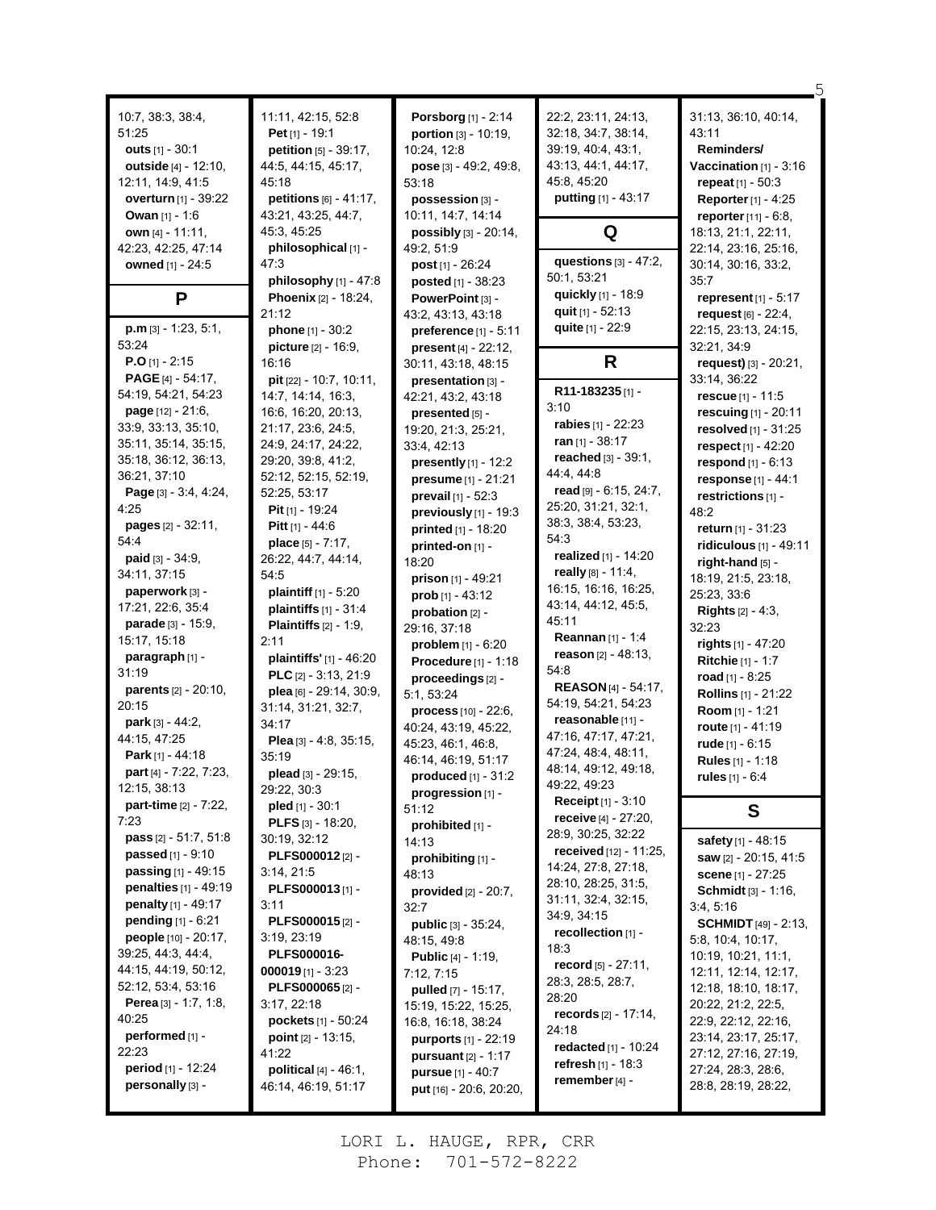10:7, 38:3, 38:4, 51:25
**outs** [1] - 30:1
**outside** [4] - 12:10, 12:11, 14:9, 41:5
**overturn** [1] - 39:22
**Owan** [1] - 1:6
**own** [4] - 11:11, 42:23, 42:25, 47:14
**owned** [1] - 24:5

## P

**p.m** [3] - 1:23, 5:1, 53:24
**P.O** [1] - 2:15
**PAGE** [4] - 54:17, 54:19, 54:21, 54:23
**page** [12] - 21:6, 33:9, 33:13, 35:10, 35:11, 35:14, 35:15, 35:18, 36:12, 36:13, 36:21, 37:10
**Page** [3] - 3:4, 4:24, 4:25
**pages** [2] - 32:11, 54:4
**paid** [3] - 34:9, 34:11, 37:15
**paperwork** [3] - 17:21, 22:6, 35:4
**parade** [3] - 15:9, 15:17, 15:18
**paragraph** [1] - 31:19
**parents** [2] - 20:10, 20:15
**park** [3] - 44:2, 44:15, 47:25
**Park** [1] - 44:18
**part** [4] - 7:22, 7:23, 12:15, 38:13
**part-time** [2] - 7:22, 7:23
**pass** [2] - 51:7, 51:8
**passed** [1] - 9:10
**passing** [1] - 49:15
**penalties** [1] - 49:19
**penalty** [1] - 49:17
**pending** [1] - 6:21
**people** [10] - 20:17, 39:25, 44:3, 44:4, 44:15, 44:19, 50:12, 52:12, 53:4, 53:16
**Perea** [3] - 1:7, 1:8, 40:25
**performed** [1] - 22:23
**period** [1] - 12:24
**personally** [3] - 11:11, 42:15, 52:8
**Pet** [1] - 19:1
**petition** [5] - 39:17, 44:5, 44:15, 45:17, 45:18
**petitions** [6] - 41:17, 43:21, 43:25, 44:7, 45:3, 45:25
**philosophical** [1] - 47:3
**philosophy** [1] - 47:8
**Phoenix** [2] - 18:24, 21:12
**phone** [1] - 30:2
**picture** [2] - 16:9, 16:16
**pit** [22] - 10:7, 10:11, 14:7, 14:14, 16:3, 16:6, 16:20, 20:13, 21:17, 23:6, 24:5, 24:9, 24:17, 24:22, 29:20, 39:8, 41:2, 52:12, 52:15, 52:19, 52:25, 53:17
**Pit** [1] - 19:24
**Pitt** [1] - 44:6
**place** [5] - 7:17, 26:22, 44:7, 44:14, 54:5
**plaintiff** [1] - 5:20
**plaintiffs** [1] - 31:4
**Plaintiffs** [2] - 1:9, 2:11
**plaintiffs'** [1] - 46:20
**PLC** [2] - 3:13, 21:9
**plea** [6] - 29:14, 30:9, 31:14, 31:21, 32:7, 34:17
**Plea** [3] - 4:8, 35:15, 35:19
**plead** [3] - 29:15, 29:22, 30:3
**pled** [1] - 30:1
**PLFS** [3] - 18:20, 30:19, 32:12
**PLFS000012** [2] - 3:14, 21:5
**PLFS000013** [1] - 3:11
**PLFS000015** [2] - 3:19, 23:19
**PLFS000016-000019** [1] - 3:23
**PLFS000065** [2] - 3:17, 22:18
**pockets** [1] - 50:24
**point** [2] - 13:15, 41:22
**political** [4] - 46:1, 46:14, 46:19, 51:17
**Porsborg** [1] - 2:14
**portion** [3] - 10:19, 10:24, 12:8
**pose** [3] - 49:2, 49:8, 53:18
**possession** [3] - 10:11, 14:7, 14:14
**possibly** [3] - 20:14, 49:2, 51:9
**post** [1] - 26:24
**posted** [1] - 38:23
**PowerPoint** [3] - 43:2, 43:13, 43:18
**preference** [1] - 5:11
**present** [4] - 22:12, 30:11, 43:18, 48:15
**presentation** [3] - 42:21, 43:2, 43:18
**presented** [5] - 19:20, 21:3, 25:21, 33:4, 42:13
**presently** [1] - 12:2
**presume** [1] - 21:21
**prevail** [1] - 52:3
**previously** [1] - 19:3
**printed** [1] - 18:20
**printed-on** [1] - 18:20
**prison** [1] - 49:21
**prob** [1] - 43:12
**probation** [2] - 29:16, 37:18
**problem** [1] - 6:20
**Procedure** [1] - 1:18
**proceedings** [2] - 5:1, 53:24
**process** [10] - 22:6, 40:24, 43:19, 45:22, 45:23, 46:1, 46:8, 46:14, 46:19, 51:17
**produced** [1] - 31:2
**progression** [1] - 51:12
**prohibited** [1] - 14:13
**prohibiting** [1] - 48:13
**provided** [2] - 20:7, 32:7
**public** [3] - 35:24, 48:15, 49:8
**Public** [4] - 1:19, 7:12, 7:15
**pulled** [7] - 15:17, 15:19, 15:22, 15:25, 16:8, 16:18, 38:24
**purports** [1] - 22:19
**pursuant** [2] - 1:17
**pursue** [1] - 40:7
**put** [16] - 20:6, 20:20, 22:2, 23:11, 24:13, 32:18, 34:7, 38:14, 39:19, 40:4, 43:1, 43:13, 44:1, 44:17, 45:8, 45:20
**putting** [1] - 43:17

## Q

**questions** [3] - 47:2, 50:1, 53:21
**quickly** [1] - 18:9
**quit** [1] - 52:13
**quite** [1] - 22:9

## R

**R11-183235** [1] - 3:10
**rabies** [1] - 22:23
**ran** [1] - 38:17
**reached** [3] - 39:1, 44:4, 44:8
**read** [9] - 6:15, 24:7, 25:20, 31:21, 32:1, 38:3, 38:4, 53:23, 54:3
**realized** [1] - 14:20
**really** [8] - 11:4, 16:15, 16:16, 16:25, 43:14, 44:12, 45:5, 45:11
**Reannan** [1] - 1:4
**reason** [2] - 48:13, 54:8
**REASON** [4] - 54:17, 54:19, 54:21, 54:23
**reasonable** [11] - 47:16, 47:17, 47:21, 47:24, 48:4, 48:11, 48:14, 49:12, 49:18, 49:22, 49:23
**Receipt** [1] - 3:10
**receive** [4] - 27:20, 28:9, 30:25, 32:22
**received** [12] - 11:25, 14:24, 27:8, 27:18, 28:10, 28:25, 31:5, 31:11, 32:4, 32:15, 34:9, 34:15
**recollection** [1] - 18:3
**record** [5] - 27:11, 28:3, 28:5, 28:7, 28:20
**records** [2] - 17:14, 24:18
**redacted** [1] - 10:24
**refresh** [1] - 18:3
**remember** [4] - 31:13, 36:10, 40:14, 43:11
**Reminders/ Vaccination** [1] - 3:16
**repeat** [1] - 50:3
**Reporter** [1] - 4:25
**reporter** [11] - 6:8, 18:13, 21:1, 22:11, 22:14, 23:16, 25:16, 30:14, 30:16, 33:2, 35:7
**represent** [1] - 5:17
**request** [6] - 22:4, 22:15, 23:13, 24:15, 32:21, 34:9
**request)** [3] - 20:21, 33:14, 36:22
**rescue** [1] - 11:5
**rescuing** [1] - 20:11
**resolved** [1] - 31:25
**respect** [1] - 42:20
**respond** [1] - 6:13
**response** [1] - 44:1
**restrictions** [1] - 48:2
**return** [1] - 31:23
**ridiculous** [1] - 49:11
**right-hand** [5] - 18:19, 21:5, 23:18, 25:23, 33:6
**Rights** [2] - 4:3, 32:23
**rights** [1] - 47:20
**Ritchie** [1] - 1:7
**road** [1] - 8:25
**Rollins** [1] - 21:22
**Room** [1] - 1:21
**route** [1] - 41:19
**rude** [1] - 6:15
**Rules** [1] - 1:18
**rules** [1] - 6:4

## S

**safety** [1] - 48:15
**saw** [2] - 20:15, 41:5
**scene** [1] - 27:25
**Schmidt** [3] - 1:16, 3:4, 5:16
**SCHMIDT** [49] - 2:13, 5:8, 10:4, 10:17, 10:19, 10:21, 11:1, 12:11, 12:14, 12:17, 12:18, 18:10, 18:17, 20:22, 21:2, 22:5, 22:9, 22:12, 22:16, 23:14, 23:17, 25:17, 27:12, 27:16, 27:19, 27:24, 28:3, 28:6, 28:8, 28:19, 28:22,

LORI L. HAUGE, RPR, CRR
Phone: 701-572-8222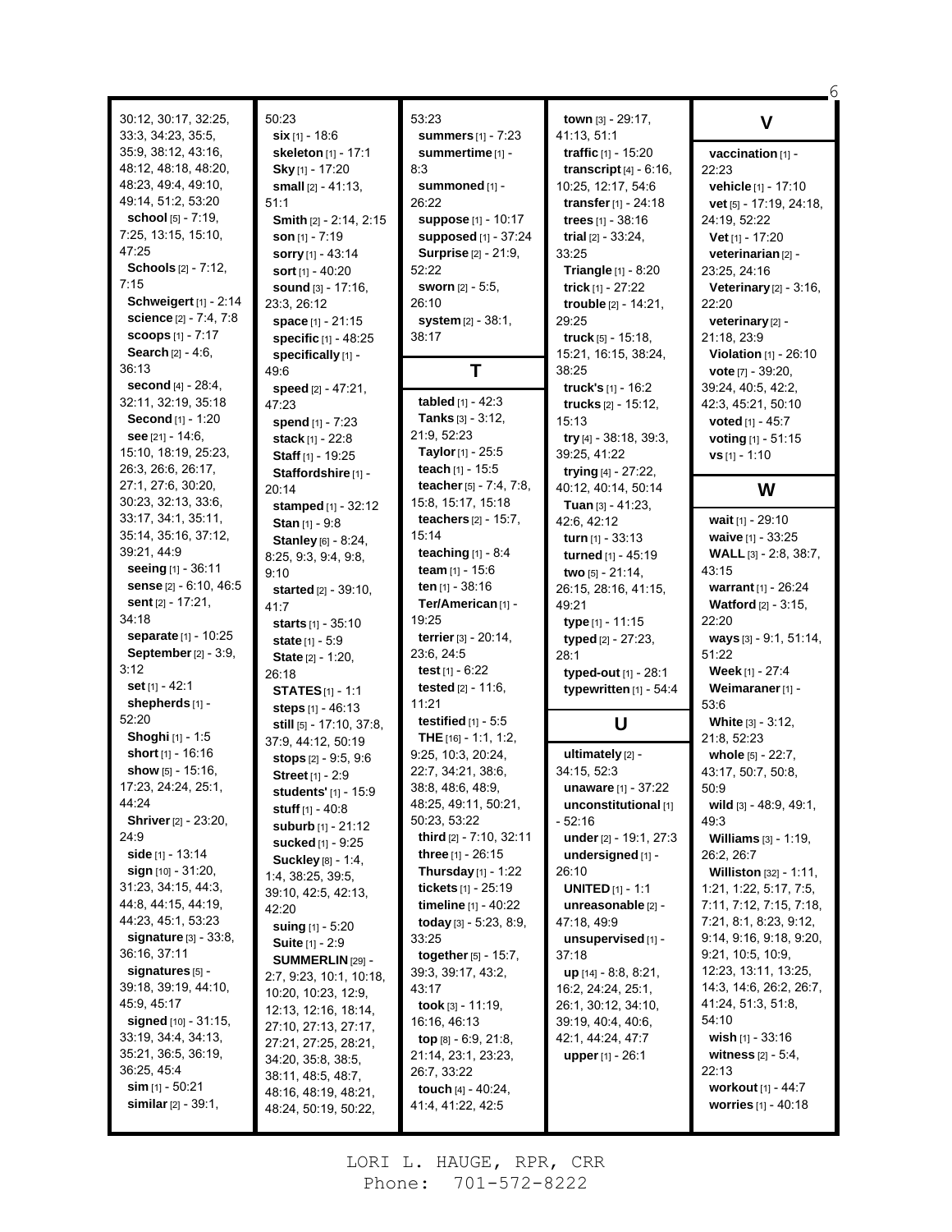30:12, 30:17, 32:25, 33:3, 34:23, 35:5, 35:9, 38:12, 43:16, 48:12, 48:18, 48:20, 48:23, 49:4, 49:10, 49:14, 51:2, 53:20

**school** [5] - 7:19, 7:25, 13:15, 15:10, 47:25

**Schools** [2] - 7:12, 7:15

**Schweigert** [1] - 2:14

**science** [2] - 7:4, 7:8

**scoops** [1] - 7:17

**Search** [2] - 4:6, 36:13

**second** [4] - 28:4, 32:11, 32:19, 35:18

**Second** [1] - 1:20

**see** [21] - 14:6, 15:10, 18:19, 25:23, 26:3, 26:6, 26:17, 27:1, 27:6, 30:20, 30:23, 32:13, 33:6, 33:17, 34:1, 35:11, 35:14, 35:16, 37:12, 39:21, 44:9

**seeing** [1] - 36:11

**sense** [2] - 6:10, 46:5

**sent** [2] - 17:21, 34:18

**separate** [1] - 10:25

**September** [2] - 3:9, 3:12

**set** [1] - 42:1

**shepherds** [1] - 52:20

**Shoghi** [1] - 1:5

**short** [1] - 16:16

**show** [5] - 15:16, 17:23, 24:24, 25:1, 44:24

**Shriver** [2] - 23:20, 24:9

**side** [1] - 13:14

**sign** [10] - 31:20, 31:23, 34:15, 44:3, 44:8, 44:15, 44:19, 44:23, 45:1, 53:23

**signature** [3] - 33:8, 36:16, 37:11

**signatures** [5] - 39:18, 39:19, 44:10, 45:9, 45:17

**signed** [10] - 31:15, 33:19, 34:4, 34:13, 35:21, 36:5, 36:19, 36:25, 45:4

**sim** [1] - 50:21

**similar** [2] - 39:1, 50:23

**six** [1] - 18:6

**skeleton** [1] - 17:1

**Sky** [1] - 17:20

**small** [2] - 41:13, 51:1

**Smith** [2] - 2:14, 2:15

**son** [1] - 7:19

**sorry** [1] - 43:14

**sort** [1] - 40:20

**sound** [3] - 17:16, 23:3, 26:12

**space** [1] - 21:15

**specific** [1] - 48:25

**specifically** [1] - 49:6

**speed** [2] - 47:21, 47:23

**spend** [1] - 7:23

**stack** [1] - 22:8

**Staff** [1] - 19:25

**Staffordshire** [1] - 20:14

**stamped** [1] - 32:12

**Stan** [1] - 9:8

**Stanley** [6] - 8:24, 8:25, 9:3, 9:4, 9:8, 9:10

**started** [2] - 39:10, 41:7

**starts** [1] - 35:10

**state** [1] - 5:9

**State** [2] - 1:20, 26:18

**STATES** [1] - 1:1

**steps** [1] - 46:13

**still** [5] - 17:10, 37:8, 37:9, 44:12, 50:19

**stops** [2] - 9:5, 9:6

**Street** [1] - 2:9

**students'** [1] - 15:9

**stuff** [1] - 40:8

**suburb** [1] - 21:12

**sucked** [1] - 9:25

**Suckley** [8] - 1:4, 1:4, 38:25, 39:5, 39:10, 42:5, 42:13, 42:20

**suing** [1] - 5:20

**Suite** [1] - 2:9

**SUMMERLIN** [29] - 2:7, 9:23, 10:1, 10:18, 10:20, 10:23, 12:9, 12:13, 12:16, 18:14, 27:10, 27:13, 27:17, 27:21, 27:25, 28:21, 34:20, 35:8, 38:5, 38:11, 48:5, 48:7, 48:16, 48:19, 48:21, 48:24, 50:19, 50:22, 53:23

**summers** [1] - 7:23

**summertime** [1] - 8:3

**summoned** [1] - 26:22

**suppose** [1] - 10:17

**supposed** [1] - 37:24

**Surprise** [2] - 21:9, 52:22

**sworn** [2] - 5:5, 26:10

**system** [2] - 38:1, 38:17

## T

**tabled** [1] - 42:3

**Tanks** [3] - 3:12, 21:9, 52:23

**Taylor** [1] - 25:5

**teach** [1] - 15:5

**teacher** [5] - 7:4, 7:8, 15:8, 15:17, 15:18

**teachers** [2] - 15:7, 15:14

**teaching** [1] - 8:4

**team** [1] - 15:6

**ten** [1] - 38:16

**Ter/American** [1] - 19:25

**terrier** [3] - 20:14, 23:6, 24:5

**test** [1] - 6:22

**tested** [2] - 11:6, 11:21

**testified** [1] - 5:5

**THE** [16] - 1:1, 1:2, 9:25, 10:3, 20:24, 22:7, 34:21, 38:6, 38:8, 48:6, 48:9, 48:25, 49:11, 50:21, 50:23, 53:22

**third** [2] - 7:10, 32:11

**three** [1] - 26:15

**Thursday** [1] - 1:22

**tickets** [1] - 25:19

**timeline** [1] - 40:22

**today** [3] - 5:23, 8:9, 33:25

**together** [5] - 15:7, 39:3, 39:17, 43:2, 43:17

**took** [3] - 11:19, 16:16, 46:13

**top** [8] - 6:9, 21:8, 21:14, 23:1, 23:23, 26:7, 33:22

**touch** [4] - 40:24, 41:4, 41:22, 42:5

**town** [3] - 29:17, 41:13, 51:1

**traffic** [1] - 15:20

**transcript** [4] - 6:16, 10:25, 12:17, 54:6

**transfer** [1] - 24:18

**trees** [1] - 38:16

**trial** [2] - 33:24, 33:25

**Triangle** [1] - 8:20

**trick** [1] - 27:22

**trouble** [2] - 14:21, 29:25

**truck** [5] - 15:18, 15:21, 16:15, 38:24, 38:25

**truck's** [1] - 16:2

**trucks** [2] - 15:12, 15:13

**try** [4] - 38:18, 39:3, 39:25, 41:22

**trying** [4] - 27:22, 40:12, 40:14, 50:14

**Tuan** [3] - 41:23, 42:6, 42:12

**turn** [1] - 33:13

**turned** [1] - 45:19

**two** [5] - 21:14, 26:15, 28:16, 41:15, 49:21

**type** [1] - 11:15

**typed** [2] - 27:23, 28:1

**typed-out** [1] - 28:1

**typewritten** [1] - 54:4

## U

**ultimately** [2] - 34:15, 52:3

**unaware** [1] - 37:22

**unconstitutional** [1] - 52:16

**under** [2] - 19:1, 27:3

**undersigned** [1] - 26:10

**UNITED** [1] - 1:1

**unreasonable** [2] - 47:18, 49:9

**unsupervised** [1] - 37:18

**up** [14] - 8:8, 8:21, 16:2, 24:24, 25:1, 26:1, 30:12, 34:10, 39:19, 40:4, 40:6, 42:1, 44:24, 47:7

**upper** [1] - 26:1

## V

**vaccination** [1] - 22:23

**vehicle** [1] - 17:10

**vet** [5] - 17:19, 24:18, 24:19, 52:22

**Vet** [1] - 17:20

**veterinarian** [2] - 23:25, 24:16

**Veterinary** [2] - 3:16, 22:20

**veterinary** [2] - 21:18, 23:9

**Violation** [1] - 26:10

**vote** [7] - 39:20, 39:24, 40:5, 42:2, 42:3, 45:21, 50:10

**voted** [1] - 45:7

**voting** [1] - 51:15

**vs** [1] - 1:10

## W

**wait** [1] - 29:10

**waive** [1] - 33:25

**WALL** [3] - 2:8, 38:7, 43:15

**warrant** [1] - 26:24

**Watford** [2] - 3:15, 22:20

**ways** [3] - 9:1, 51:14, 51:22

**Week** [1] - 27:4

**Weimaraner** [1] - 53:6

**White** [3] - 3:12, 21:8, 52:23

**whole** [5] - 22:7, 43:17, 50:7, 50:8, 50:9

**wild** [3] - 48:9, 49:1, 49:3

**Williams** [3] - 1:19, 26:2, 26:7

**Williston** [32] - 1:11, 1:21, 1:22, 5:17, 7:5, 7:11, 7:12, 7:15, 7:18, 7:21, 8:1, 8:23, 9:12, 9:14, 9:16, 9:18, 9:20, 9:21, 10:5, 10:9, 12:23, 13:11, 13:25, 14:3, 14:6, 26:2, 26:7, 41:24, 51:3, 51:8, 54:10

**wish** [1] - 33:16

**witness** [2] - 5:4, 22:13

**workout** [1] - 44:7

**worries** [1] - 40:18

LORI L. HAUGE, RPR, CRR
Phone: 701-572-8222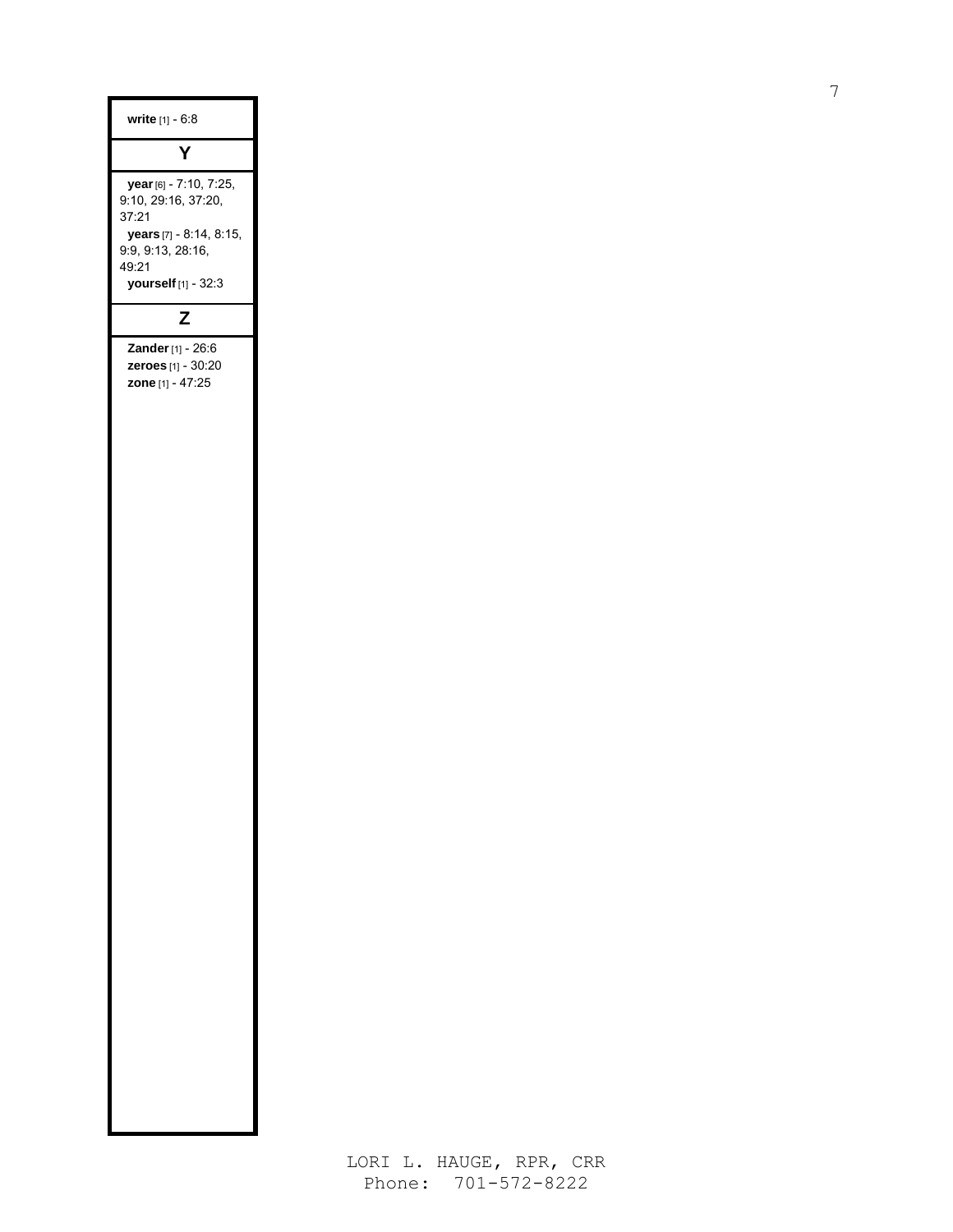**write** [1] - 6:8

## Y

**year** [6] - 7:10, 7:25, 9:10, 29:16, 37:20, 37:21
**years** [7] - 8:14, 8:15, 9:9, 9:13, 28:16, 49:21
**yourself** [1] - 32:3

## Z

**Zander** [1] - 26:6
**zeroes** [1] - 30:20
**zone** [1] - 47:25